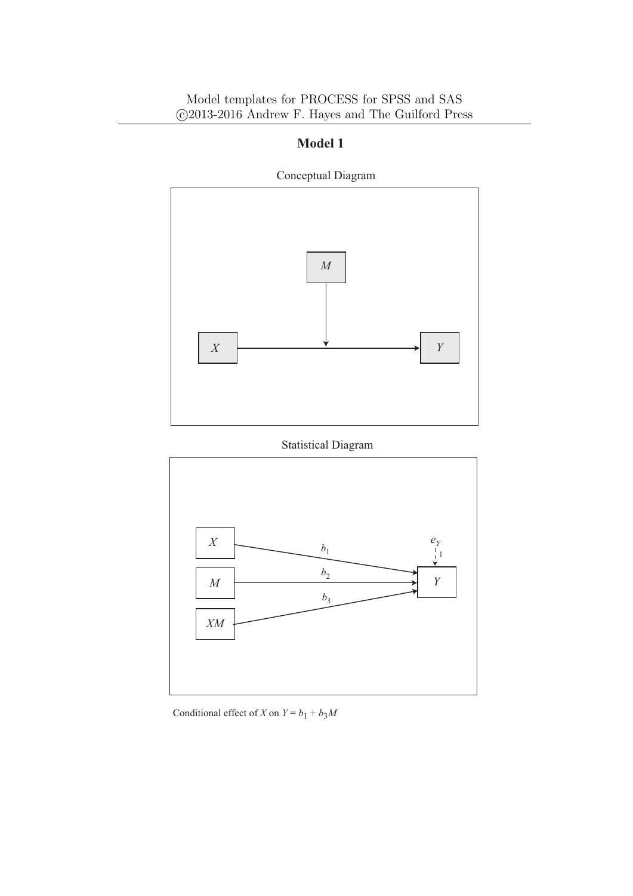Model templates for PROCESS for SPSS and SAS
©2013-2016 Andrew F. Hayes and The Guilford Press

# Model 1

Conceptual Diagram

Statistical Diagram

Conditional effect of $X$ on $Y = b_1 + b_3M$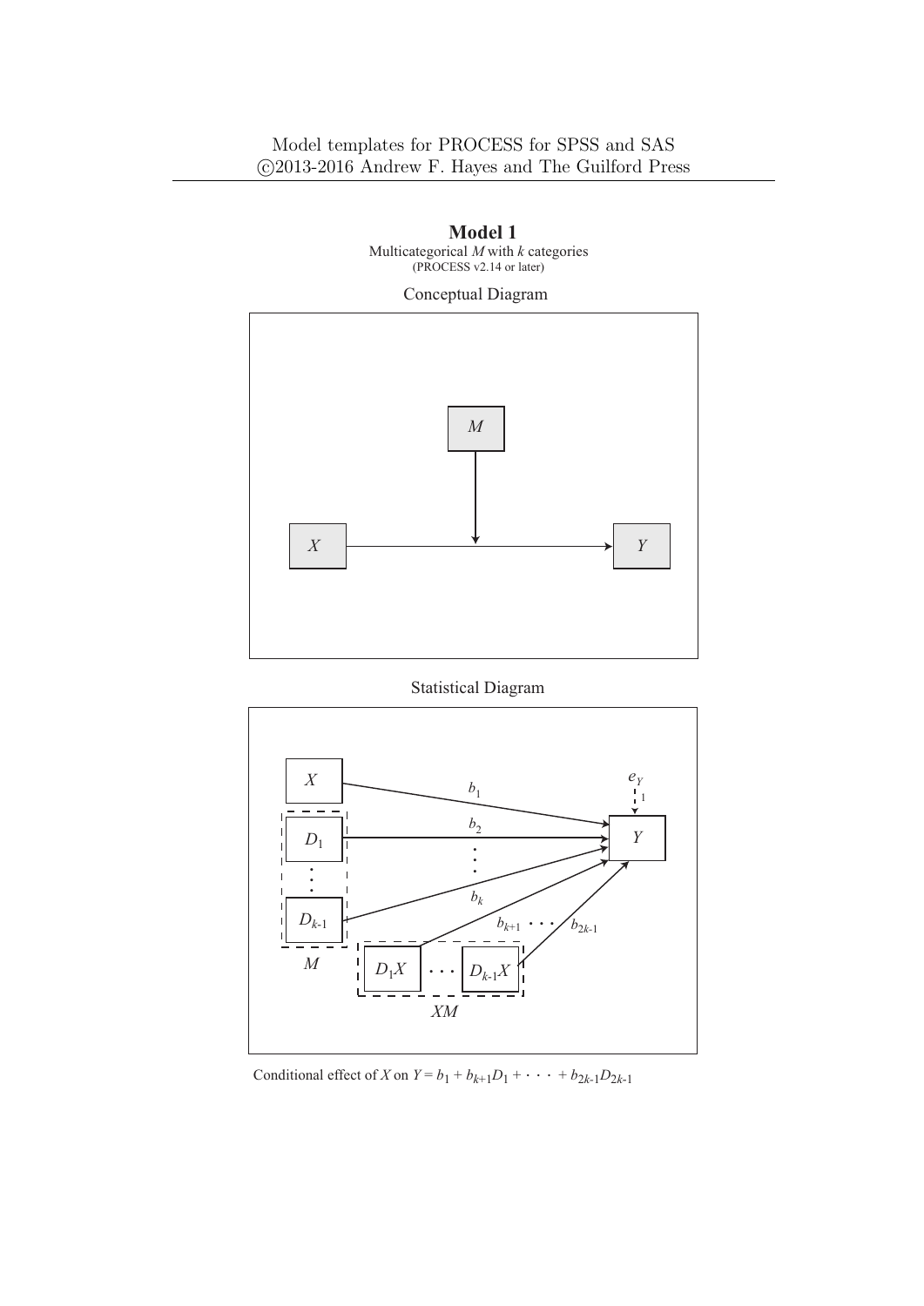## Model 1

Multicategorical $M$ with $k$ categories
(PROCESS v2.14 or later)

Conceptual Diagram

Statistical Diagram

Conditional effect of $X$ on $Y = b_1 + b_{k+1}D_1 + \cdot\cdot\cdot + b_{2k\text{-}1}D_{2k\text{-}1}$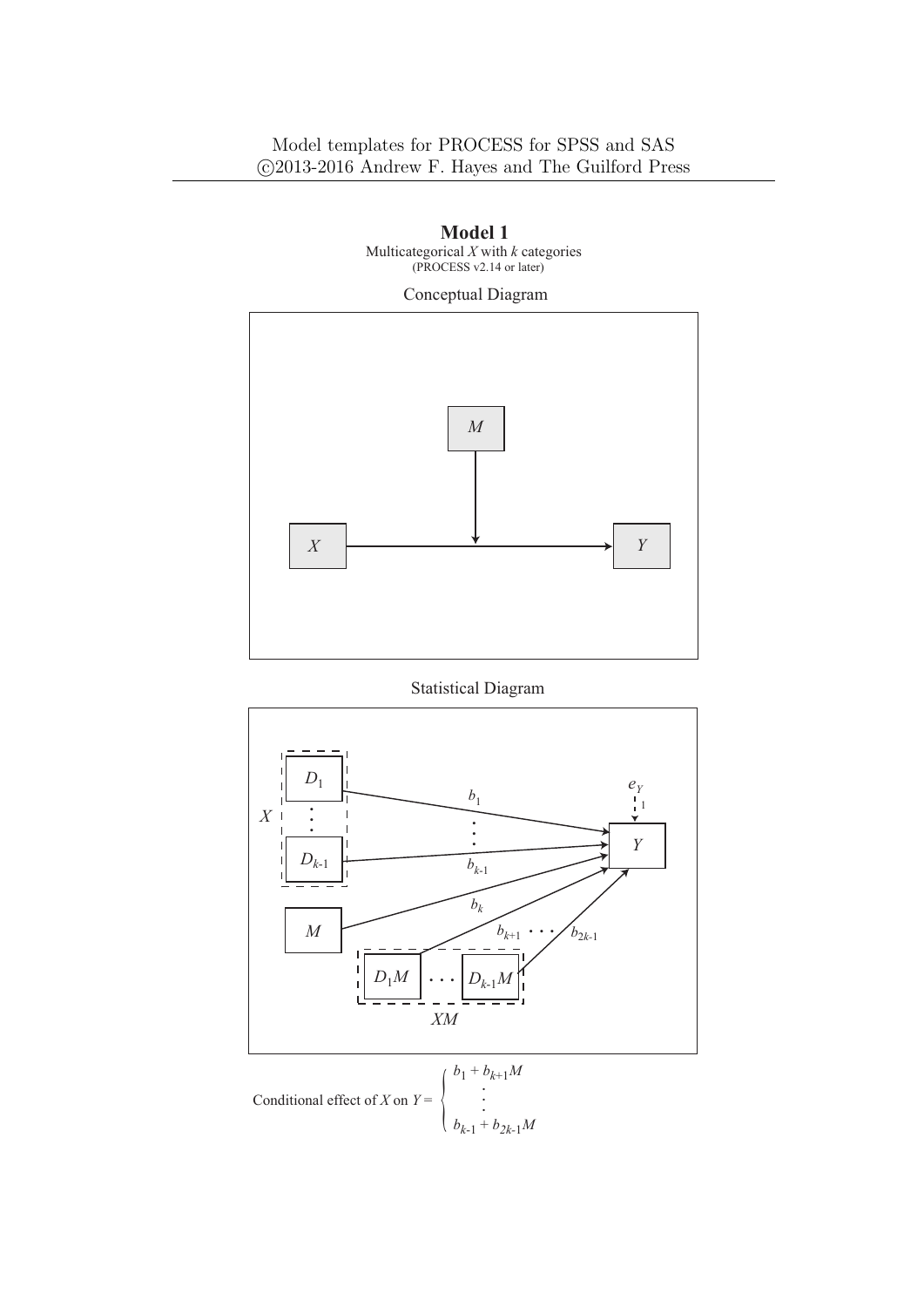# Model 1

Multicategorical $X$ with $k$ categories
(PROCESS v2.14 or later)

Conceptual Diagram

Statistical Diagram

$$\text{Conditional effect of } X \text{ on } Y = \begin{cases} b_1 + b_{k+1}M \\ \vdots \\ b_{k-1} + b_{2k-1}M \end{cases}$$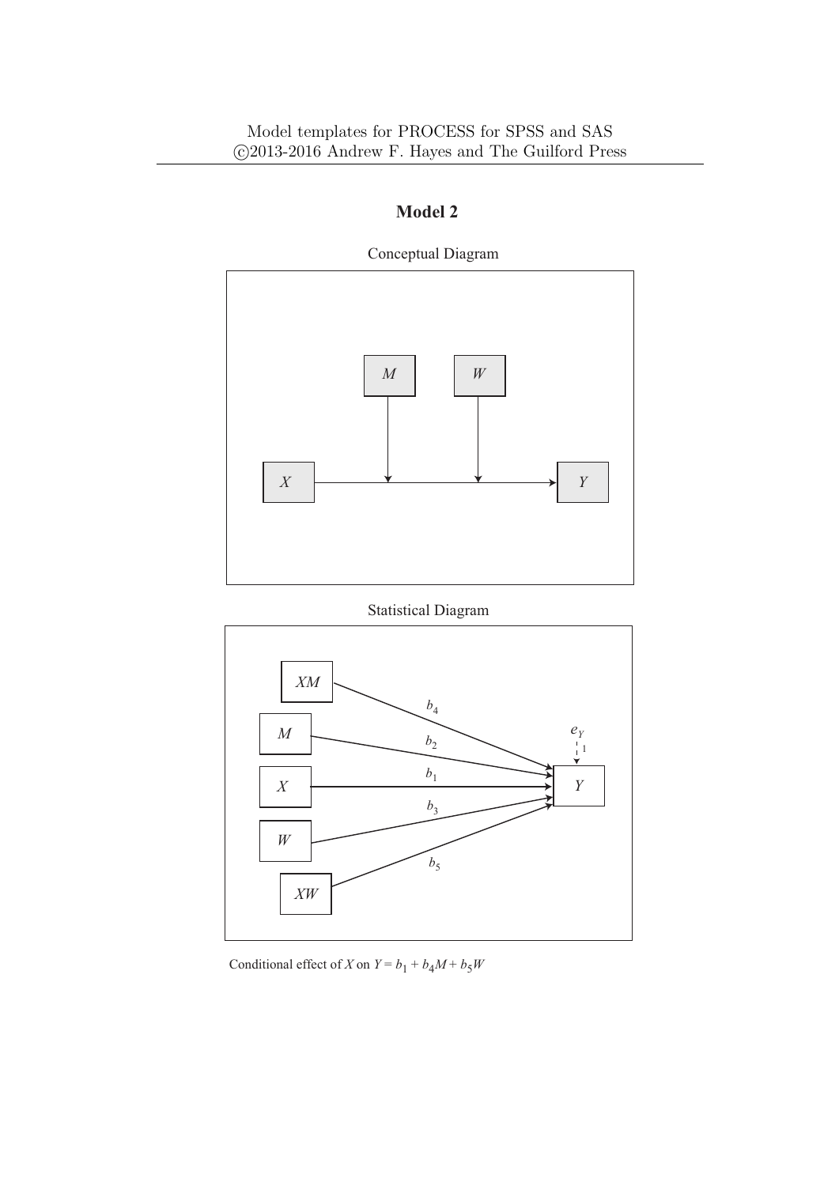## Model 2

Conceptual Diagram

Statistical Diagram

Conditional effect of $X$ on $Y = b_1 + b_4M + b_5W$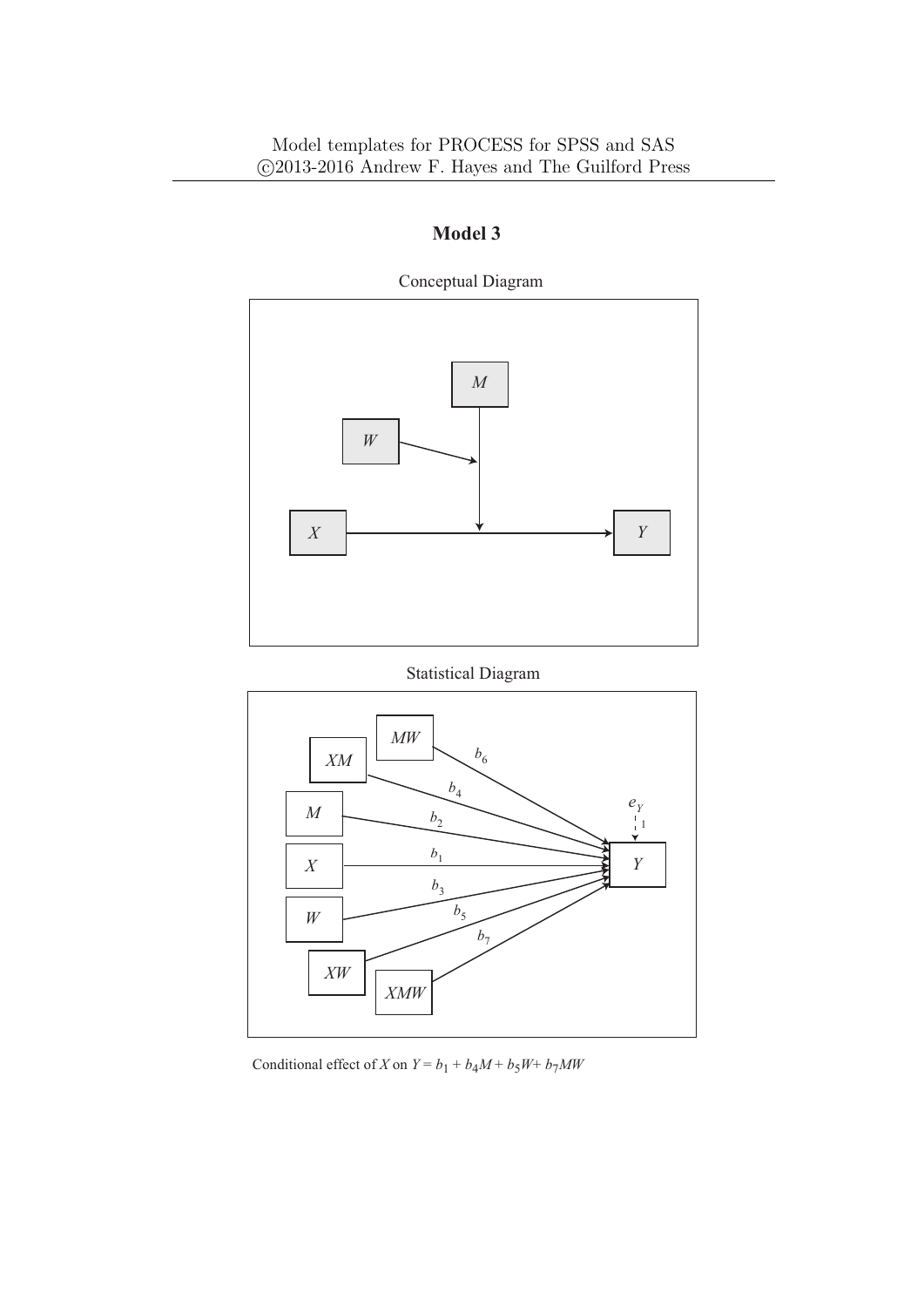Model templates for PROCESS for SPSS and SAS
©2013-2016 Andrew F. Hayes and The Guilford Press

## Model 3

Conceptual Diagram

Statistical Diagram

Conditional effect of $X$ on $Y = b_1 + b_4M + b_5W + b_7MW$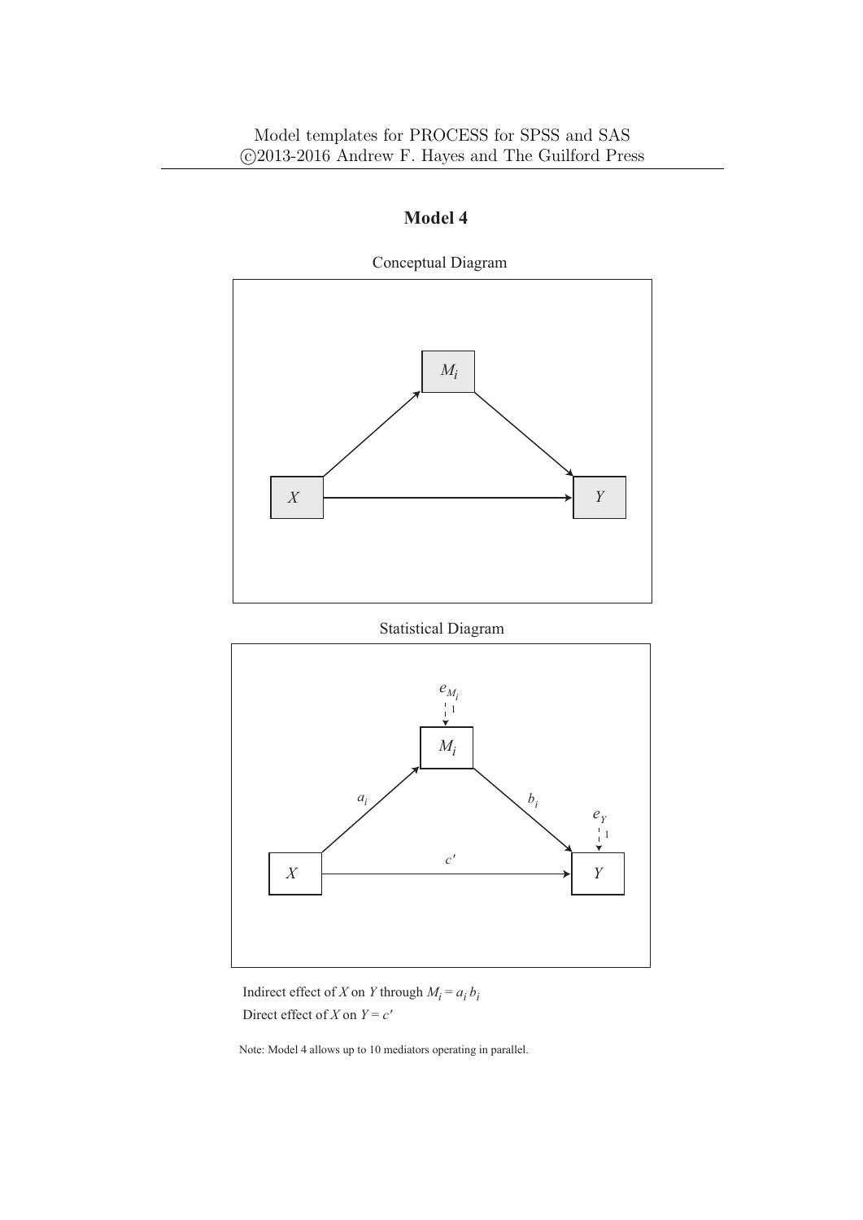## Model 4

Conceptual Diagram

Statistical Diagram

Indirect effect of $X$ on $Y$ through $M_i = a_i b_i$

Direct effect of $X$ on $Y = c'$

Note: Model 4 allows up to 10 mediators operating in parallel.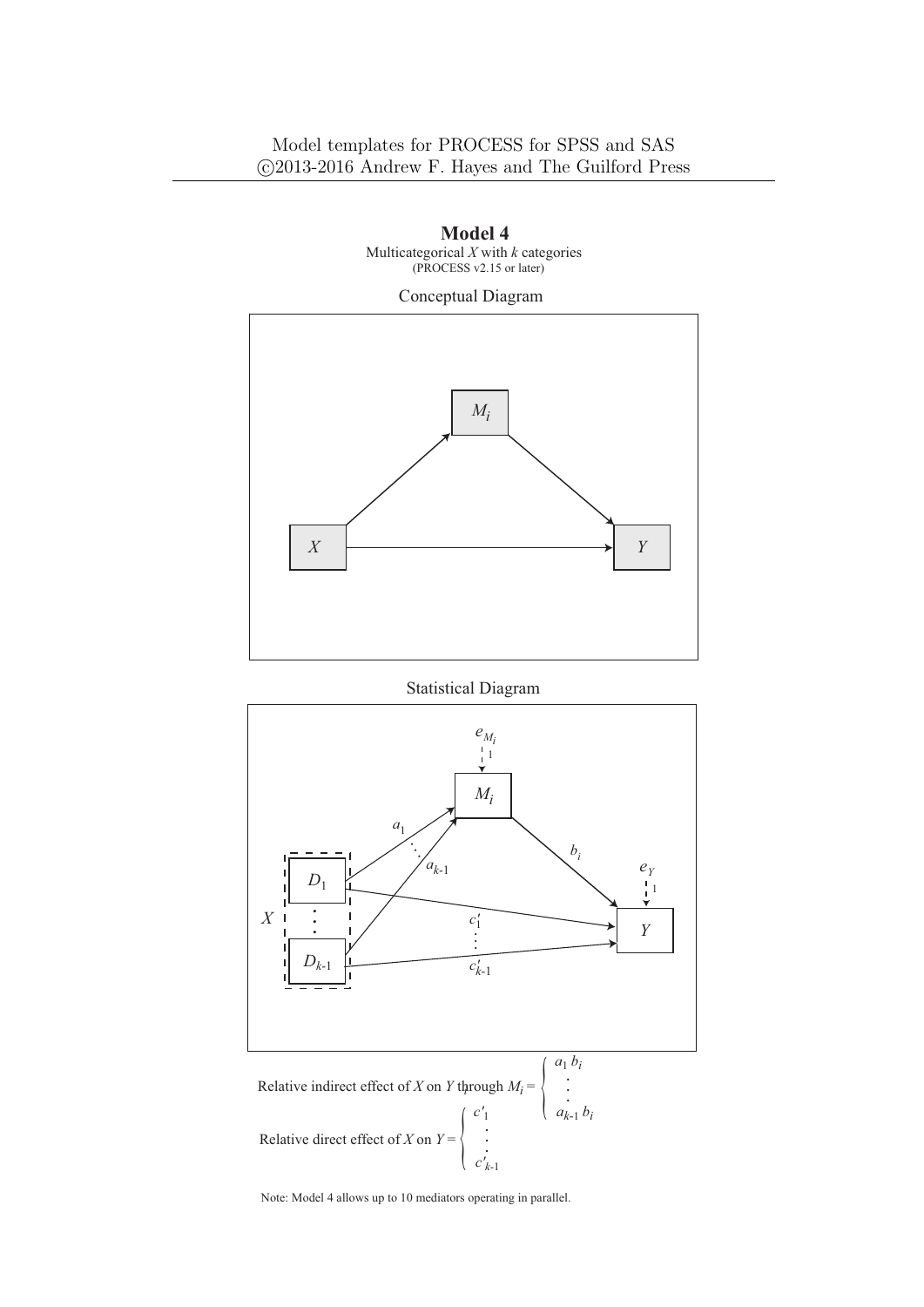Model templates for PROCESS for SPSS and SAS
©2013-2016 Andrew F. Hayes and The Guilford Press

## Model 4

Multicategorical $X$ with $k$ categories
(PROCESS v2.15 or later)

Conceptual Diagram

Statistical Diagram

$$\text{Relative indirect effect of } X \text{ on } Y \text{ through } M_i = \begin{cases} a_1 b_i \\ \vdots \\ a_{k\text{-}1} b_i \end{cases}$$

$$\text{Relative direct effect of } X \text{ on } Y = \begin{cases} c'_1 \\ \vdots \\ c'_{k\text{-}1} \end{cases}$$

Note: Model 4 allows up to 10 mediators operating in parallel.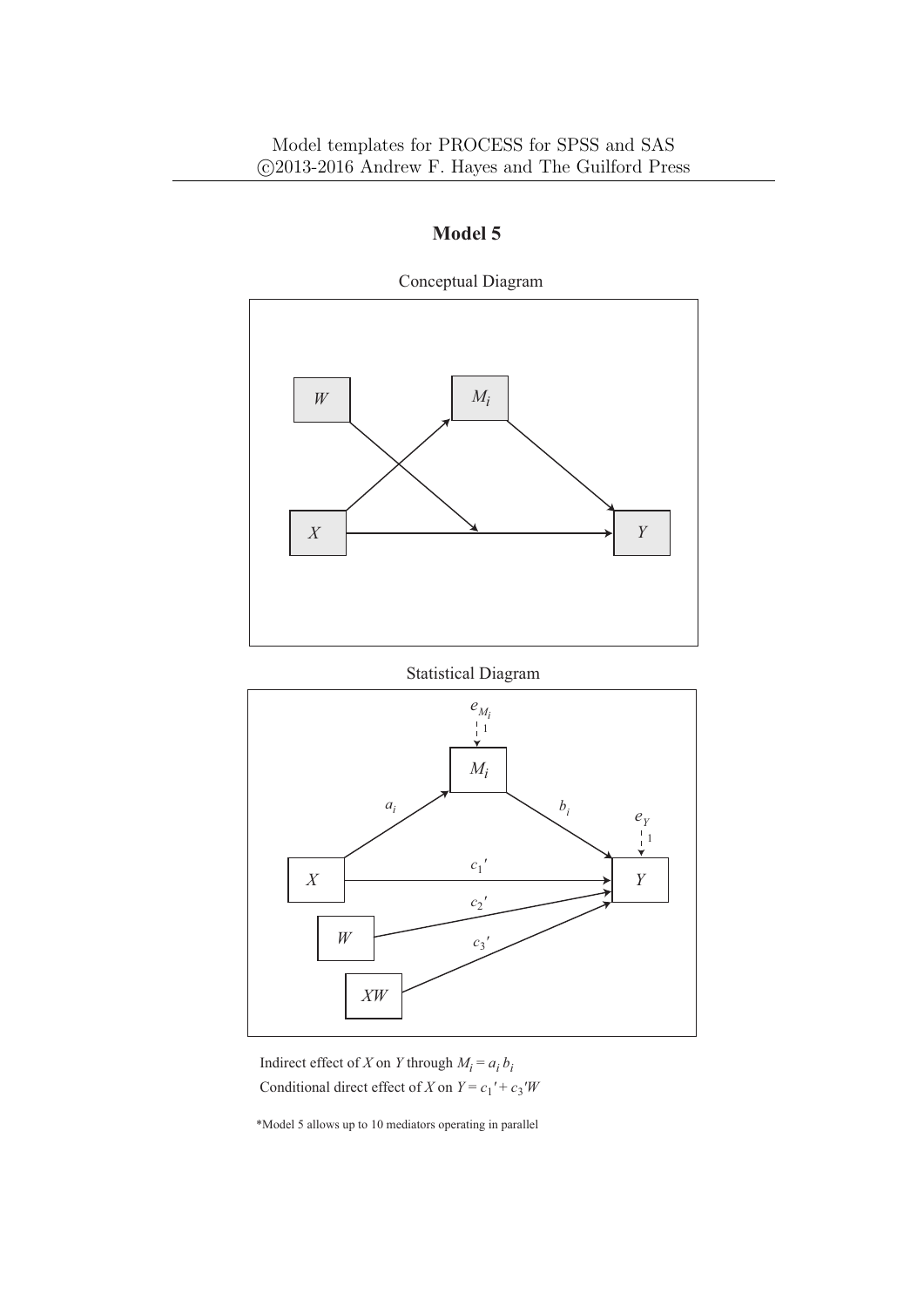# Model 5

Conceptual Diagram

Statistical Diagram

Indirect effect of $X$ on $Y$ through $M_i = a_i b_i$

Conditional direct effect of $X$ on $Y = c_1{}' + c_3{}'W$

*Model 5 allows up to 10 mediators operating in parallel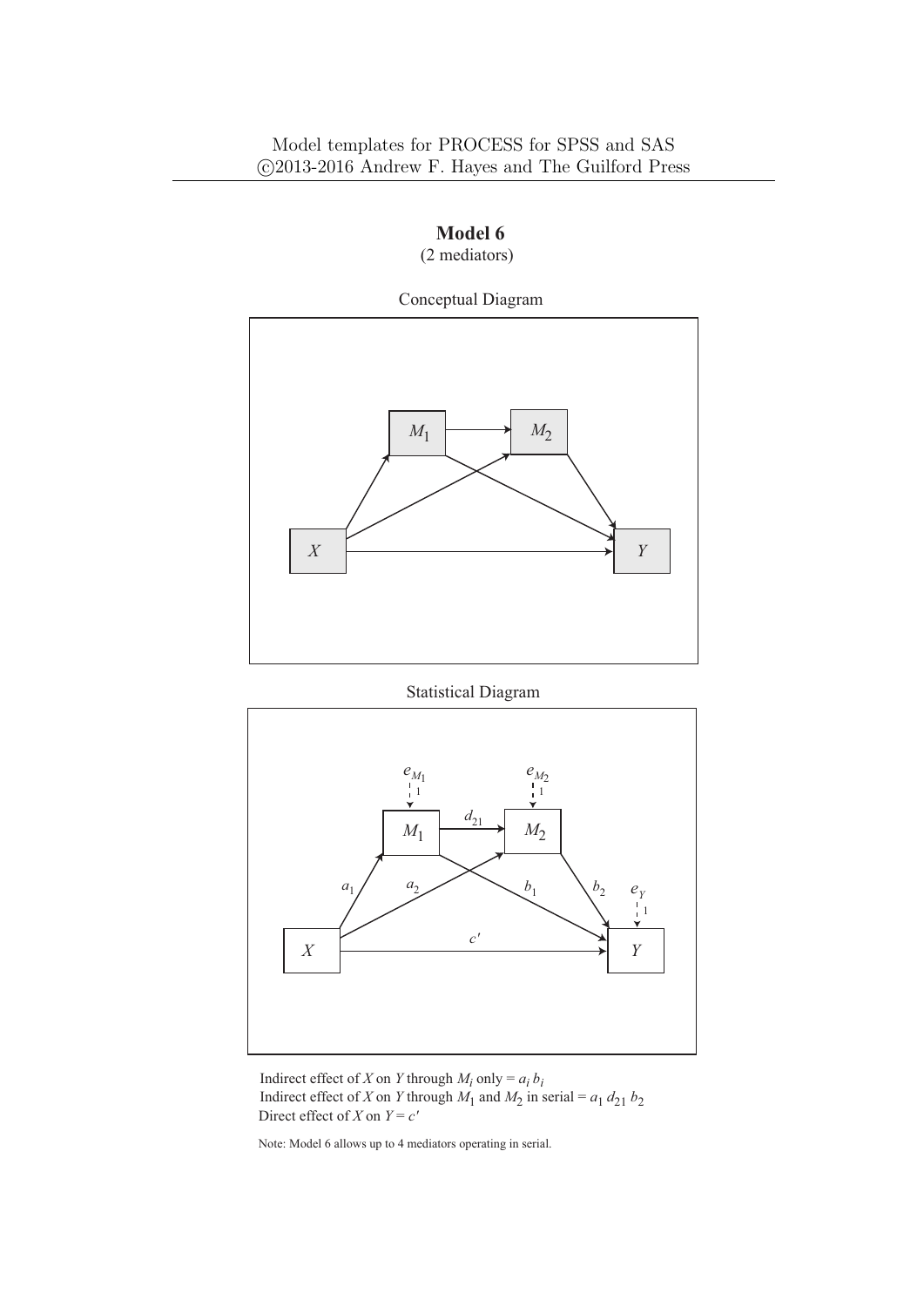# Model 6

(2 mediators)

Conceptual Diagram

Statistical Diagram

Indirect effect of $X$ on $Y$ through $M_i$ only = $a_i b_i$
Indirect effect of $X$ on $Y$ through $M_1$ and $M_2$ in serial = $a_1 d_{21} b_2$
Direct effect of $X$ on $Y = c'$

Note: Model 6 allows up to 4 mediators operating in serial.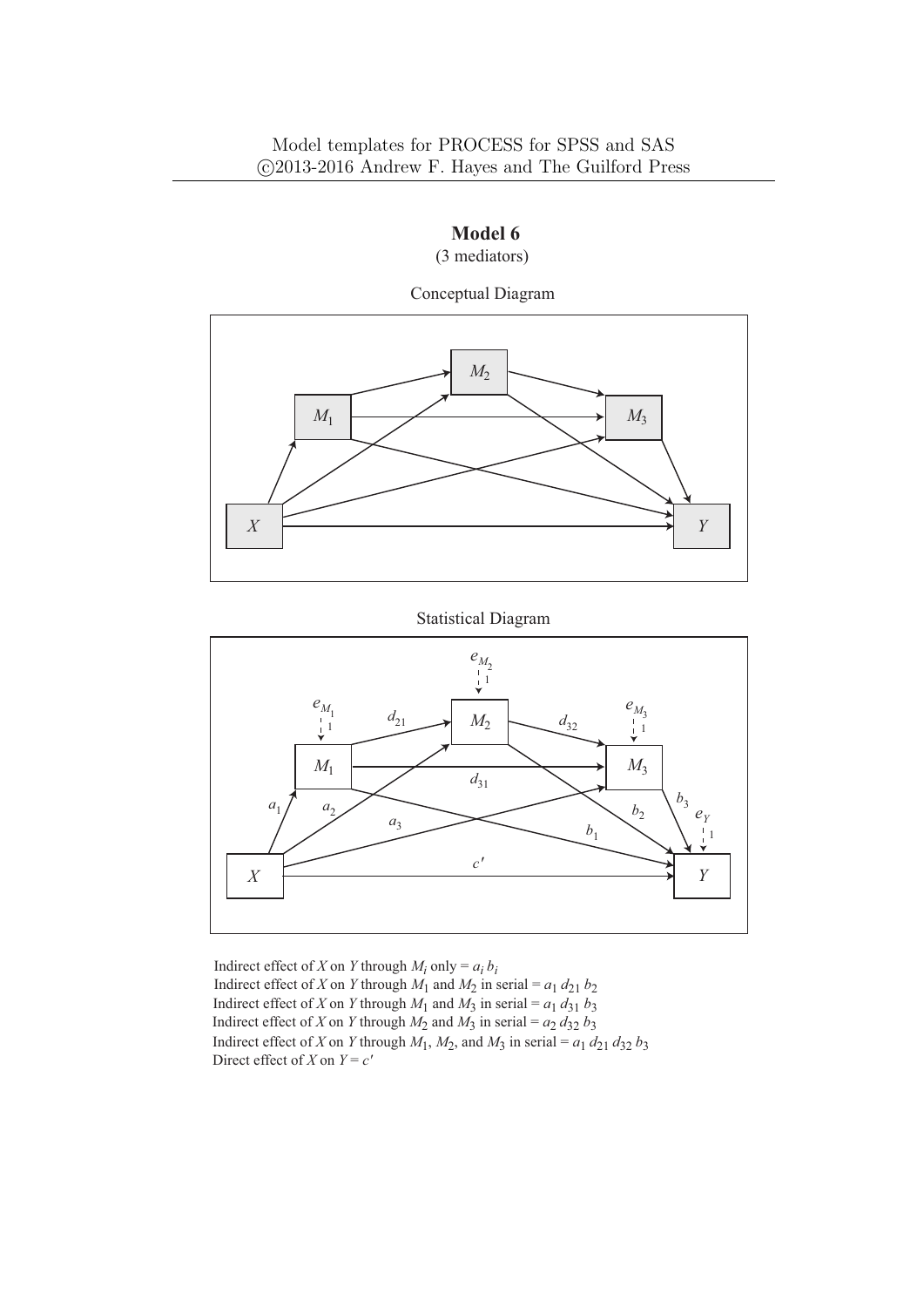Model templates for PROCESS for SPSS and SAS
©2013-2016 Andrew F. Hayes and The Guilford Press

# Model 6

(3 mediators)

Conceptual Diagram

Statistical Diagram

Indirect effect of $X$ on $Y$ through $M_i$ only = $a_i\, b_i$

Indirect effect of $X$ on $Y$ through $M_1$ and $M_2$ in serial = $a_1\, d_{21}\, b_2$

Indirect effect of $X$ on $Y$ through $M_1$ and $M_3$ in serial = $a_1\, d_{31}\, b_3$

Indirect effect of $X$ on $Y$ through $M_2$ and $M_3$ in serial = $a_2\, d_{32}\, b_3$

Indirect effect of $X$ on $Y$ through $M_1$, $M_2$, and $M_3$ in serial = $a_1\, d_{21}\, d_{32}\, b_3$

Direct effect of $X$ on $Y = c'$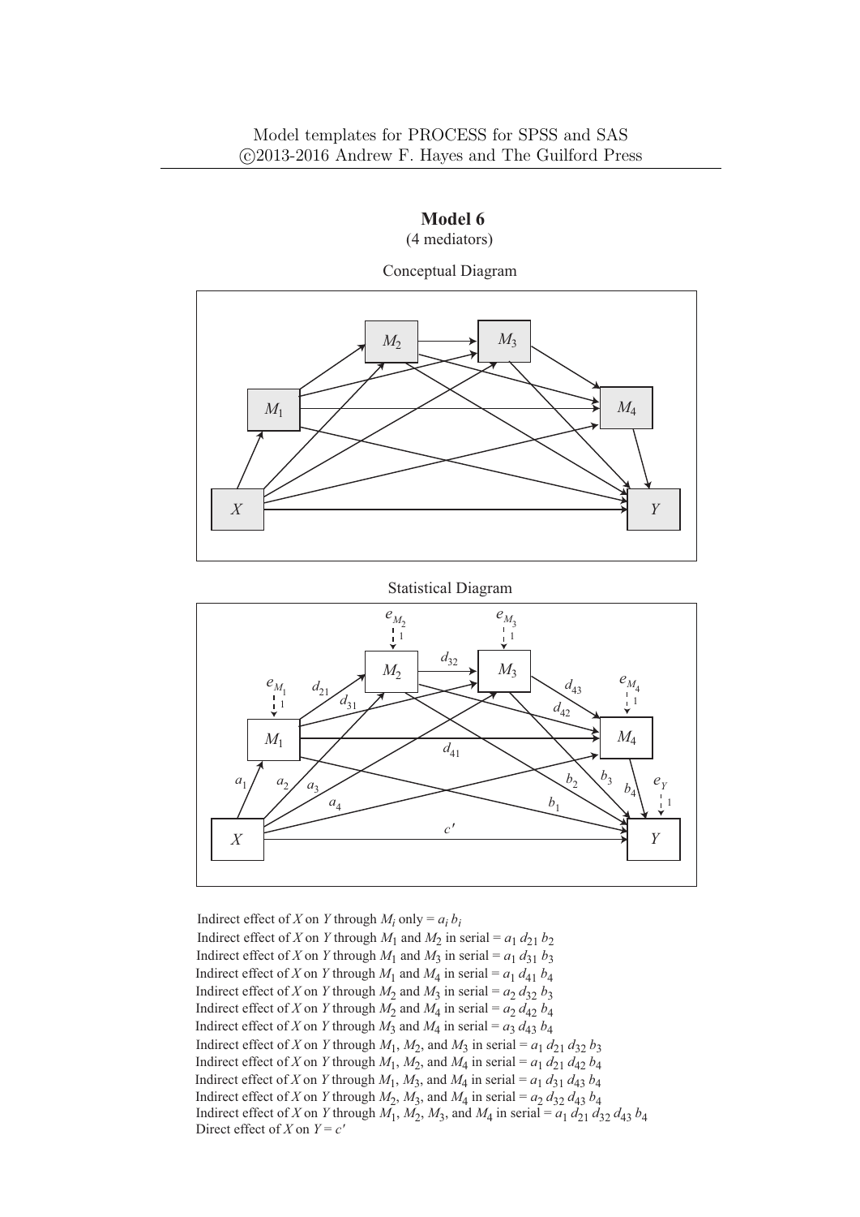# Model 6

(4 mediators)

Conceptual Diagram

Statistical Diagram

Indirect effect of $X$ on $Y$ through $M_i$ only = $a_i\, b_i$

Indirect effect of $X$ on $Y$ through $M_1$ and $M_2$ in serial = $a_1\, d_{21}\, b_2$

Indirect effect of $X$ on $Y$ through $M_1$ and $M_3$ in serial = $a_1\, d_{31}\, b_3$

Indirect effect of $X$ on $Y$ through $M_1$ and $M_4$ in serial = $a_1\, d_{41}\, b_4$

Indirect effect of $X$ on $Y$ through $M_2$ and $M_3$ in serial = $a_2\, d_{32}\, b_3$

Indirect effect of $X$ on $Y$ through $M_2$ and $M_4$ in serial = $a_2\, d_{42}\, b_4$

Indirect effect of $X$ on $Y$ through $M_3$ and $M_4$ in serial = $a_3\, d_{43}\, b_4$

Indirect effect of $X$ on $Y$ through $M_1$, $M_2$, and $M_3$ in serial = $a_1\, d_{21}\, d_{32}\, b_3$

Indirect effect of $X$ on $Y$ through $M_1$, $M_2$, and $M_4$ in serial = $a_1\, d_{21}\, d_{42}\, b_4$

Indirect effect of $X$ on $Y$ through $M_1$, $M_3$, and $M_4$ in serial = $a_1\, d_{31}\, d_{43}\, b_4$

Indirect effect of $X$ on $Y$ through $M_2$, $M_3$, and $M_4$ in serial = $a_2\, d_{32}\, d_{43}\, b_4$

Indirect effect of $X$ on $Y$ through $M_1$, $M_2$, $M_3$, and $M_4$ in serial = $a_1\, d_{21}\, d_{32}\, d_{43}\, b_4$

Direct effect of $X$ on $Y$ = $c'$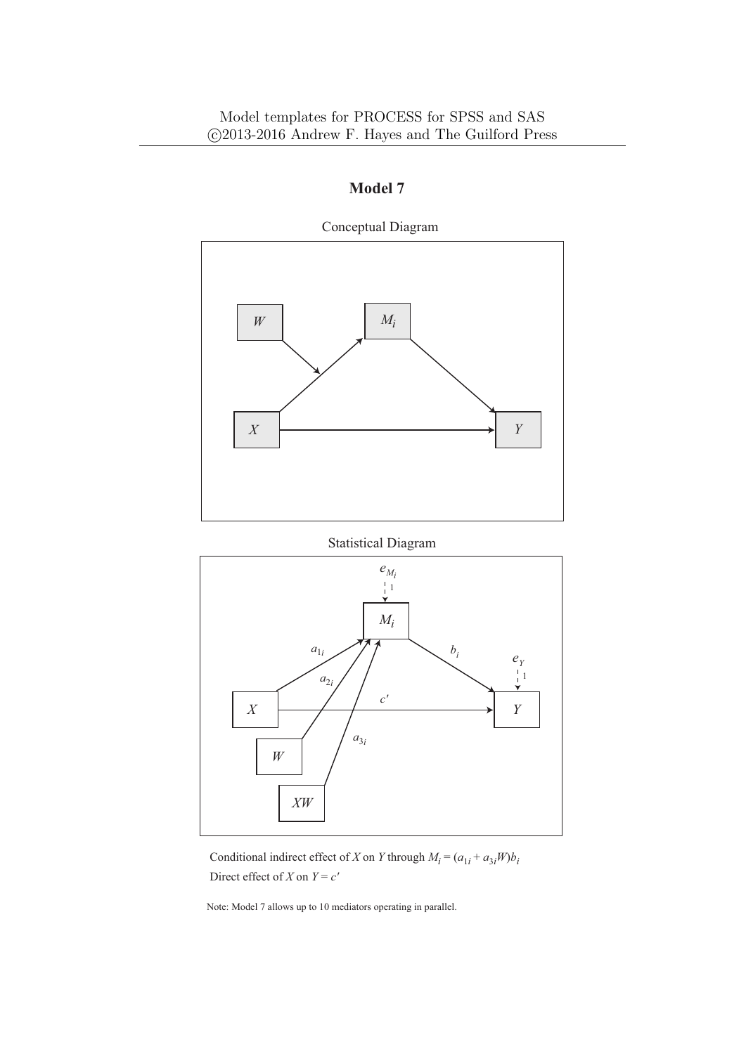Model templates for PROCESS for SPSS and SAS
©2013-2016 Andrew F. Hayes and The Guilford Press

## Model 7

Conceptual Diagram

Statistical Diagram

Conditional indirect effect of $X$ on $Y$ through $M_i = (a_{1i} + a_{3i}W)b_i$
Direct effect of $X$ on $Y = c'$

Note: Model 7 allows up to 10 mediators operating in parallel.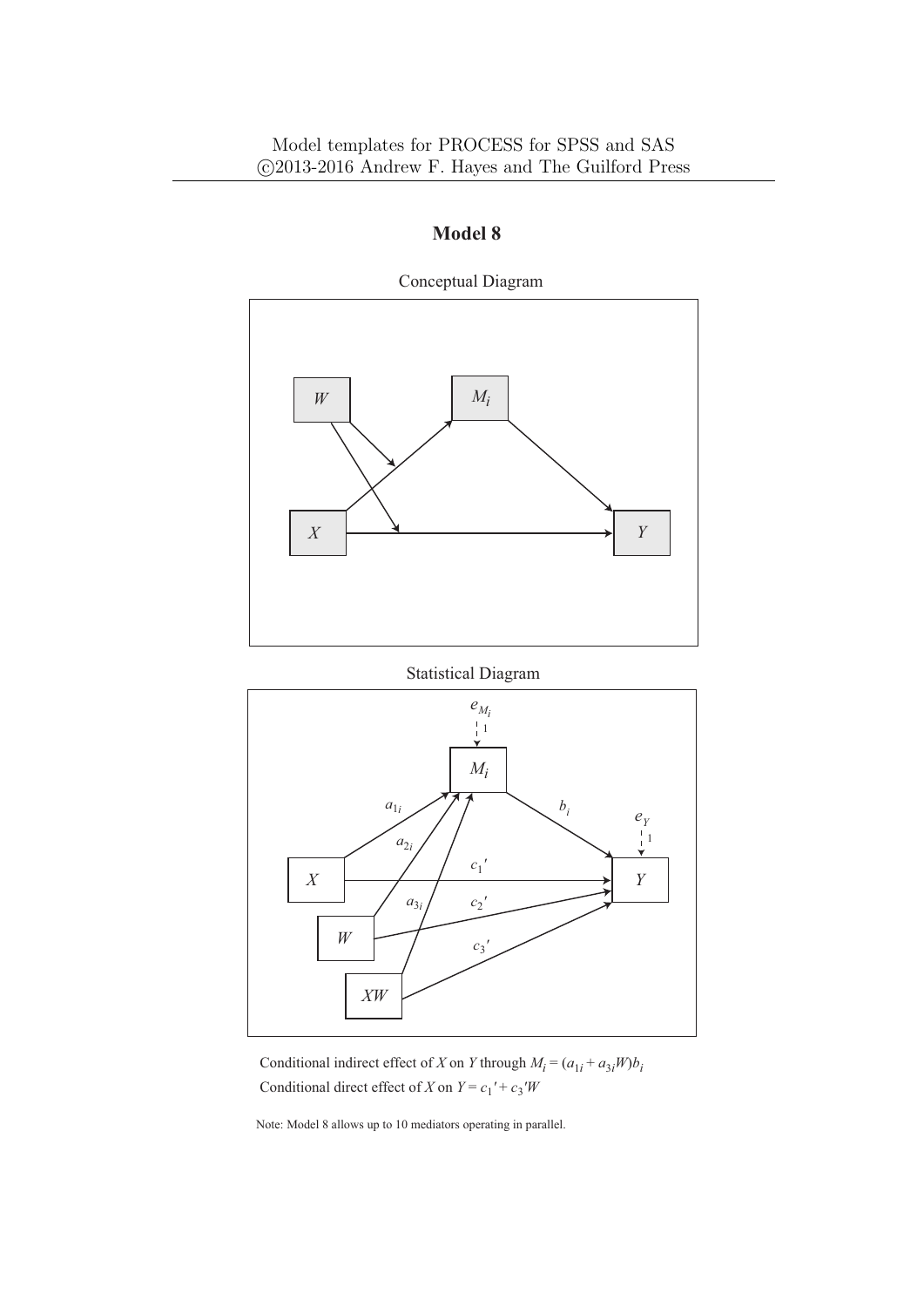# Model 8

Conceptual Diagram

Statistical Diagram

Conditional indirect effect of $X$ on $Y$ through $M_i = (a_{1i} + a_{3i}W)b_i$

Conditional direct effect of $X$ on $Y = c_1' + c_3'W$

Note: Model 8 allows up to 10 mediators operating in parallel.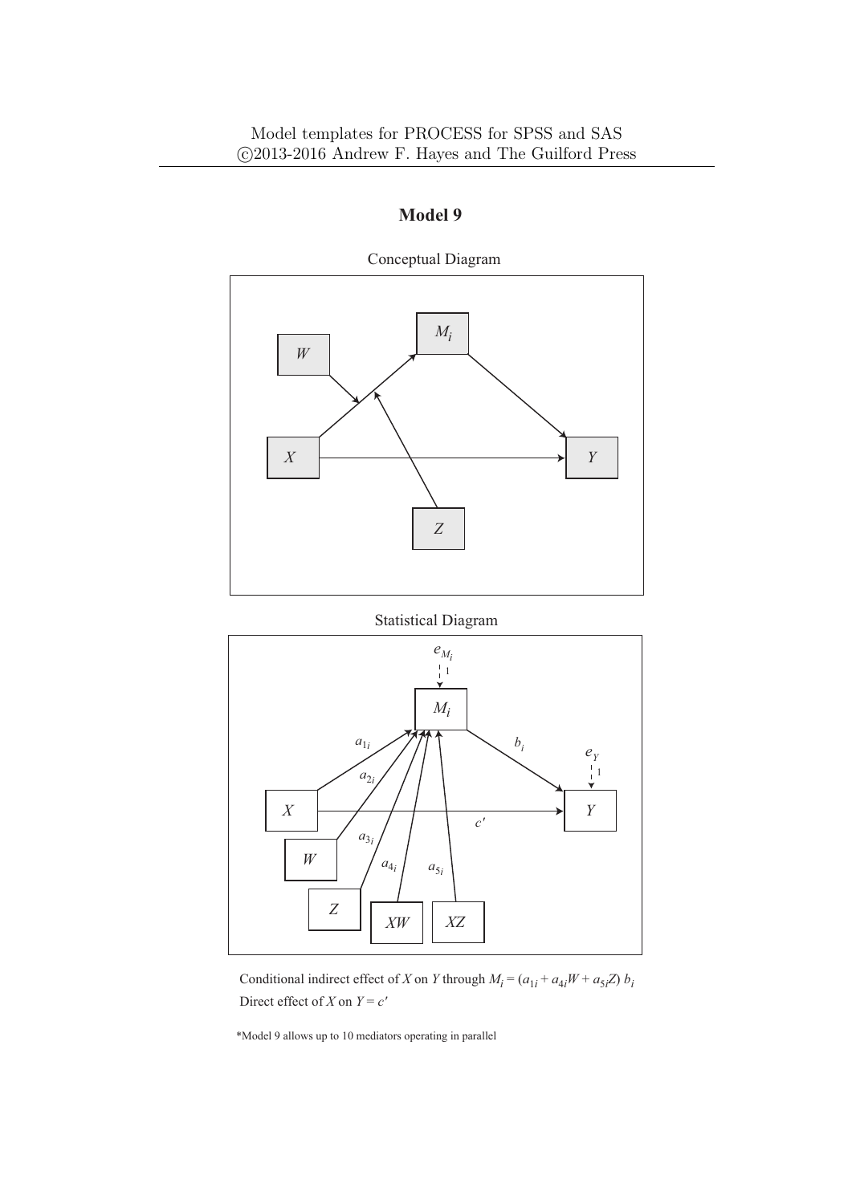# Model 9

Conceptual Diagram

Statistical Diagram

Conditional indirect effect of $X$ on $Y$ through $M_i = (a_{1i} + a_{4i}W + a_{5i}Z)\, b_i$

Direct effect of $X$ on $Y = c'$

*Model 9 allows up to 10 mediators operating in parallel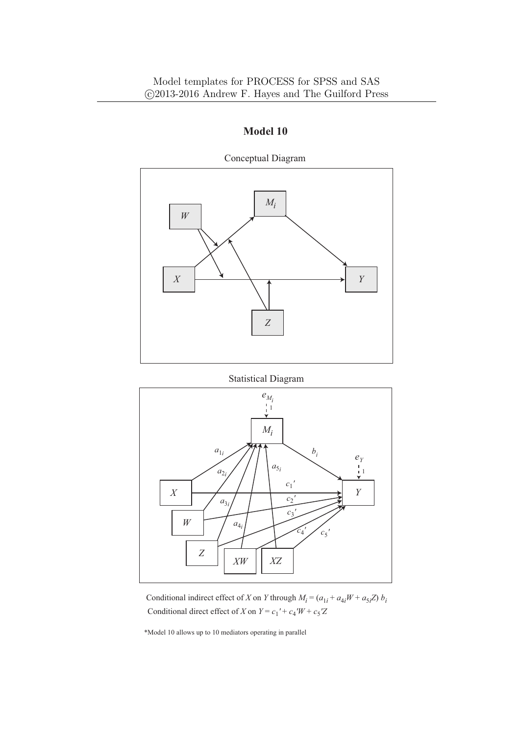Model templates for PROCESS for SPSS and SAS
©2013-2016 Andrew F. Hayes and The Guilford Press

# Model 10

Conceptual Diagram

Statistical Diagram

Conditional indirect effect of $X$ on $Y$ through $M_i = (a_{1i} + a_{4i}W + a_{5i}Z)\, b_i$

Conditional direct effect of $X$ on $Y = c_1{}' + c_4{}'W + c_5{}'Z$

*Model 10 allows up to 10 mediators operating in parallel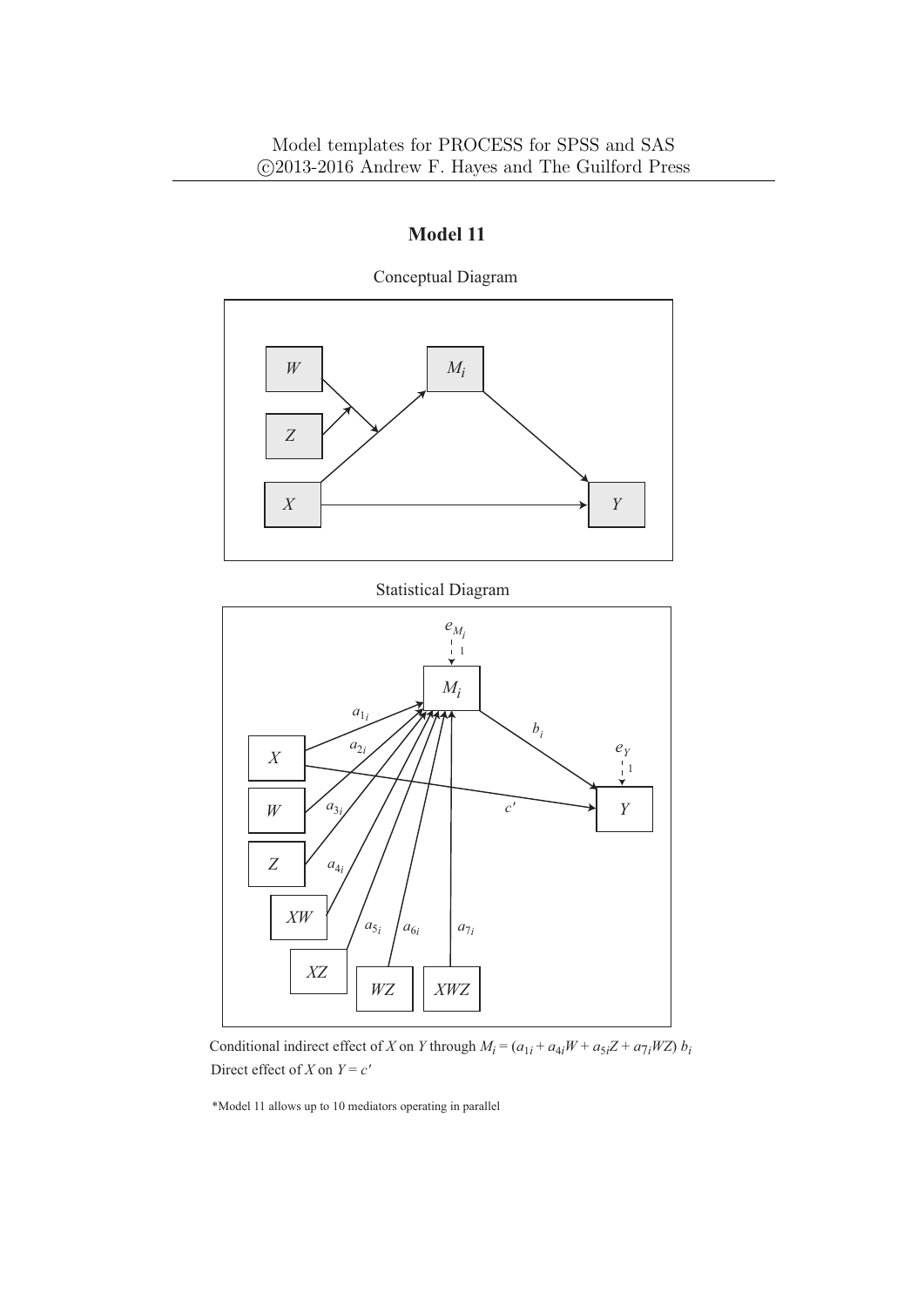Model templates for PROCESS for SPSS and SAS
©2013-2016 Andrew F. Hayes and The Guilford Press

## Model 11

Conceptual Diagram

Statistical Diagram

Conditional indirect effect of $X$ on $Y$ through $M_i = (a_{1i} + a_{4i}W + a_{5i}Z + a_{7i}WZ)\ b_i$
Direct effect of $X$ on $Y = c'$

*Model 11 allows up to 10 mediators operating in parallel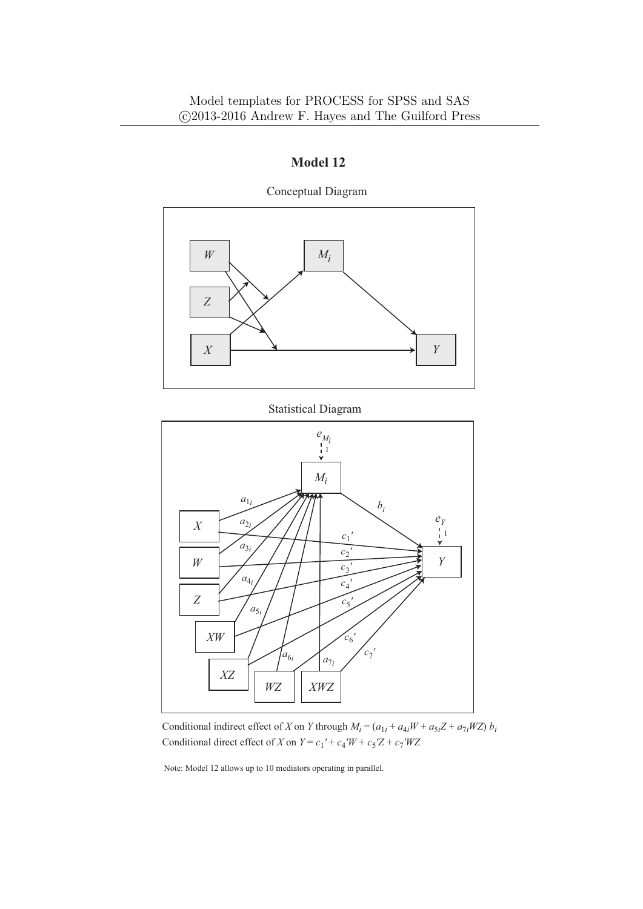Model templates for PROCESS for SPSS and SAS
©2013-2016 Andrew F. Hayes and The Guilford Press

## Model 12

Conceptual Diagram

Statistical Diagram

Conditional indirect effect of $X$ on $Y$ through $M_i = (a_{1i} + a_{4i}W + a_{5i}Z + a_{7i}WZ)\, b_i$

Conditional direct effect of $X$ on $Y = c_1{'} + c_4{'}W + c_5{'}Z + c_7{'}WZ$

Note: Model 12 allows up to 10 mediators operating in parallel.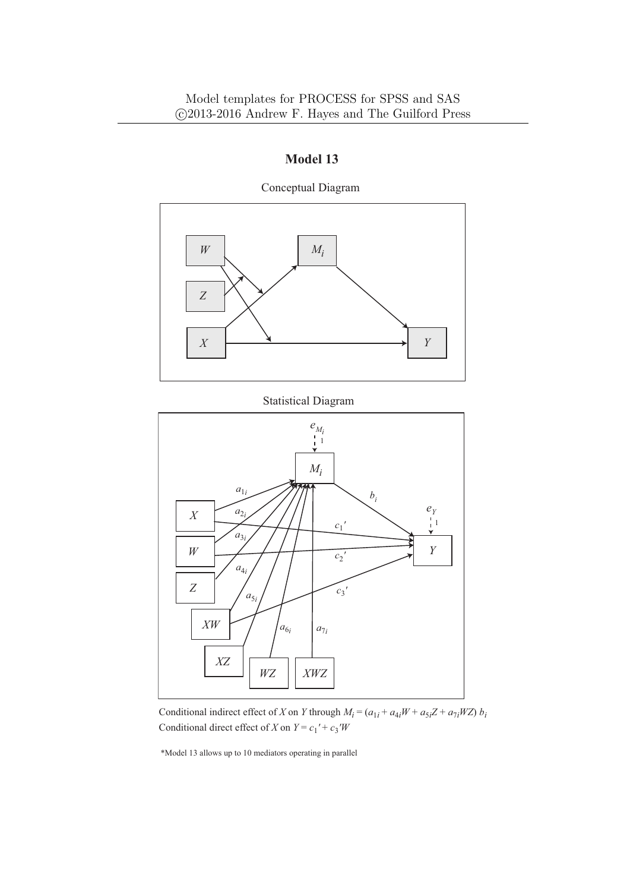Model templates for PROCESS for SPSS and SAS
©2013-2016 Andrew F. Hayes and The Guilford Press

# Model 13

Conceptual Diagram

Statistical Diagram

Conditional indirect effect of $X$ on $Y$ through $M_i = (a_{1i} + a_{4i}W + a_{5i}Z + a_{7i}WZ)\, b_i$

Conditional direct effect of $X$ on $Y = c_1' + c_3'W$

*Model 13 allows up to 10 mediators operating in parallel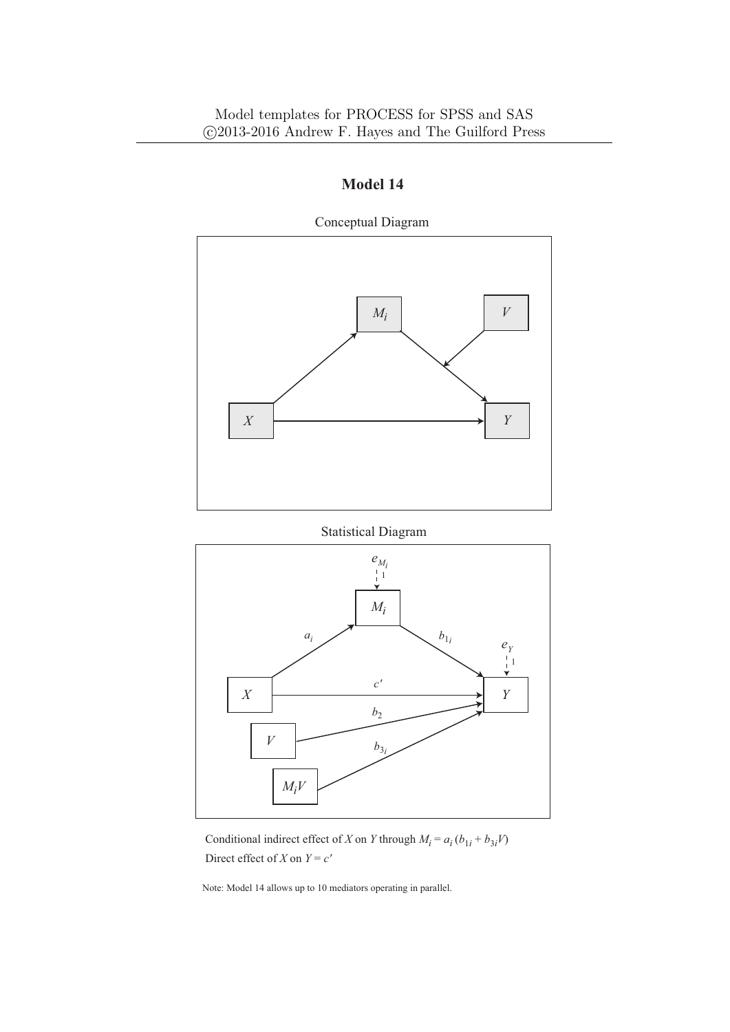Model templates for PROCESS for SPSS and SAS
©2013-2016 Andrew F. Hayes and The Guilford Press

## Model 14

Conceptual Diagram

Statistical Diagram

Conditional indirect effect of $X$ on $Y$ through $M_i = a_i(b_{1i} + b_{3i}V)$

Direct effect of $X$ on $Y = c'$

Note: Model 14 allows up to 10 mediators operating in parallel.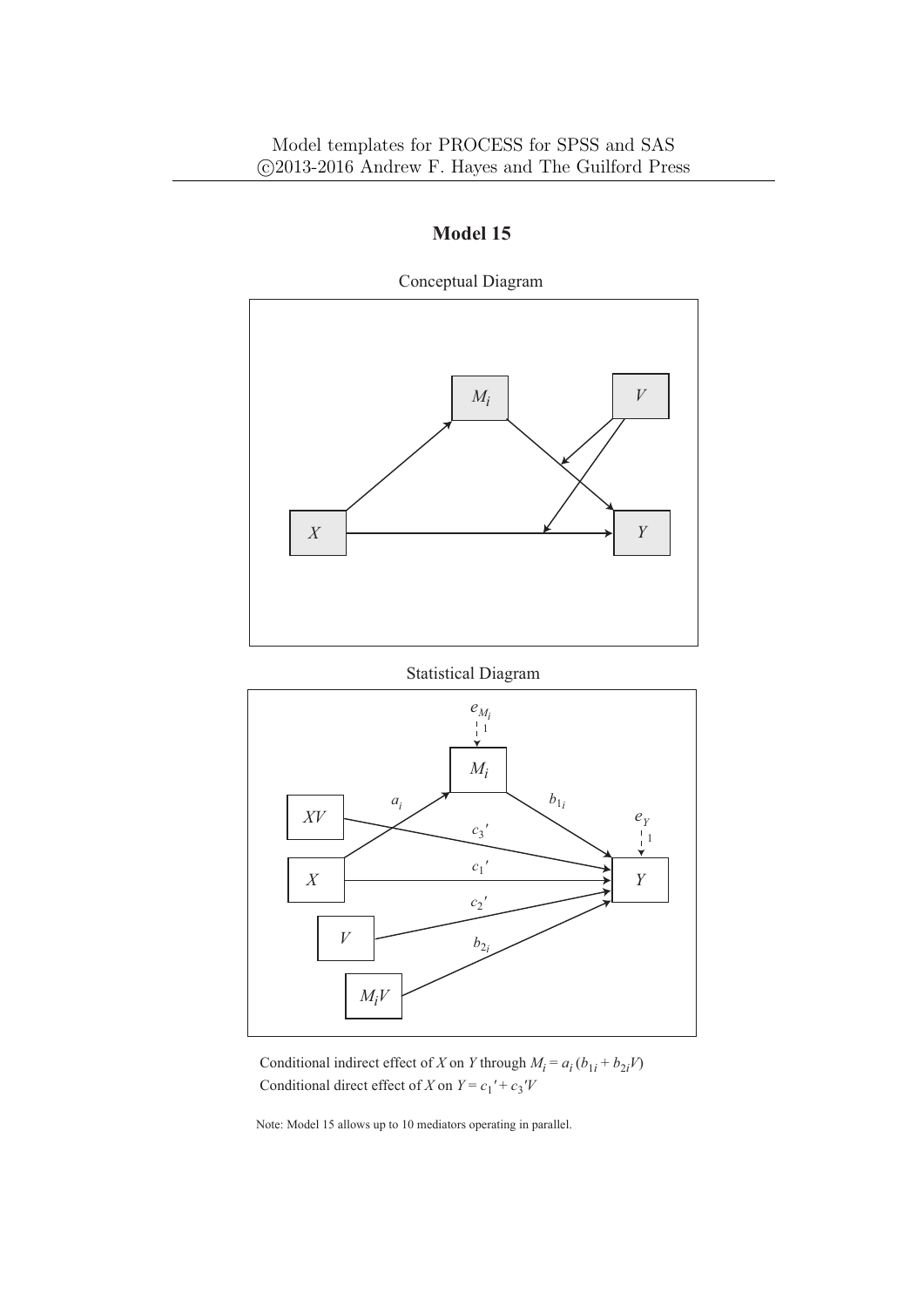# Model 15

Conceptual Diagram

Statistical Diagram

Conditional indirect effect of $X$ on $Y$ through $M_i = a_i(b_{1i} + b_{2i}V)$
Conditional direct effect of $X$ on $Y = c_1' + c_3'V$

Note: Model 15 allows up to 10 mediators operating in parallel.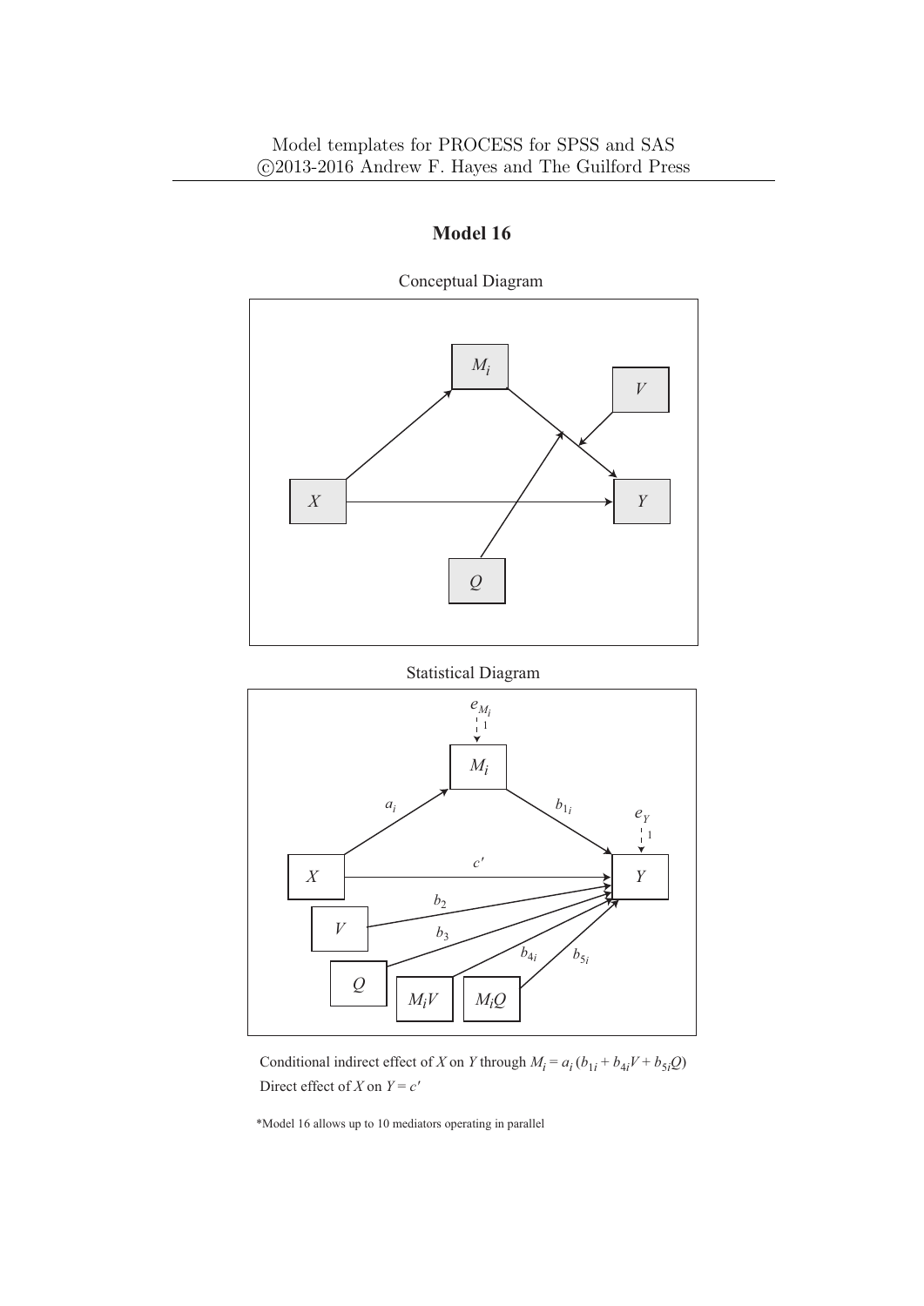## Model 16

Conceptual Diagram

Statistical Diagram

Conditional indirect effect of $X$ on $Y$ through $M_i = a_i\,(b_{1i} + b_{4i}V + b_{5i}Q)$

Direct effect of $X$ on $Y = c'$

*Model 16 allows up to 10 mediators operating in parallel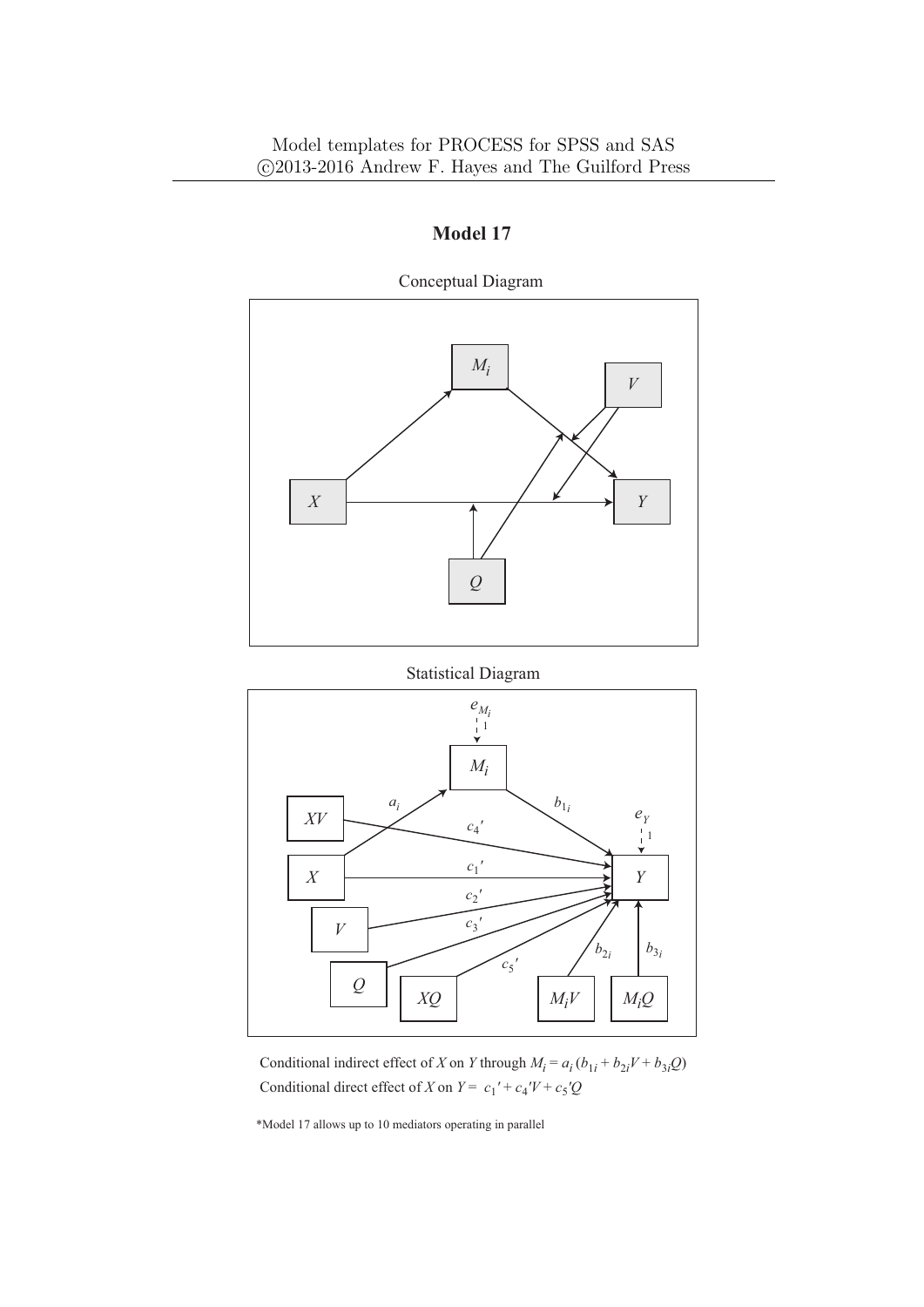## Model 17

Conceptual Diagram

Statistical Diagram

Conditional indirect effect of $X$ on $Y$ through $M_i = a_i\,(b_{1i} + b_{2i}V + b_{3i}Q)$

Conditional direct effect of $X$ on $Y = c_1{}' + c_4{}'V + c_5{}'Q$

*Model 17 allows up to 10 mediators operating in parallel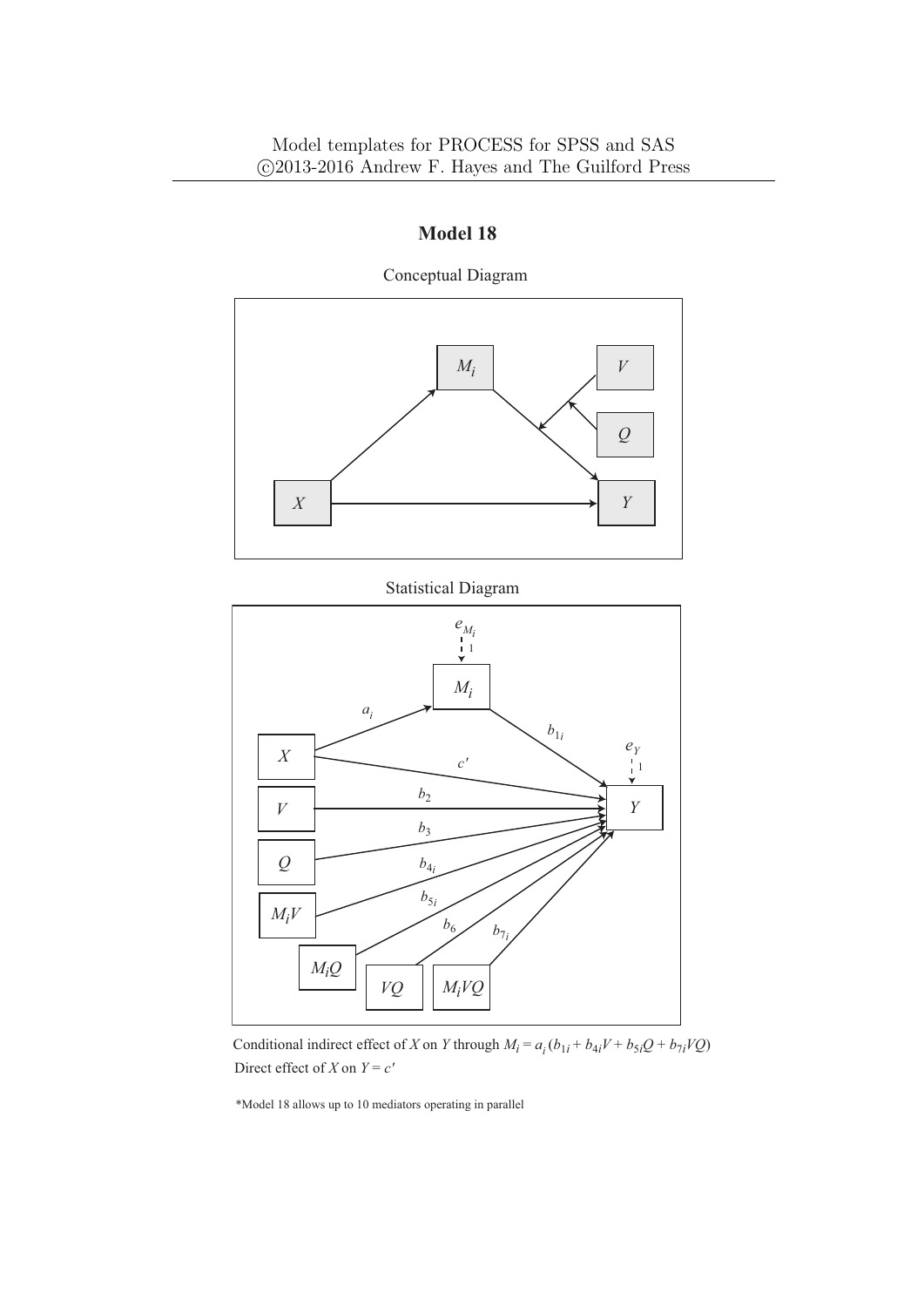Model templates for PROCESS for SPSS and SAS
©2013-2016 Andrew F. Hayes and The Guilford Press

## Model 18

Conceptual Diagram

Statistical Diagram

Conditional indirect effect of $X$ on $Y$ through $M_i = a_i(b_{1i} + b_{4i}V + b_{5i}Q + b_{7i}VQ)$
Direct effect of $X$ on $Y = c'$

*Model 18 allows up to 10 mediators operating in parallel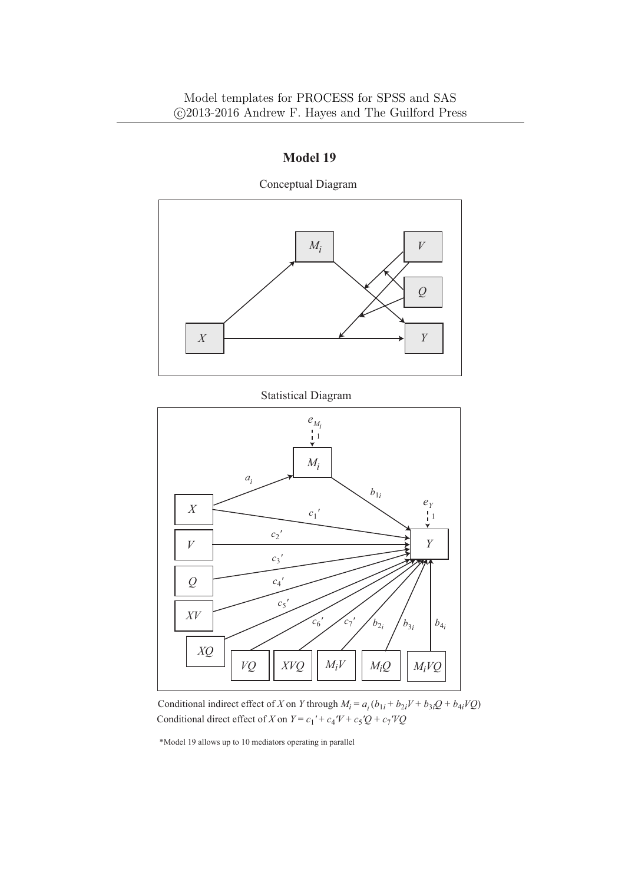Model templates for PROCESS for SPSS and SAS
©2013-2016 Andrew F. Hayes and The Guilford Press

# Model 19

Conceptual Diagram

Statistical Diagram

Conditional indirect effect of $X$ on $Y$ through $M_i = a_i(b_{1i} + b_{2i}V + b_{3i}Q + b_{4i}VQ)$
Conditional direct effect of $X$ on $Y = c_1' + c_4'V + c_5'Q + c_7'VQ$

*Model 19 allows up to 10 mediators operating in parallel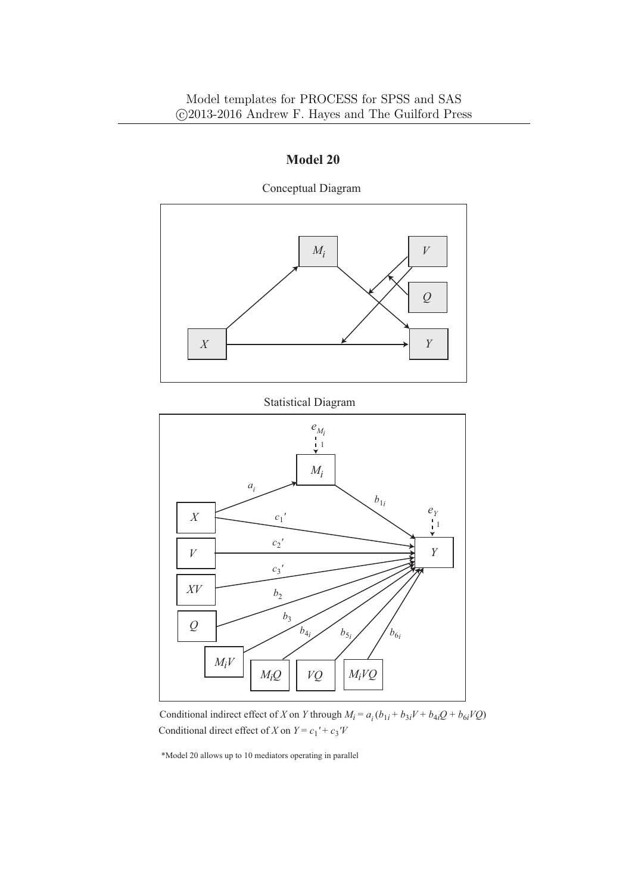# Model 20

Conceptual Diagram

Statistical Diagram

Conditional indirect effect of $X$ on $Y$ through $M_i = a_i(b_{1i} + b_{3i}V + b_{4i}Q + b_{6i}VQ)$

Conditional direct effect of $X$ on $Y = c_1' + c_3'V$

*Model 20 allows up to 10 mediators operating in parallel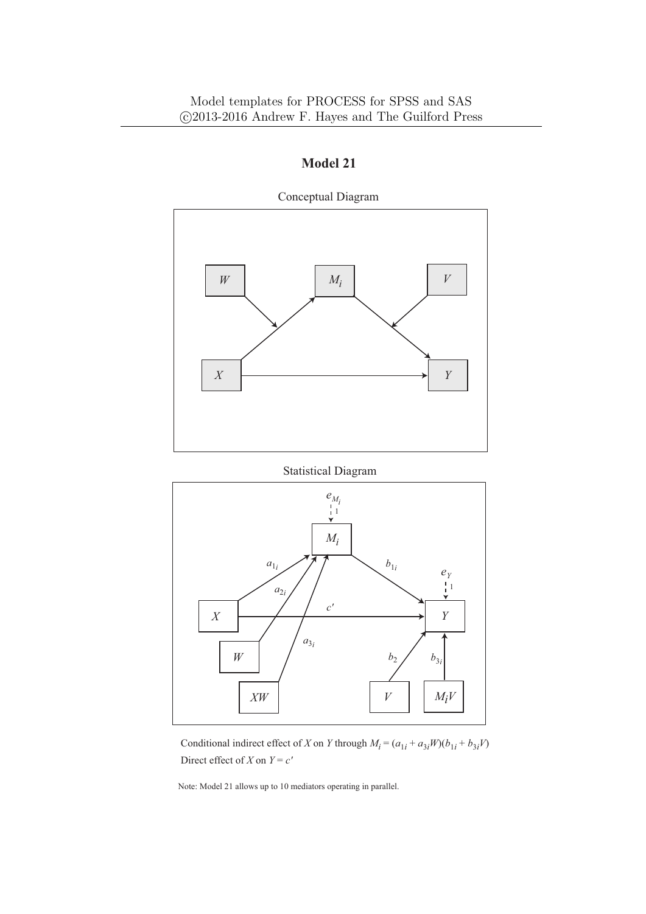## Model 21

Conceptual Diagram

Statistical Diagram

Conditional indirect effect of $X$ on $Y$ through $M_i = (a_{1i} + a_{3i}W)(b_{1i} + b_{3i}V)$

Direct effect of $X$ on $Y = c'$

Note: Model 21 allows up to 10 mediators operating in parallel.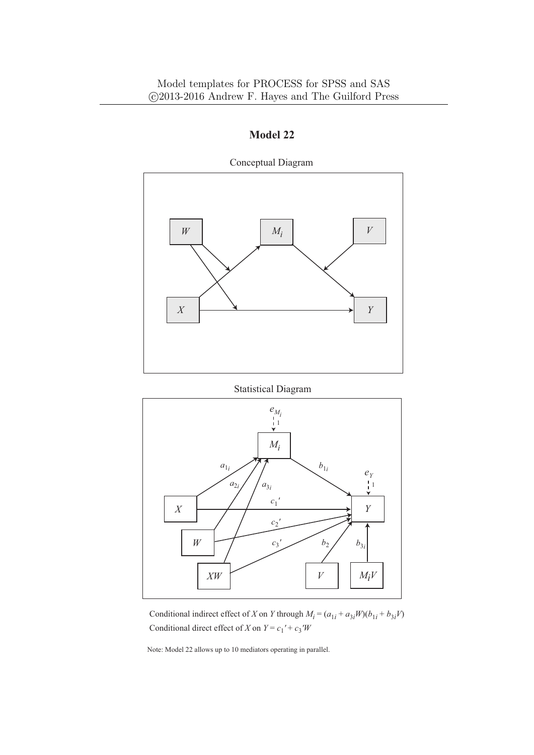# Model 22

Conceptual Diagram

Statistical Diagram

Conditional indirect effect of $X$ on $Y$ through $M_i = (a_{1i} + a_{3i}W)(b_{1i} + b_{3i}V)$

Conditional direct effect of $X$ on $Y = c_1' + c_3'W$

Note: Model 22 allows up to 10 mediators operating in parallel.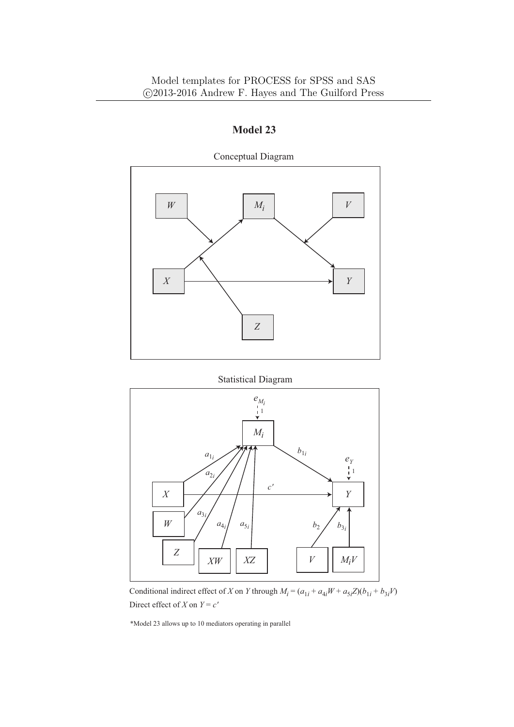## Model 23

Conceptual Diagram

Statistical Diagram

Conditional indirect effect of $X$ on $Y$ through $M_i = (a_{1i} + a_{4i}W + a_{5i}Z)(b_{1i} + b_{3i}V)$

Direct effect of $X$ on $Y = c'$

*Model 23 allows up to 10 mediators operating in parallel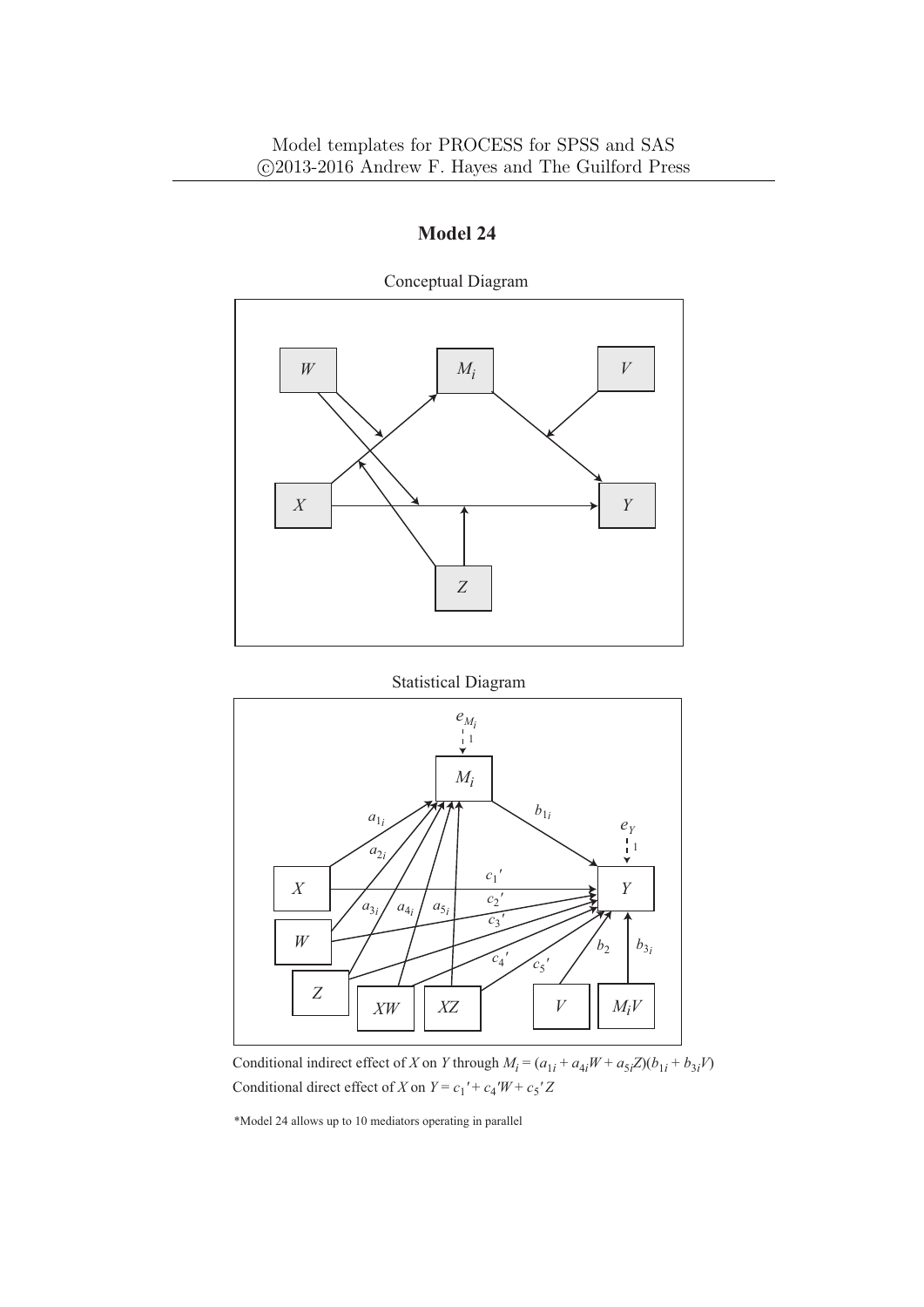# Model 24

Conceptual Diagram

Statistical Diagram

Conditional indirect effect of $X$ on $Y$ through $M_i = (a_{1i} + a_{4i}W + a_{5i}Z)(b_{1i} + b_{3i}V)$

Conditional direct effect of $X$ on $Y = c_1{}' + c_4{}'W + c_5{}'Z$

*Model 24 allows up to 10 mediators operating in parallel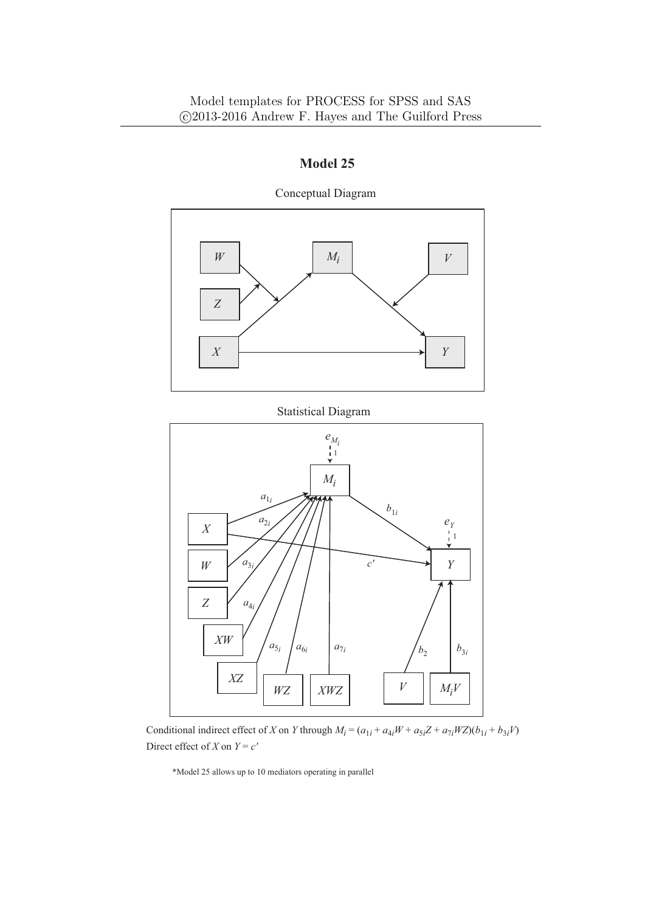## Model 25

Conceptual Diagram

Statistical Diagram

Conditional indirect effect of $X$ on $Y$ through $M_i = (a_{1i} + a_{4i}W + a_{5i}Z + a_{7i}WZ)(b_{1i} + b_{3i}V)$
Direct effect of $X$ on $Y = c'$

*Model 25 allows up to 10 mediators operating in parallel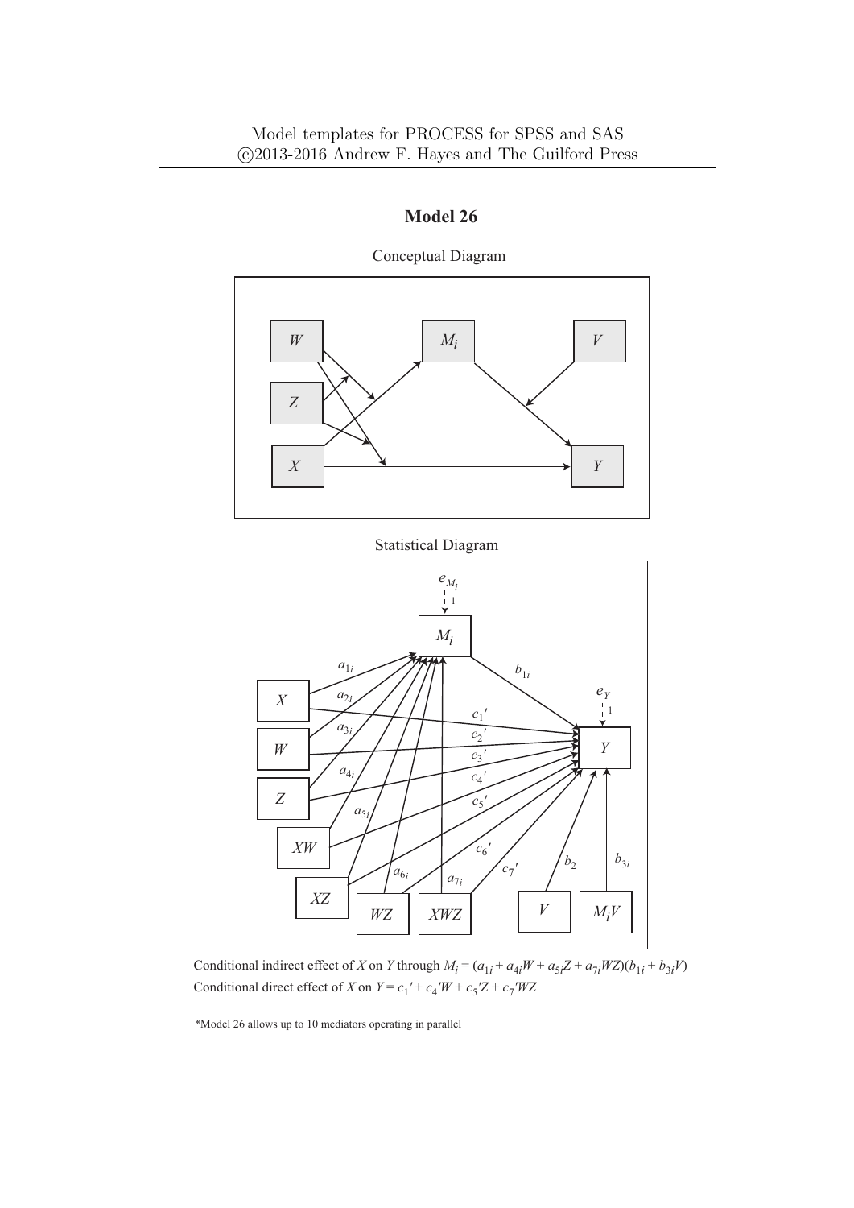Model templates for PROCESS for SPSS and SAS
©2013-2016 Andrew F. Hayes and The Guilford Press

## Model 26

Conceptual Diagram

Statistical Diagram

Conditional indirect effect of $X$ on $Y$ through $M_i = (a_{1i} + a_{4i}W + a_{5i}Z + a_{7i}WZ)(b_{1i} + b_{3i}V)$
Conditional direct effect of $X$ on $Y = c_1' + c_4'W + c_5'Z + c_7'WZ$

*Model 26 allows up to 10 mediators operating in parallel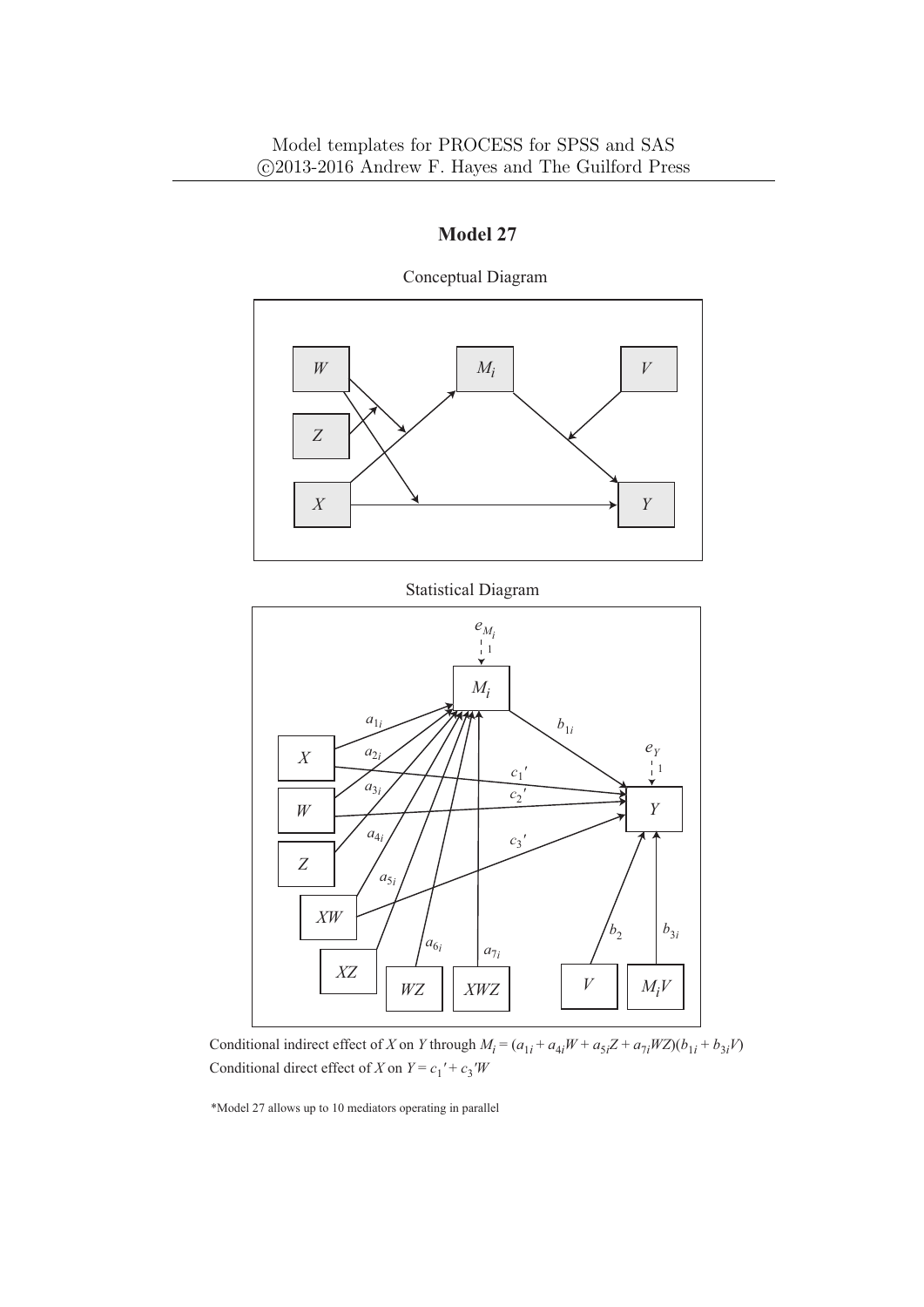## Model 27

Conceptual Diagram

Statistical Diagram

Conditional indirect effect of $X$ on $Y$ through $M_i = (a_{1i} + a_{4i}W + a_{5i}Z + a_{7i}WZ)(b_{1i} + b_{3i}V)$

Conditional direct effect of $X$ on $Y = c_1{}' + c_3{}'W$

*Model 27 allows up to 10 mediators operating in parallel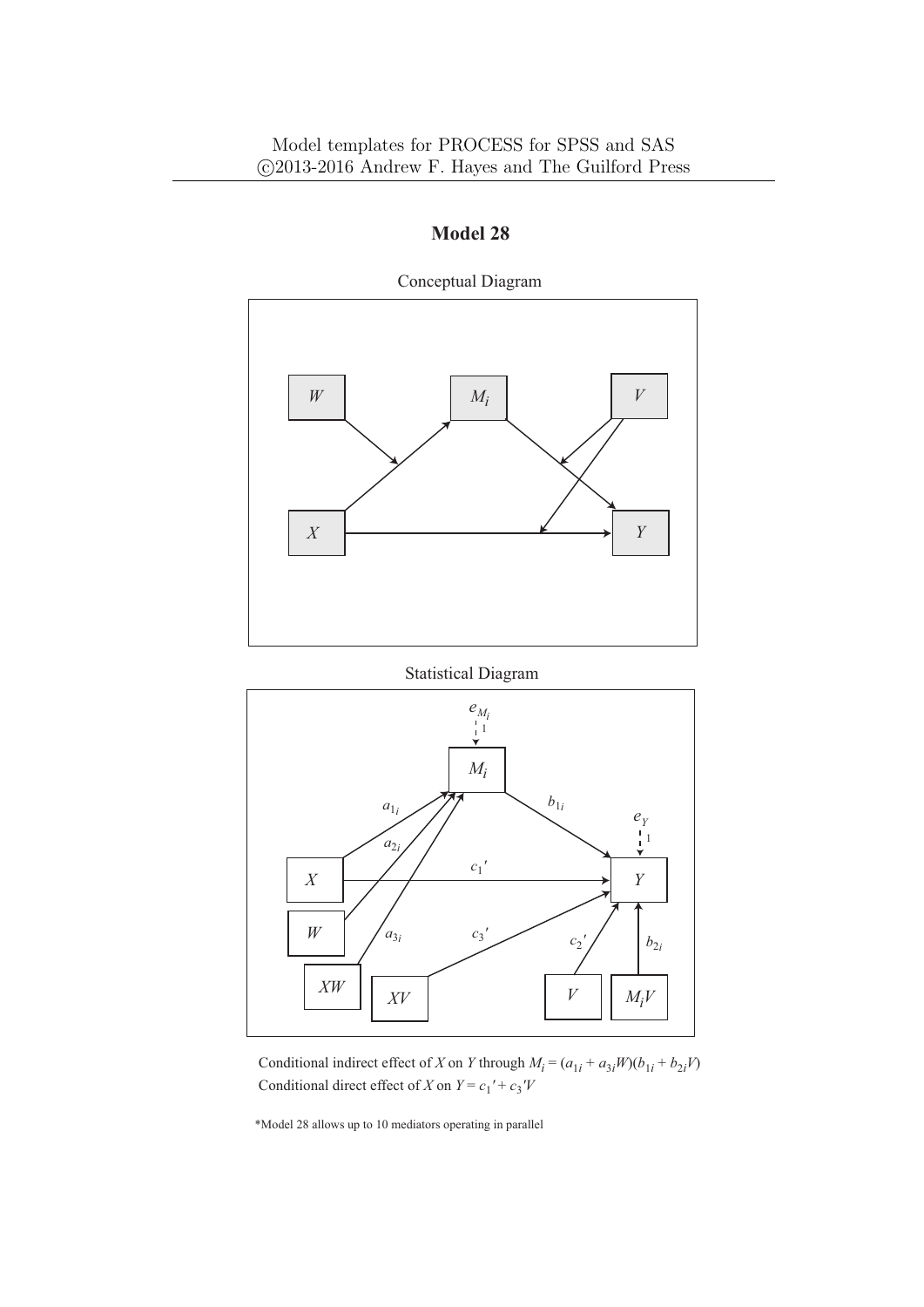Model templates for PROCESS for SPSS and SAS
©2013-2016 Andrew F. Hayes and The Guilford Press

## Model 28

Conceptual Diagram

Statistical Diagram

Conditional indirect effect of $X$ on $Y$ through $M_i = (a_{1i} + a_{3i}W)(b_{1i} + b_{2i}V)$
Conditional direct effect of $X$ on $Y = c_1' + c_3'V$

*Model 28 allows up to 10 mediators operating in parallel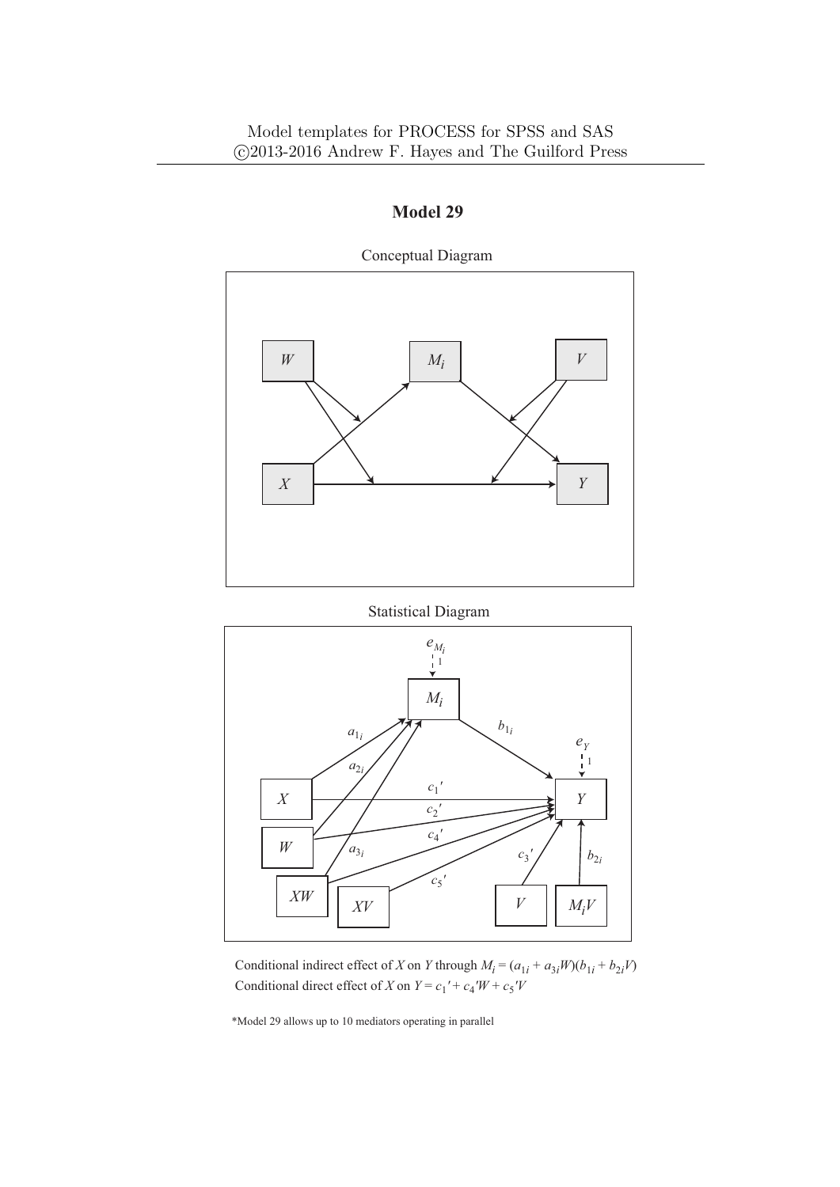# Model 29

Conceptual Diagram

Statistical Diagram

Conditional indirect effect of $X$ on $Y$ through $M_i = (a_{1i} + a_{3i}W)(b_{1i} + b_{2i}V)$

Conditional direct effect of $X$ on $Y = c_1' + c_4'W + c_5'V$

*Model 29 allows up to 10 mediators operating in parallel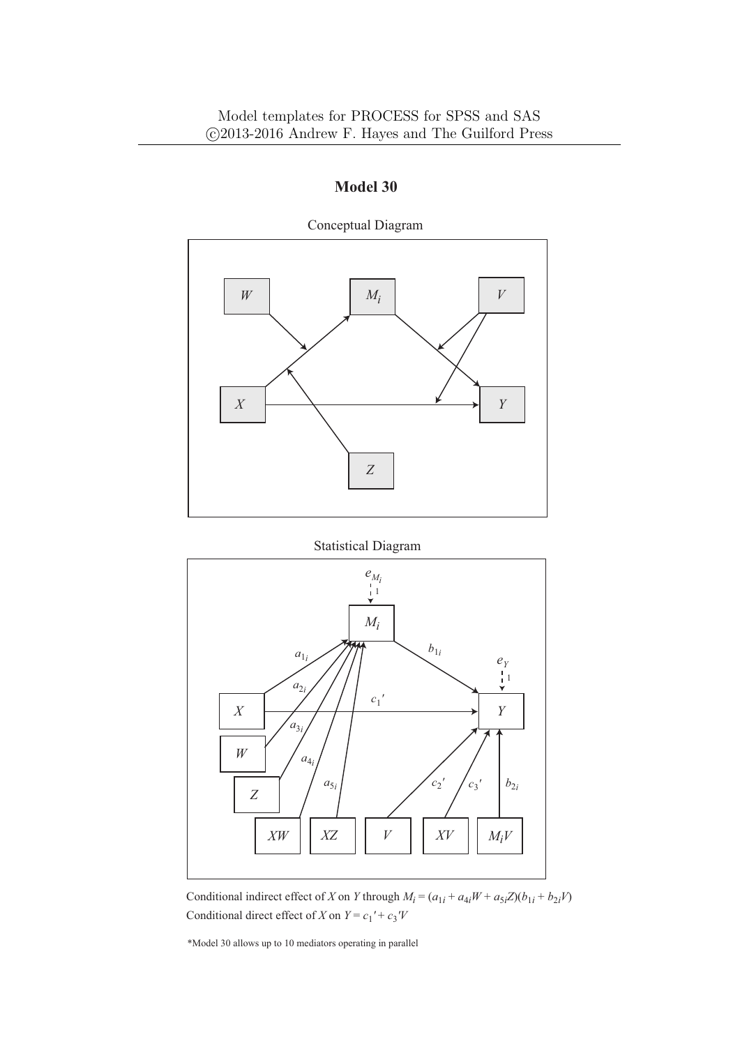# Model 30

Conceptual Diagram

Statistical Diagram

Conditional indirect effect of $X$ on $Y$ through $M_i = (a_{1i} + a_{4i}W + a_{5i}Z)(b_{1i} + b_{2i}V)$

Conditional direct effect of $X$ on $Y = c_1{}' + c_3{}'V$

*Model 30 allows up to 10 mediators operating in parallel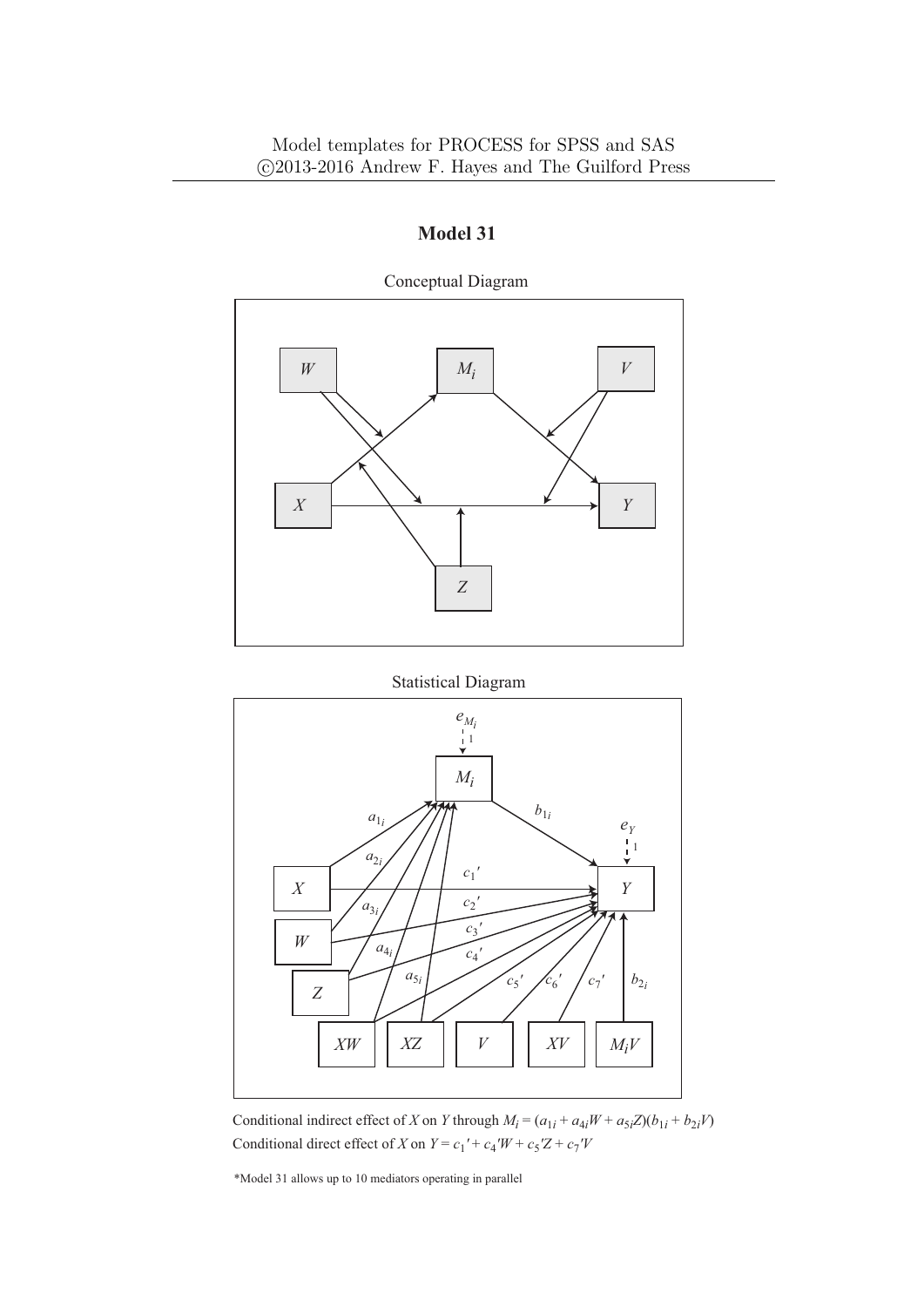Model templates for PROCESS for SPSS and SAS
©2013-2016 Andrew F. Hayes and The Guilford Press

## Model 31

Conceptual Diagram

Statistical Diagram

Conditional indirect effect of $X$ on $Y$ through $M_i = (a_{1i} + a_{4i}W + a_{5i}Z)(b_{1i} + b_{2i}V)$

Conditional direct effect of $X$ on $Y = c_1' + c_4'W + c_5'Z + c_7'V$

*Model 31 allows up to 10 mediators operating in parallel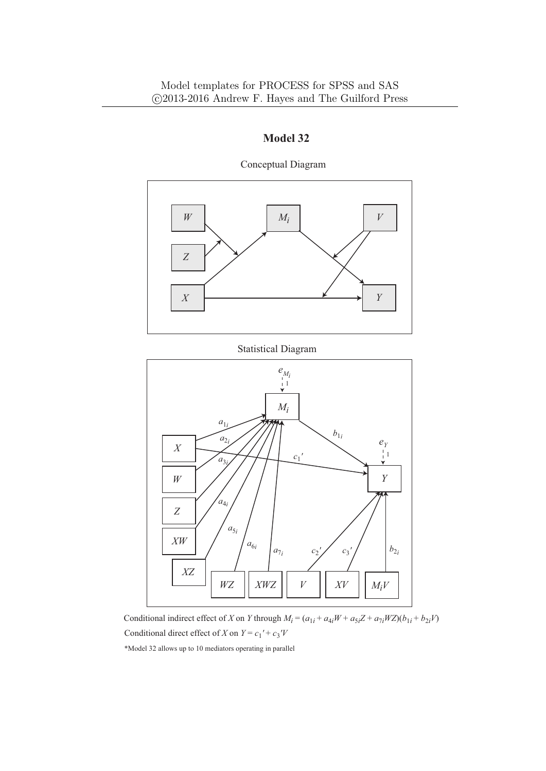# Model 32

Conceptual Diagram

Statistical Diagram

Conditional indirect effect of $X$ on $Y$ through $M_i = (a_{1i} + a_{4i}W + a_{5i}Z + a_{7i}WZ)(b_{1i} + b_{2i}V)$

Conditional direct effect of $X$ on $Y = c_1' + c_3'V$

*Model 32 allows up to 10 mediators operating in parallel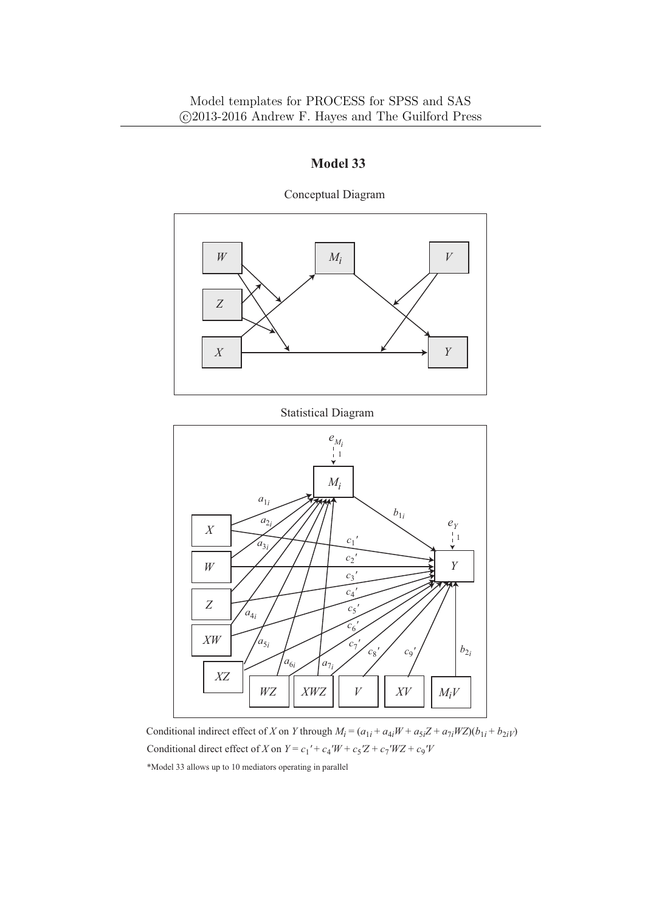# Model 33

Conceptual Diagram

Statistical Diagram

Conditional indirect effect of $X$ on $Y$ through $M_i = (a_{1i} + a_{4i}W + a_{5i}Z + a_{7i}WZ)(b_{1i} + b_{2i}V)$

Conditional direct effect of $X$ on $Y = c_1' + c_4'W + c_5'Z + c_7'WZ + c_9'V$

*Model 33 allows up to 10 mediators operating in parallel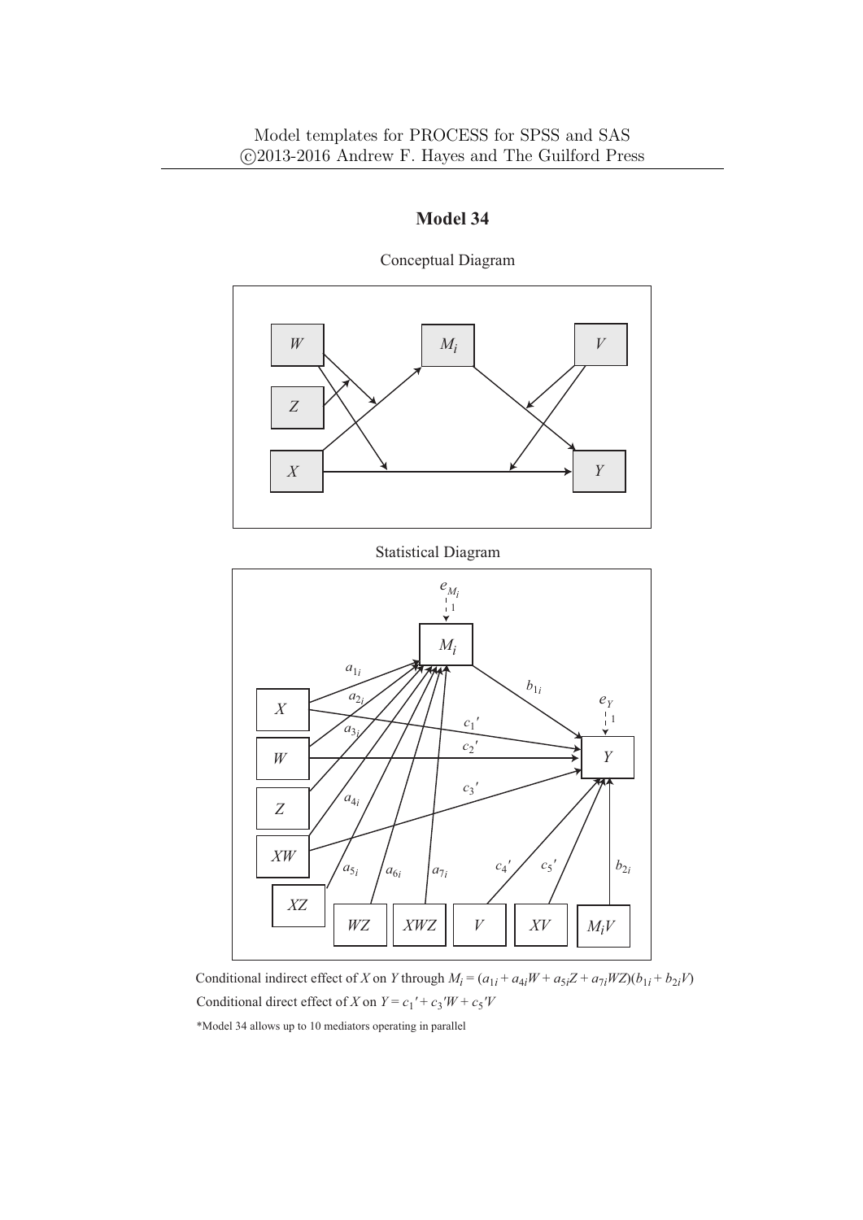Model templates for PROCESS for SPSS and SAS
©2013-2016 Andrew F. Hayes and The Guilford Press

## Model 34

Conceptual Diagram

Statistical Diagram

Conditional indirect effect of $X$ on $Y$ through $M_i = (a_{1i} + a_{4i}W + a_{5i}Z + a_{7i}WZ)(b_{1i} + b_{2i}V)$

Conditional direct effect of $X$ on $Y = c_1{}' + c_3{}'W + c_5{}'V$

*Model 34 allows up to 10 mediators operating in parallel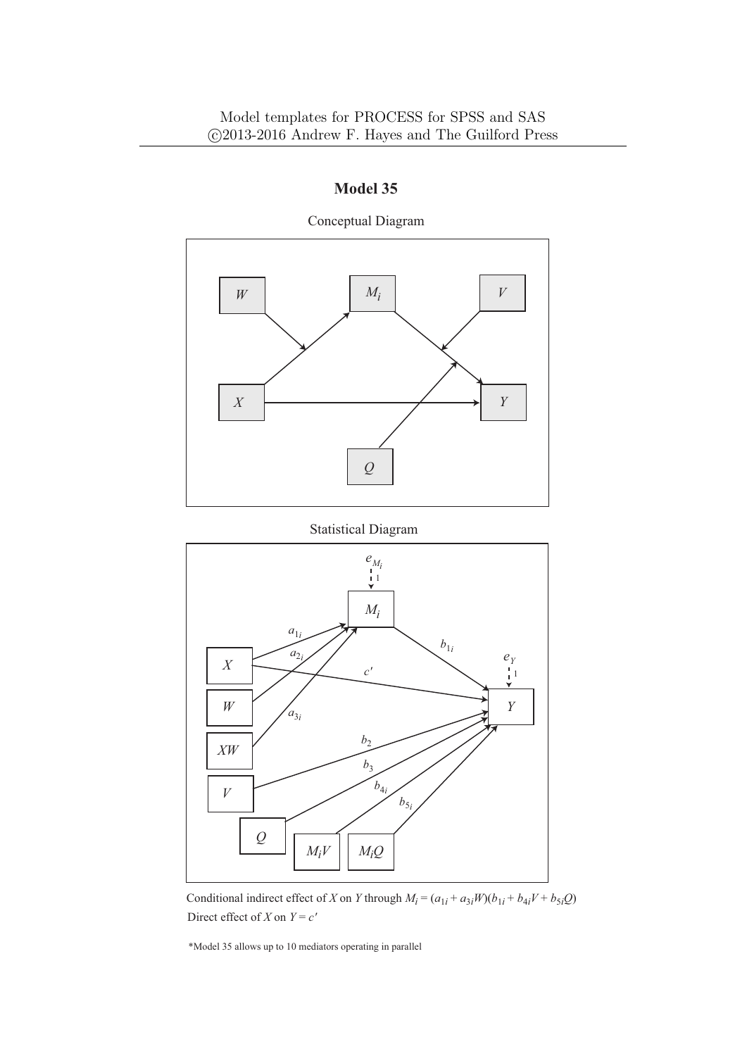Model templates for PROCESS for SPSS and SAS
©2013-2016 Andrew F. Hayes and The Guilford Press

# Model 35

Conceptual Diagram

Statistical Diagram

Conditional indirect effect of $X$ on $Y$ through $M_i = (a_{1i} + a_{3i}W)(b_{1i} + b_{4i}V + b_{5i}Q)$

Direct effect of $X$ on $Y = c'$

*Model 35 allows up to 10 mediators operating in parallel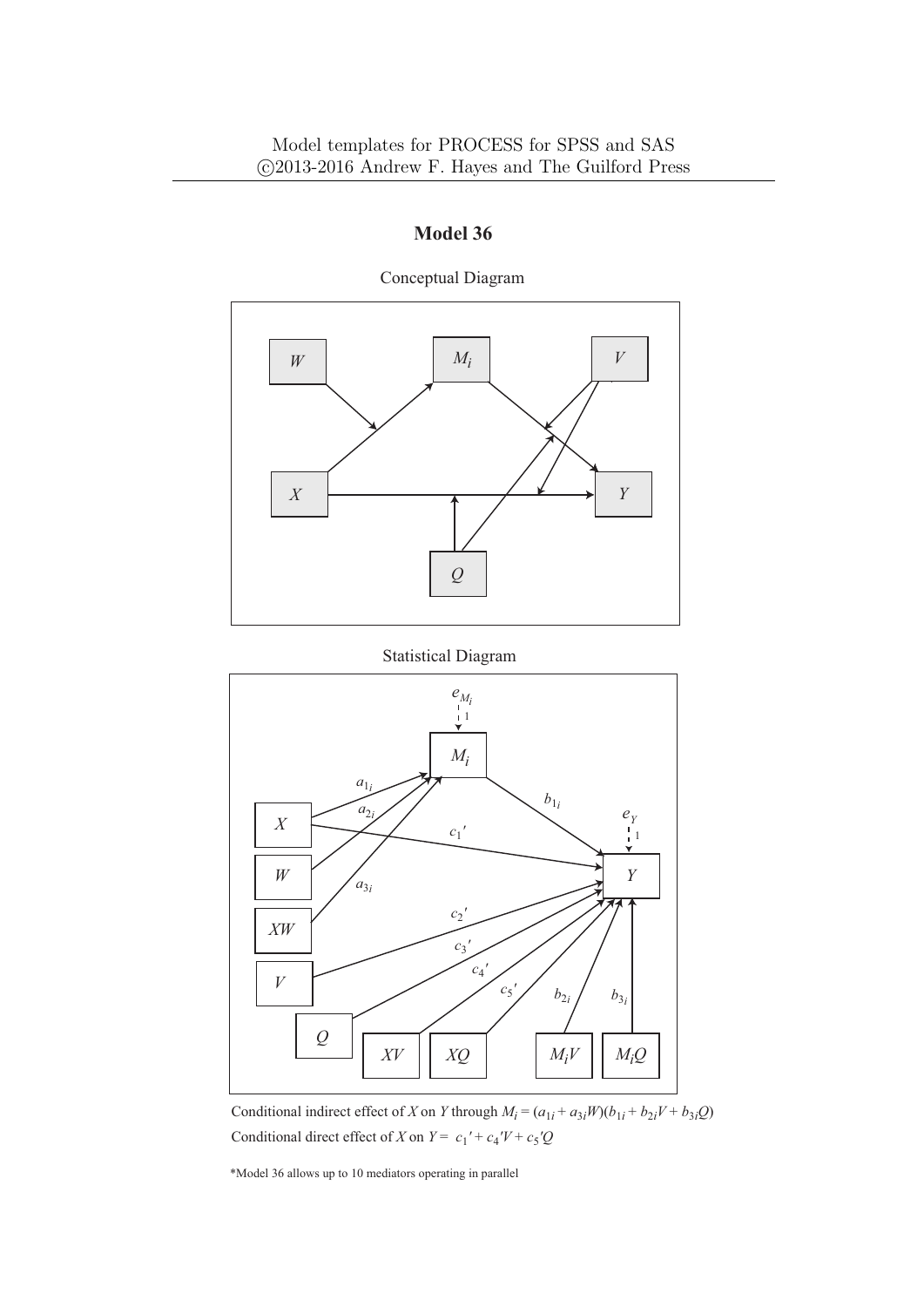Model templates for PROCESS for SPSS and SAS
©2013-2016 Andrew F. Hayes and The Guilford Press

# Model 36

Conceptual Diagram

Statistical Diagram

Conditional indirect effect of $X$ on $Y$ through $M_i = (a_{1i} + a_{3i}W)(b_{1i} + b_{2i}V + b_{3i}Q)$

Conditional direct effect of $X$ on $Y = c_1{}' + c_4{}'V + c_5{}'Q$

*Model 36 allows up to 10 mediators operating in parallel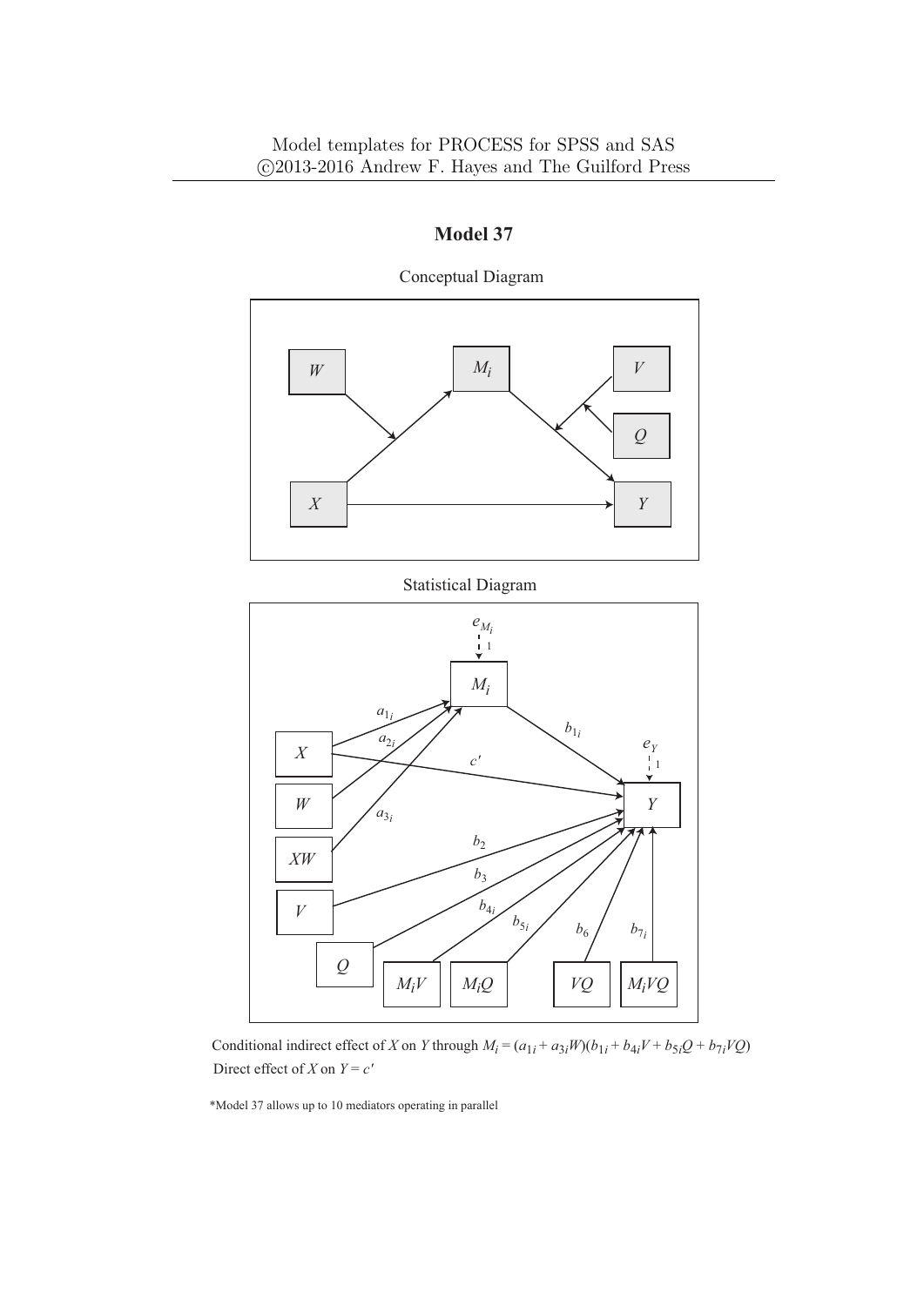## Model 37

Conceptual Diagram

Statistical Diagram

Conditional indirect effect of $X$ on $Y$ through $M_i = (a_{1i} + a_{3i}W)(b_{1i} + b_{4i}V + b_{5i}Q + b_{7i}VQ)$

Direct effect of $X$ on $Y = c'$

*Model 37 allows up to 10 mediators operating in parallel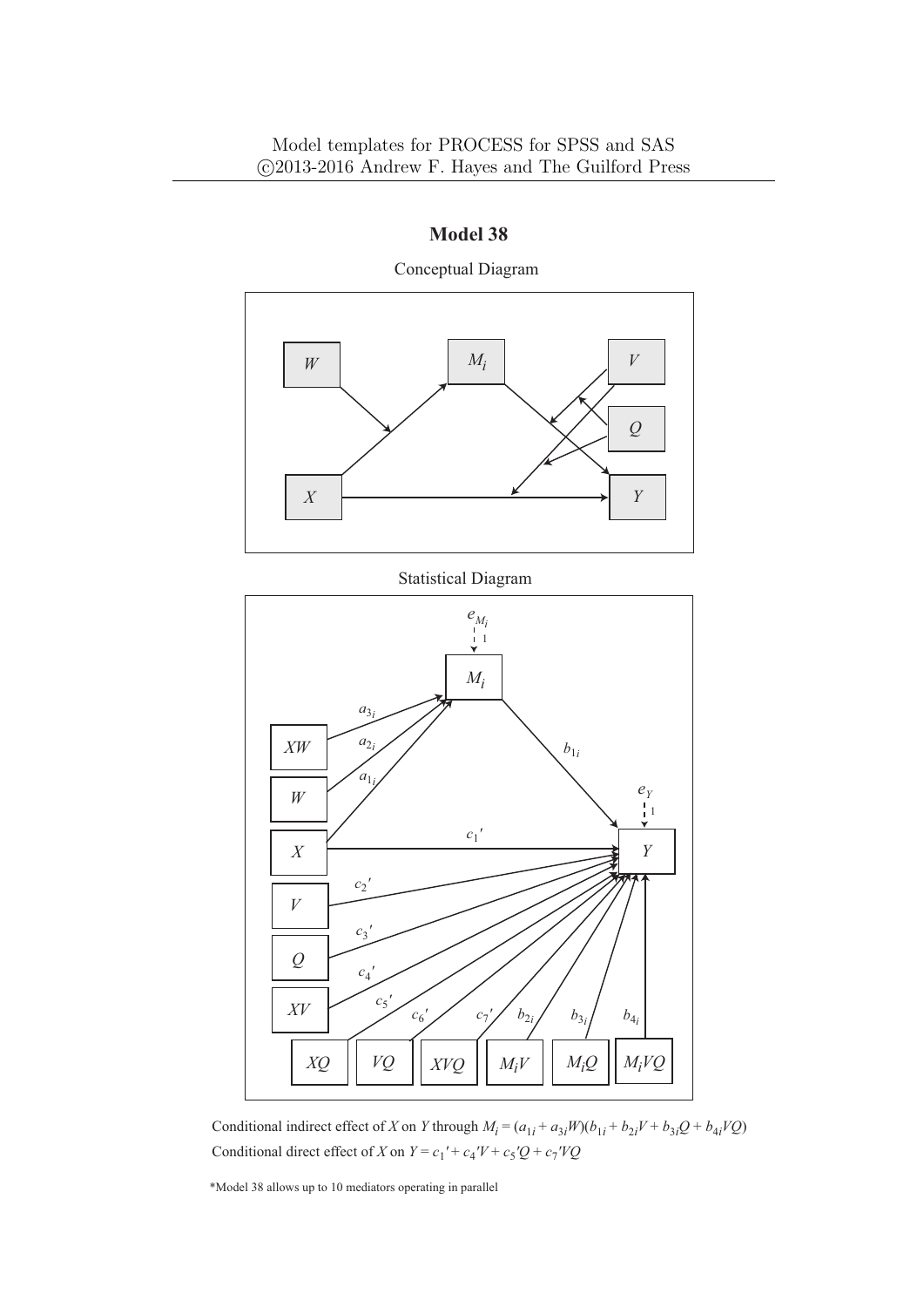# Model 38

Conceptual Diagram

Statistical Diagram

Conditional indirect effect of $X$ on $Y$ through $M_i = (a_{1i} + a_{3i}W)(b_{1i} + b_{2i}V + b_{3i}Q + b_{4i}VQ)$

Conditional direct effect of $X$ on $Y = c_1' + c_4'V + c_5'Q + c_7'VQ$

*Model 38 allows up to 10 mediators operating in parallel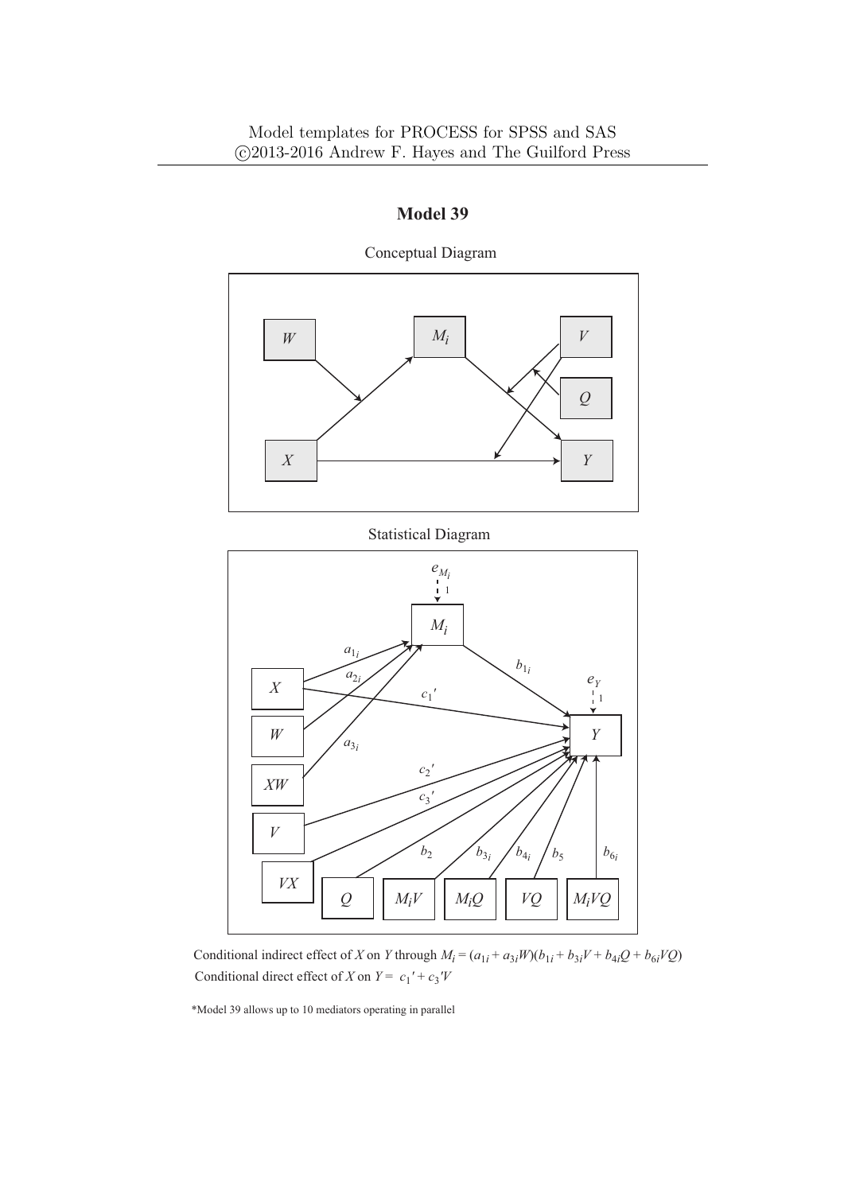## Model 39

Conceptual Diagram

Statistical Diagram

Conditional indirect effect of $X$ on $Y$ through $M_i = (a_{1i} + a_{3i}W)(b_{1i} + b_{3i}V + b_{4i}Q + b_{6i}VQ)$

Conditional direct effect of $X$ on $Y = c_1{}' + c_3{}'V$

*Model 39 allows up to 10 mediators operating in parallel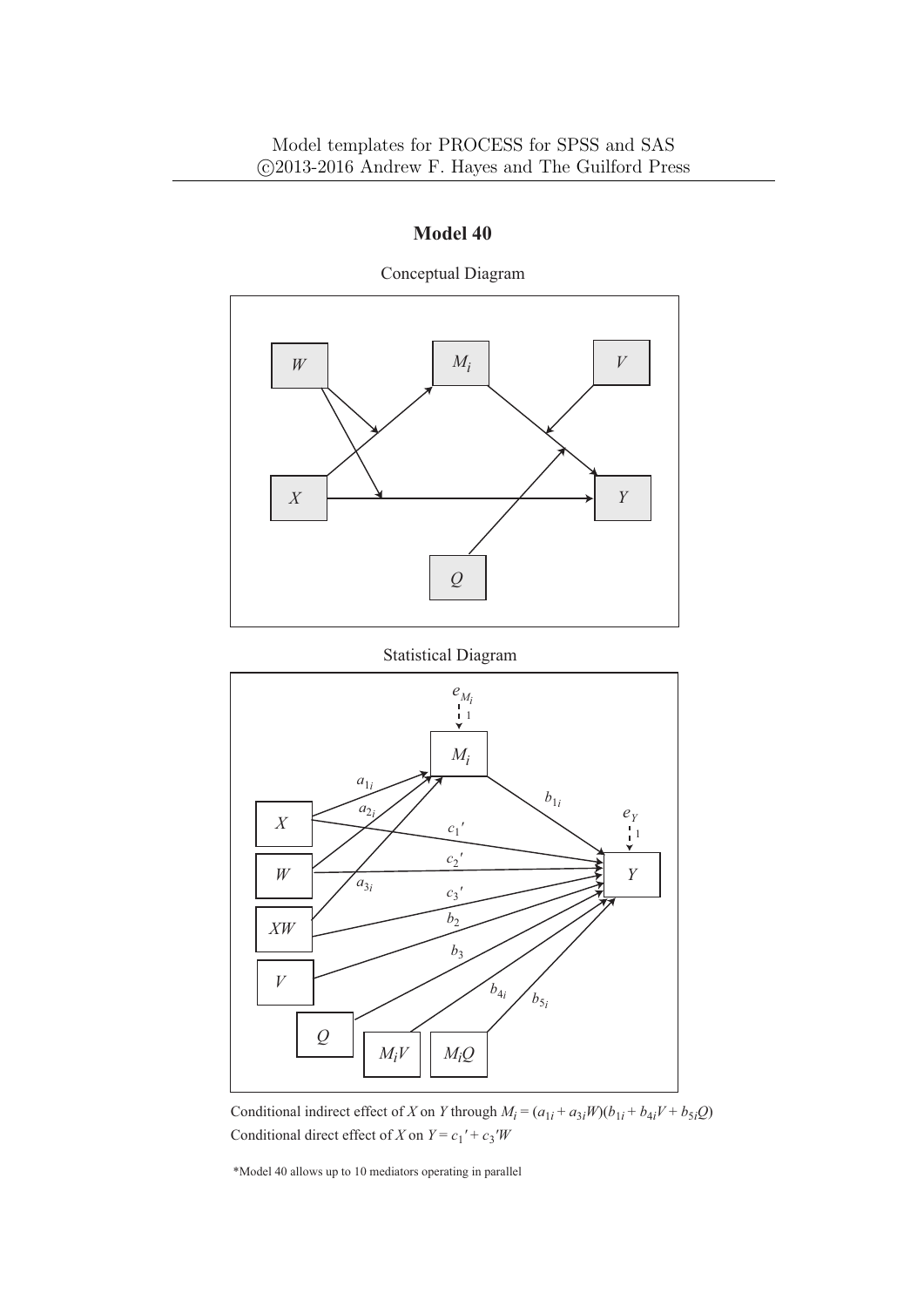Model templates for PROCESS for SPSS and SAS
©2013-2016 Andrew F. Hayes and The Guilford Press

# Model 40

Conceptual Diagram

Statistical Diagram

Conditional indirect effect of $X$ on $Y$ through $M_i = (a_{1i} + a_{3i}W)(b_{1i} + b_{4i}V + b_{5i}Q)$
Conditional direct effect of $X$ on $Y = c_1' + c_3'W$

*Model 40 allows up to 10 mediators operating in parallel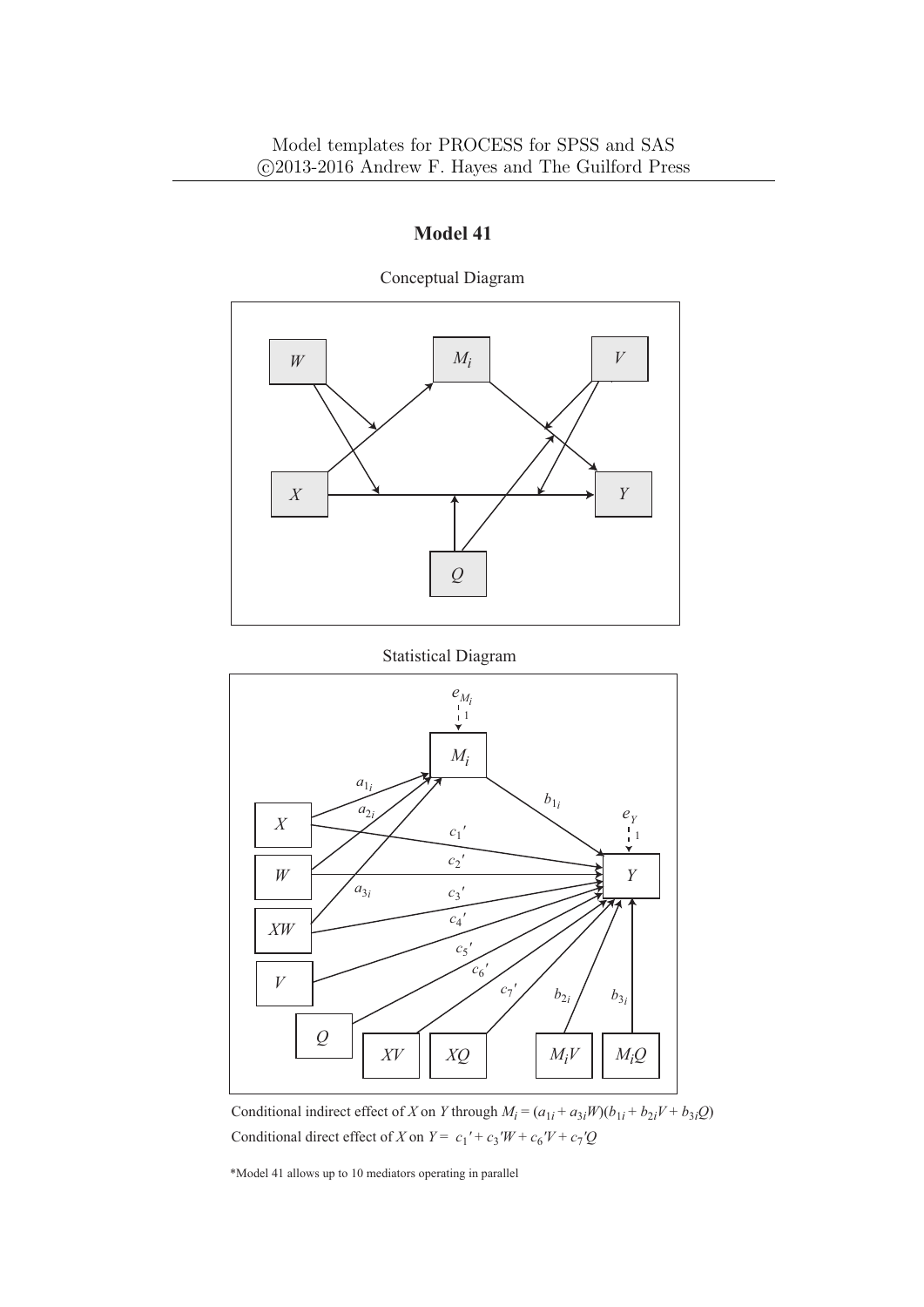Model templates for PROCESS for SPSS and SAS
©2013-2016 Andrew F. Hayes and The Guilford Press

## Model 41

Conceptual Diagram

Statistical Diagram

Conditional indirect effect of $X$ on $Y$ through $M_i = (a_{1i} + a_{3i}W)(b_{1i} + b_{2i}V + b_{3i}Q)$

Conditional direct effect of $X$ on $Y = c_1' + c_3'W + c_6'V + c_7'Q$

*Model 41 allows up to 10 mediators operating in parallel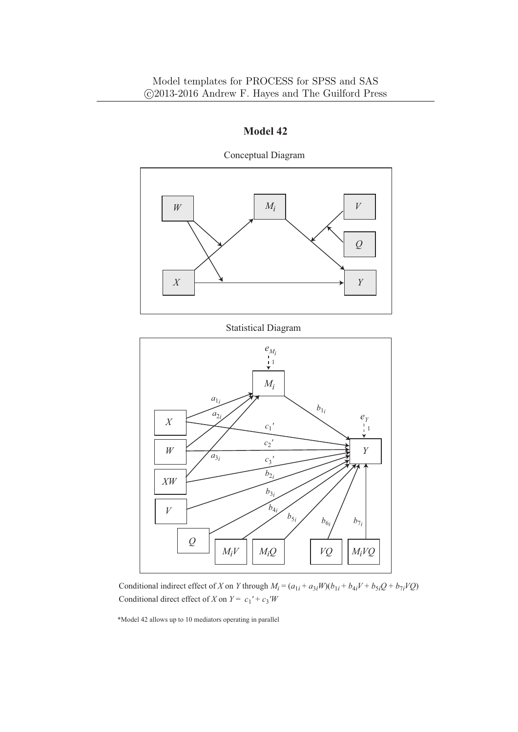# Model 42

Conceptual Diagram

Statistical Diagram

Conditional indirect effect of $X$ on $Y$ through $M_i = (a_{1i} + a_{3i}W)(b_{1i} + b_{4i}V + b_{5i}Q + b_{7i}VQ)$

Conditional direct effect of $X$ on $Y = c_1{}' + c_3{}'W$

*Model 42 allows up to 10 mediators operating in parallel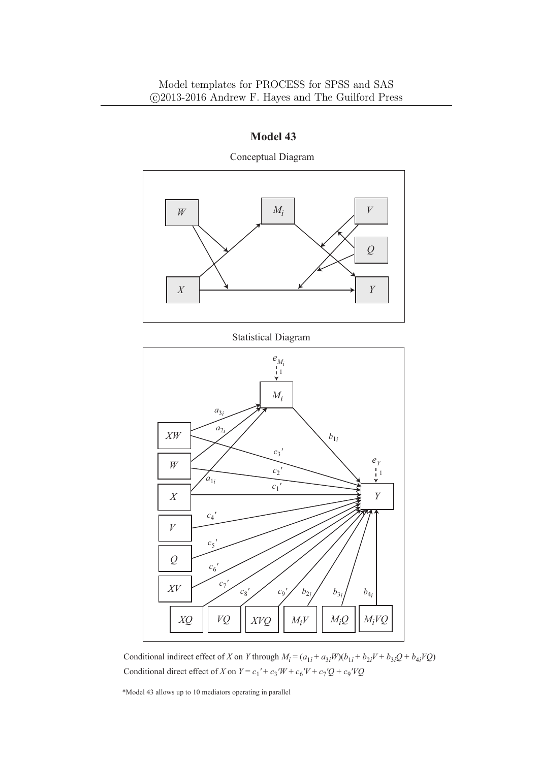# Model 43

Conceptual Diagram

Statistical Diagram

Conditional indirect effect of $X$ on $Y$ through $M_i = (a_{1i} + a_{3i}W)(b_{1i} + b_{2i}V + b_{3i}Q + b_{4i}VQ)$

Conditional direct effect of $X$ on $Y = c_1{}' + c_3{}'W + c_6{}'V + c_7{}'Q + c_9{}'VQ$

*Model 43 allows up to 10 mediators operating in parallel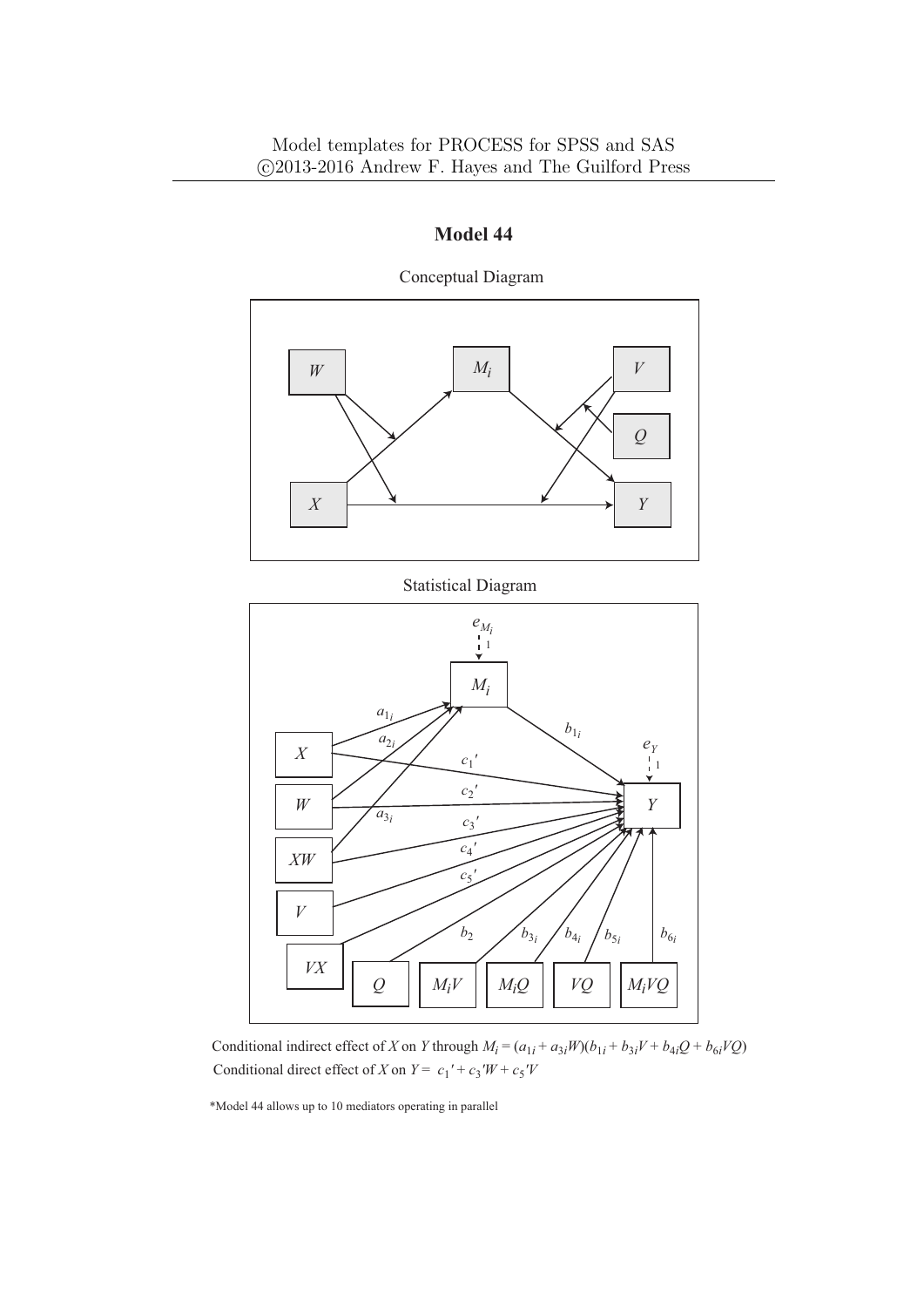Model templates for PROCESS for SPSS and SAS
©2013-2016 Andrew F. Hayes and The Guilford Press

# Model 44

Conceptual Diagram

Statistical Diagram

Conditional indirect effect of $X$ on $Y$ through $M_i = (a_{1i} + a_{3i}W)(b_{1i} + b_{3i}V + b_{4i}Q + b_{6i}VQ)$

Conditional direct effect of $X$ on $Y = c_1' + c_3'W + c_5'V$

*Model 44 allows up to 10 mediators operating in parallel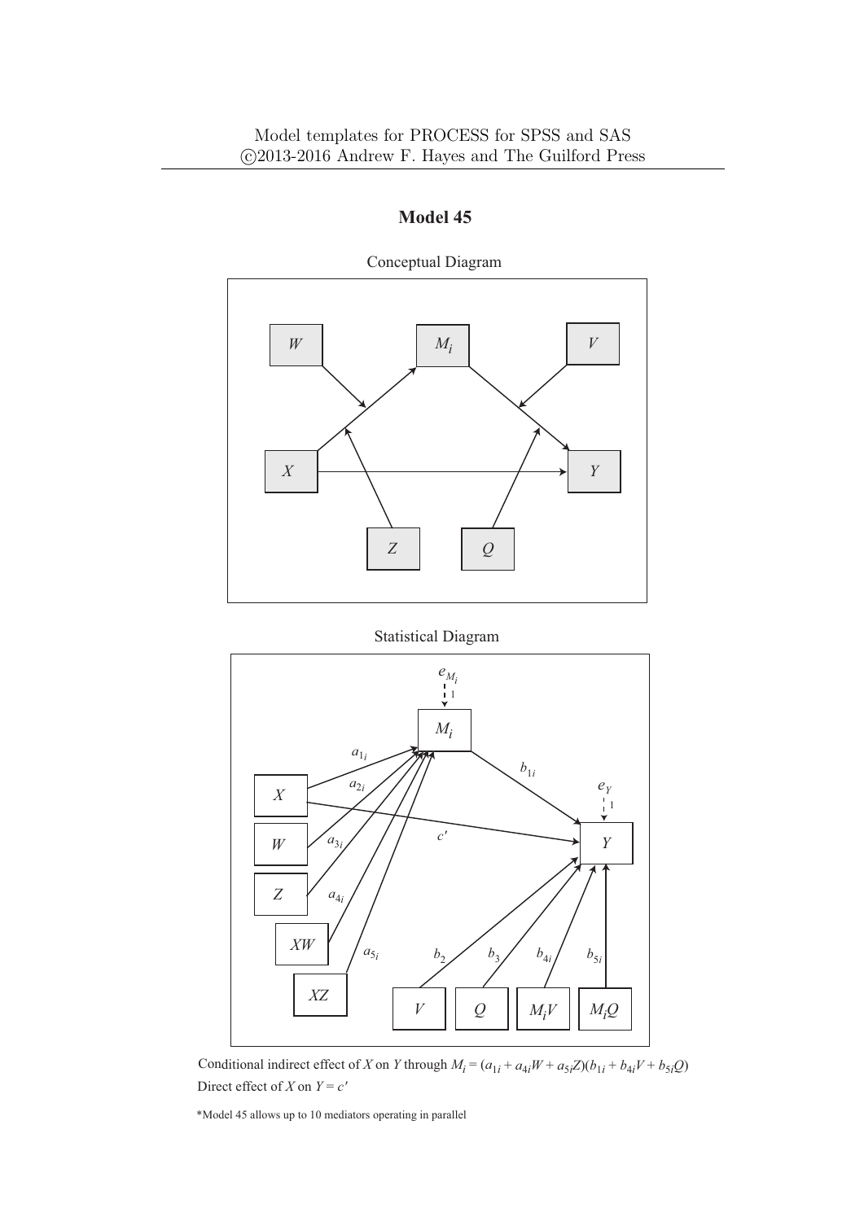## Model 45

Conceptual Diagram

Statistical Diagram

Conditional indirect effect of $X$ on $Y$ through $M_i = (a_{1i} + a_{4i}W + a_{5i}Z)(b_{1i} + b_{4i}V + b_{5i}Q)$

Direct effect of $X$ on $Y = c'$

*Model 45 allows up to 10 mediators operating in parallel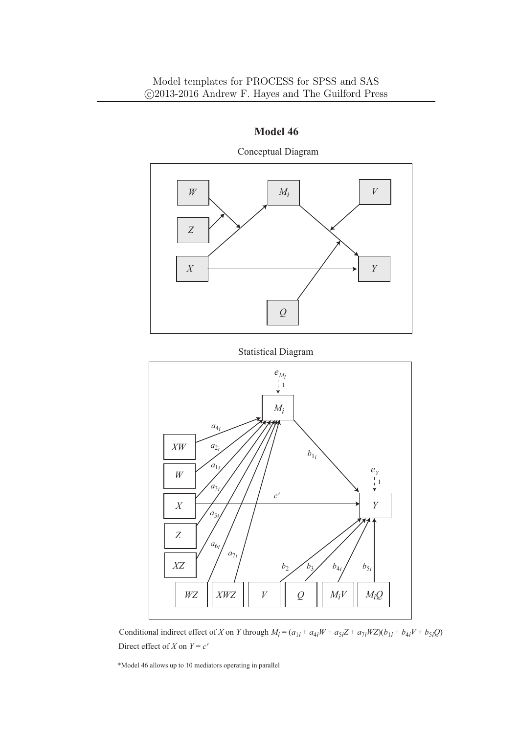# Model 46

Conceptual Diagram

Statistical Diagram

Conditional indirect effect of $X$ on $Y$ through $M_i = (a_{1i} + a_{4i}W + a_{5i}Z + a_{7i}WZ)(b_{1i} + b_{4i}V + b_{5i}Q)$

Direct effect of $X$ on $Y = c'$

*Model 46 allows up to 10 mediators operating in parallel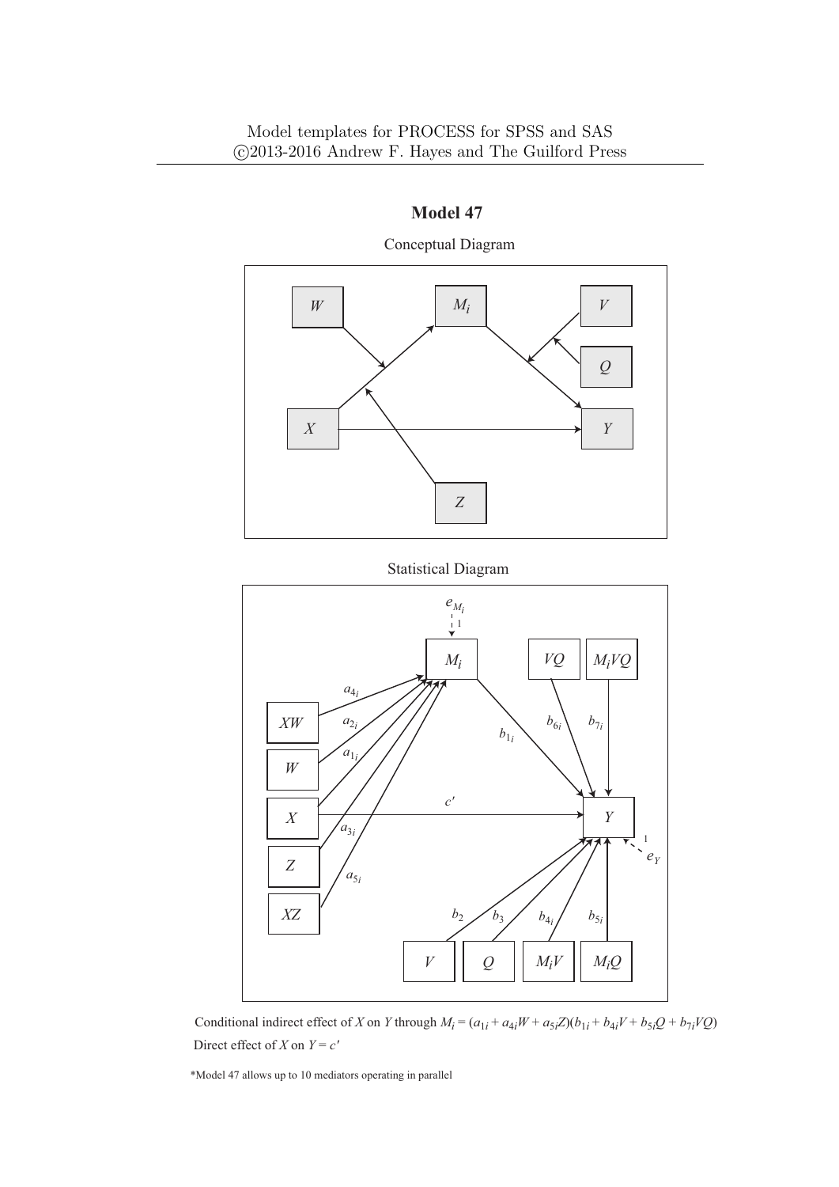# Model 47

Conceptual Diagram

Statistical Diagram

Conditional indirect effect of $X$ on $Y$ through $M_i = (a_{1i} + a_{4i}W + a_{5i}Z)(b_{1i} + b_{4i}V + b_{5i}Q + b_{7i}VQ)$

Direct effect of $X$ on $Y = c'$

*Model 47 allows up to 10 mediators operating in parallel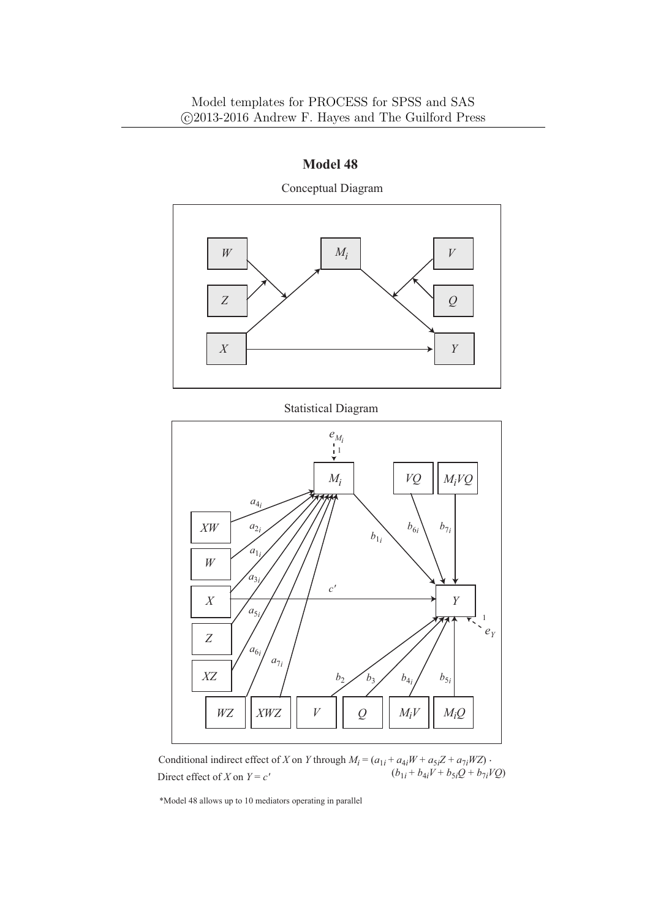Model templates for PROCESS for SPSS and SAS
©2013-2016 Andrew F. Hayes and The Guilford Press

## Model 48

Conceptual Diagram

Statistical Diagram

Conditional indirect effect of $X$ on $Y$ through $M_i = (a_{1i} + a_{4i}W + a_{5i}Z + a_{7i}WZ) \cdot (b_{1i} + b_{4i}V + b_{5i}Q + b_{7i}VQ)$

Direct effect of $X$ on $Y = c'$

*Model 48 allows up to 10 mediators operating in parallel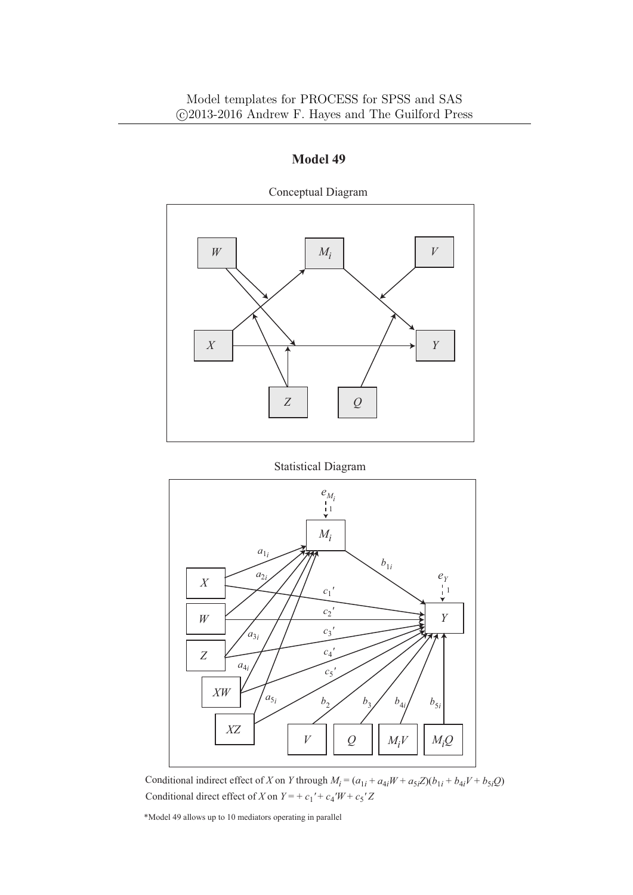# Model 49

Conceptual Diagram

Statistical Diagram

Conditional indirect effect of $X$ on $Y$ through $M_i = (a_{1i} + a_{4i}W + a_{5i}Z)(b_{1i} + b_{4i}V + b_{5i}Q)$

Conditional direct effect of $X$ on $Y = + c_1' + c_4'W + c_5'Z$

*Model 49 allows up to 10 mediators operating in parallel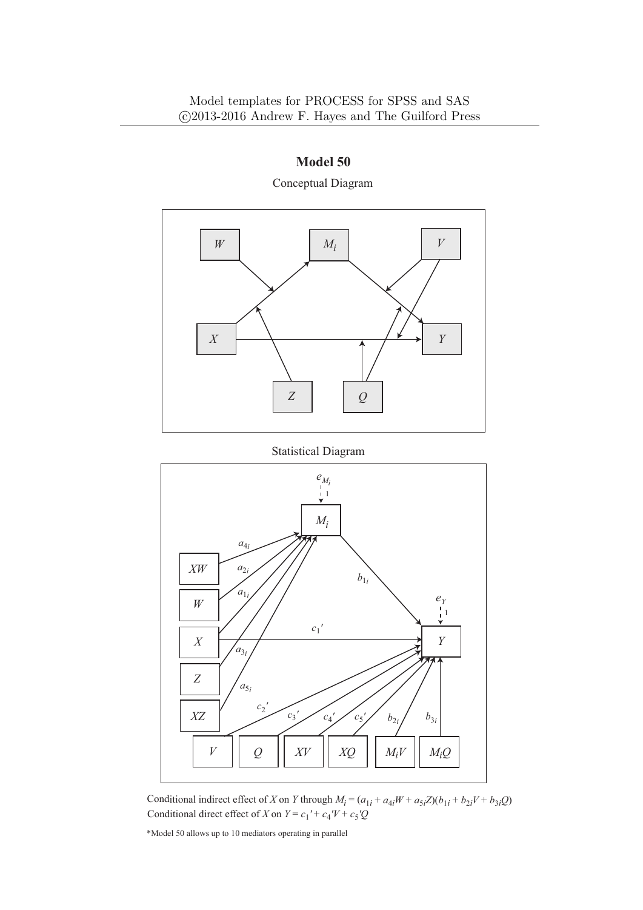# Model 50

Conceptual Diagram

Statistical Diagram

Conditional indirect effect of $X$ on $Y$ through $M_i = (a_{1i} + a_{4i}W + a_{5i}Z)(b_{1i} + b_{2i}V + b_{3i}Q)$

Conditional direct effect of $X$ on $Y = c_1{}' + c_4{}'V + c_5{}'Q$

*Model 50 allows up to 10 mediators operating in parallel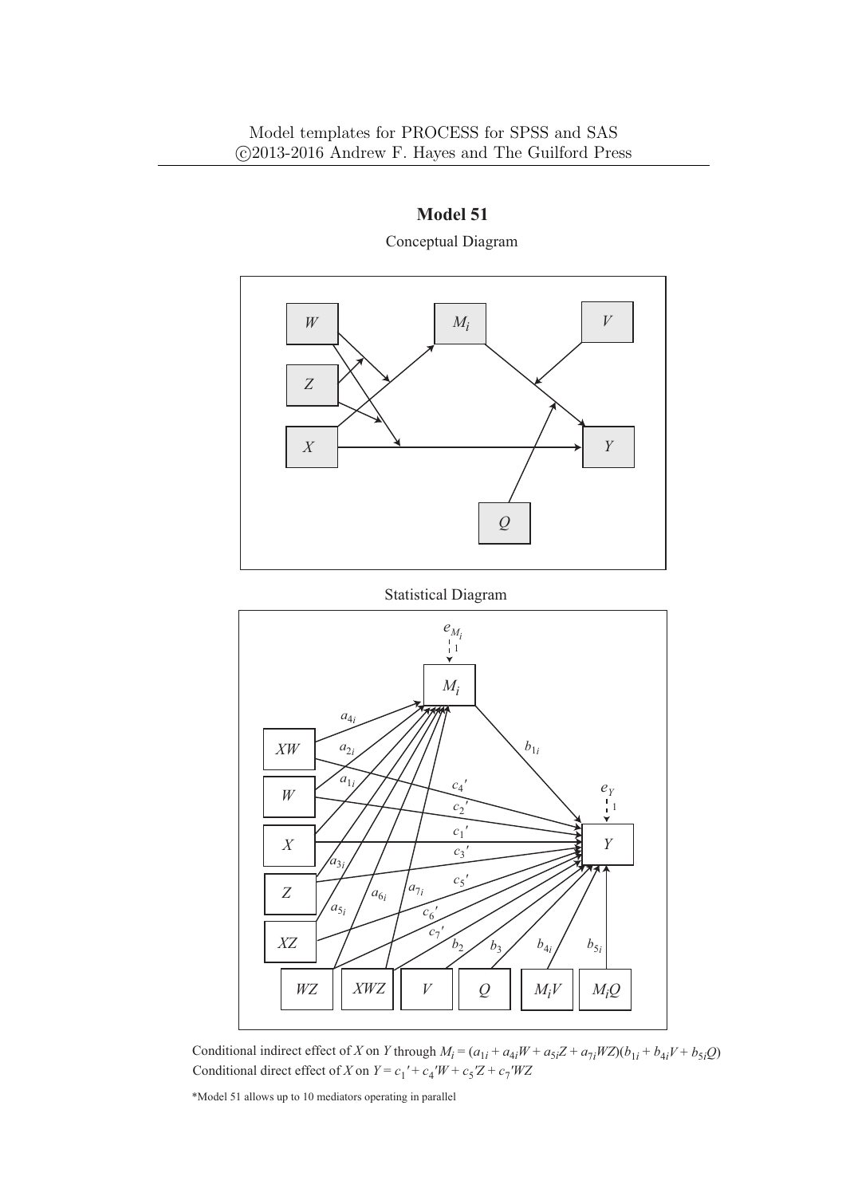Model templates for PROCESS for SPSS and SAS
©2013-2016 Andrew F. Hayes and The Guilford Press

# Model 51

Conceptual Diagram

Statistical Diagram

Conditional indirect effect of $X$ on $Y$ through $M_i = (a_{1i} + a_{4i}W + a_{5i}Z + a_{7i}WZ)(b_{1i} + b_{4i}V + b_{5i}Q)$
Conditional direct effect of $X$ on $Y = c_1{}' + c_4{}'W + c_5{}'Z + c_7{}'WZ$

*Model 51 allows up to 10 mediators operating in parallel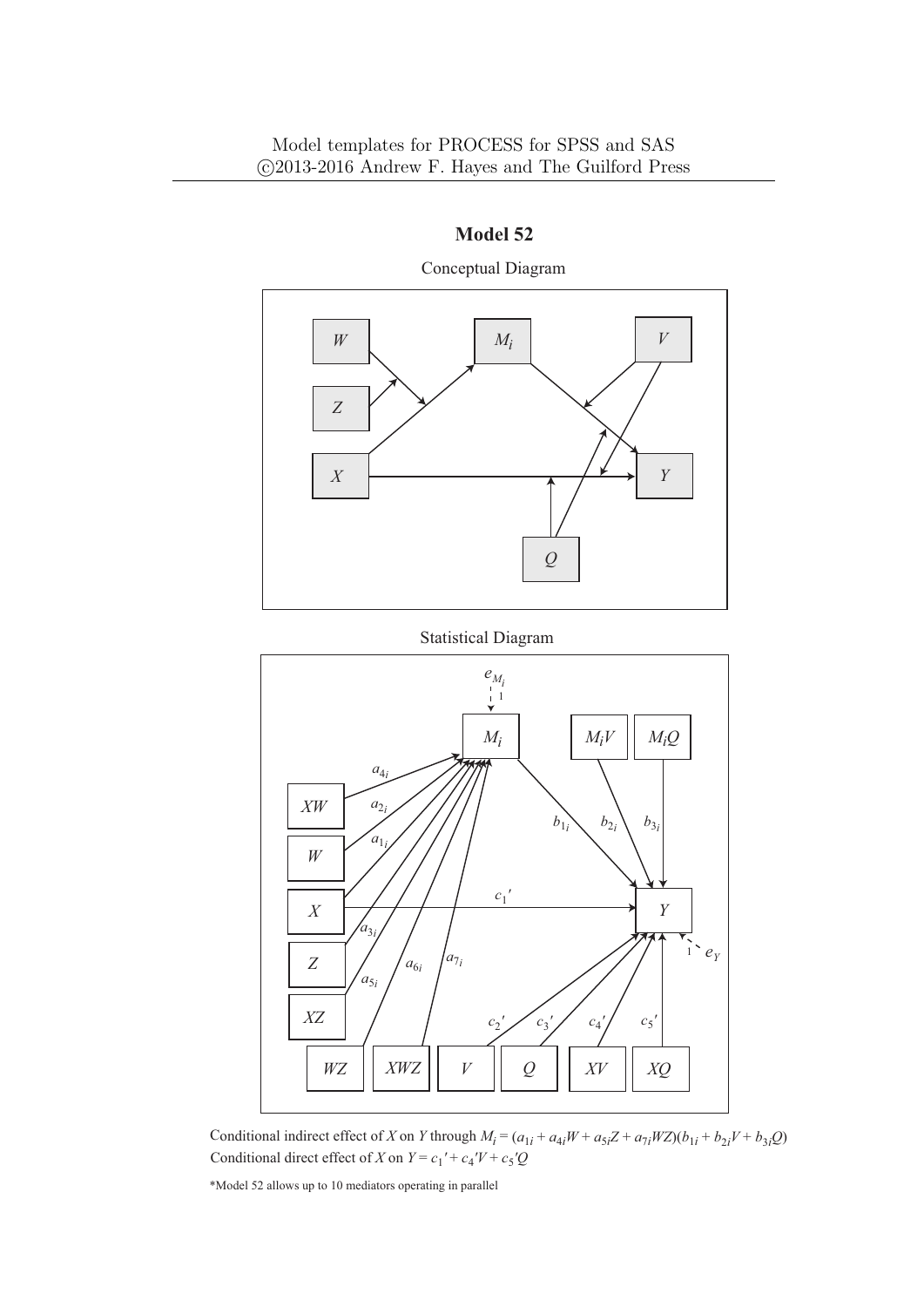## Model 52

Conceptual Diagram

Statistical Diagram

Conditional indirect effect of $X$ on $Y$ through $M_i = (a_{1i} + a_{4i}W + a_{5i}Z + a_{7i}WZ)(b_{1i} + b_{2i}V + b_{3i}Q)$

Conditional direct effect of $X$ on $Y = c_1{'} + c_4{'}V + c_5{'}Q$

*Model 52 allows up to 10 mediators operating in parallel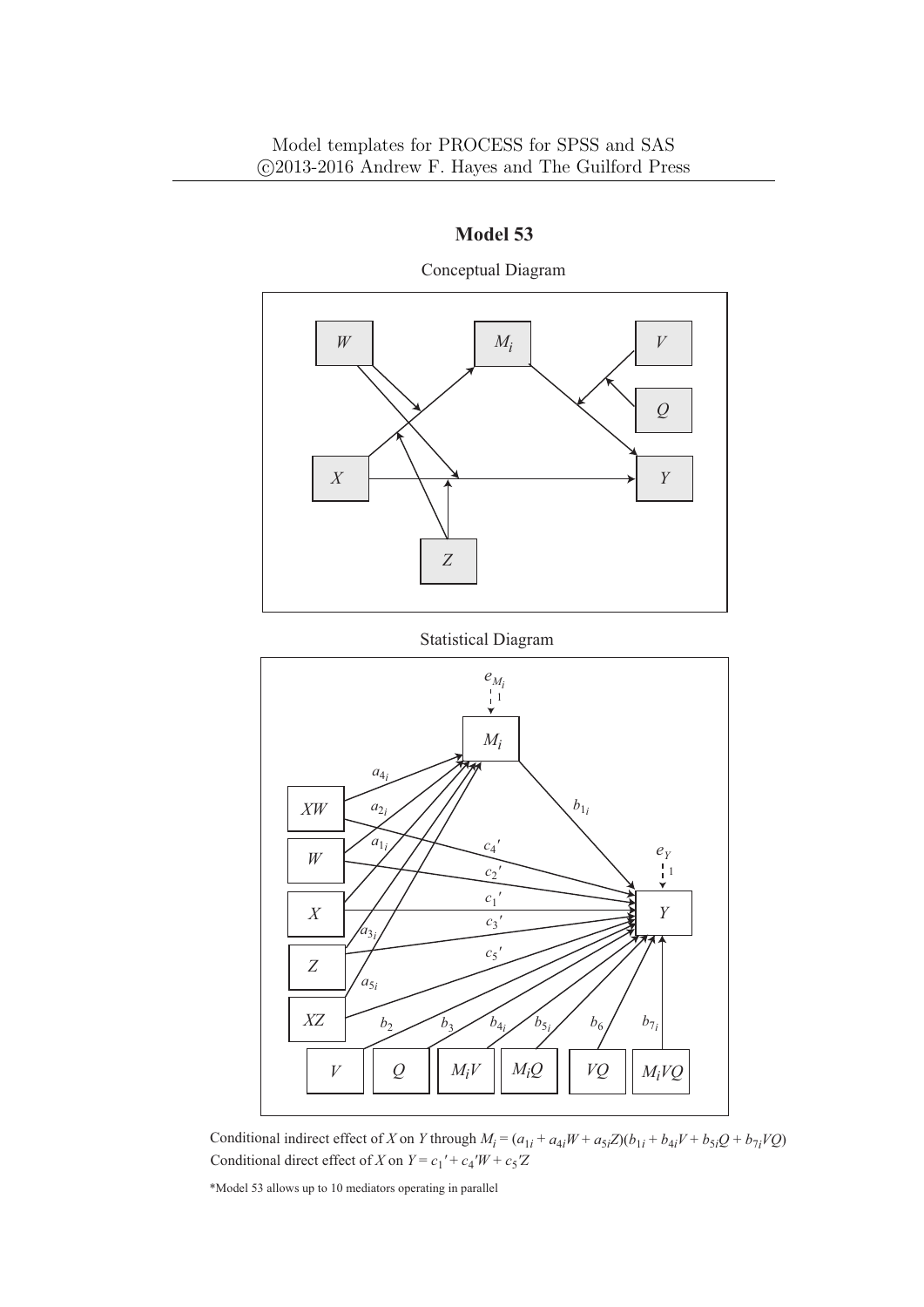# Model 53

Conceptual Diagram

Statistical Diagram

Conditional indirect effect of $X$ on $Y$ through $M_i = (a_{1i} + a_{4i}W + a_{5i}Z)(b_{1i} + b_{4i}V + b_{5i}Q + b_{7i}VQ)$

Conditional direct effect of $X$ on $Y = c_1' + c_4'W + c_5'Z$

*Model 53 allows up to 10 mediators operating in parallel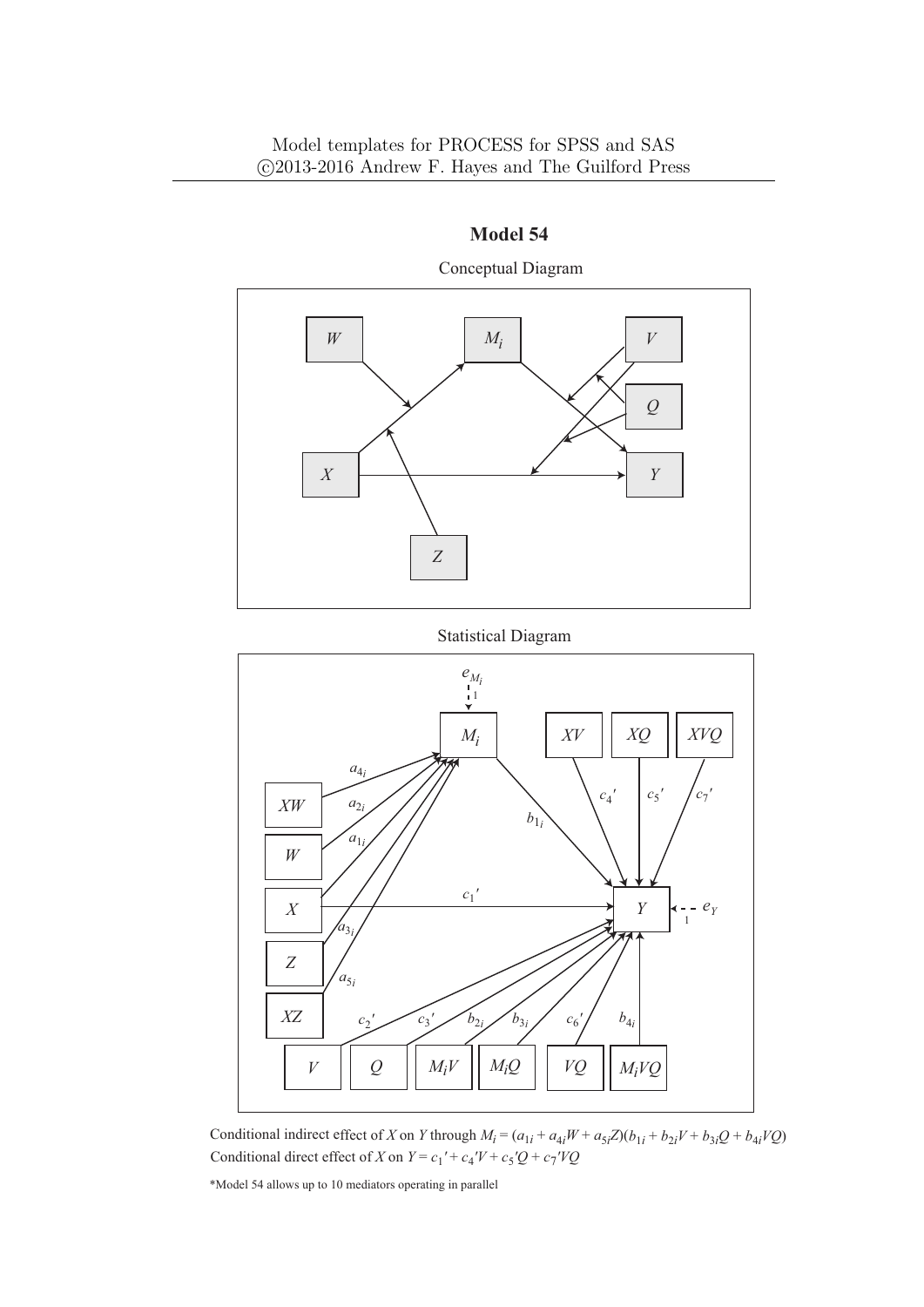Model templates for PROCESS for SPSS and SAS
©2013-2016 Andrew F. Hayes and The Guilford Press

## Model 54

Conceptual Diagram

Statistical Diagram

Conditional indirect effect of $X$ on $Y$ through $M_i = (a_{1i} + a_{4i}W + a_{5i}Z)(b_{1i} + b_{2i}V + b_{3i}Q + b_{4i}VQ)$
Conditional direct effect of $X$ on $Y = c_1{}' + c_4{}'V + c_5{}'Q + c_7{}'VQ$

*Model 54 allows up to 10 mediators operating in parallel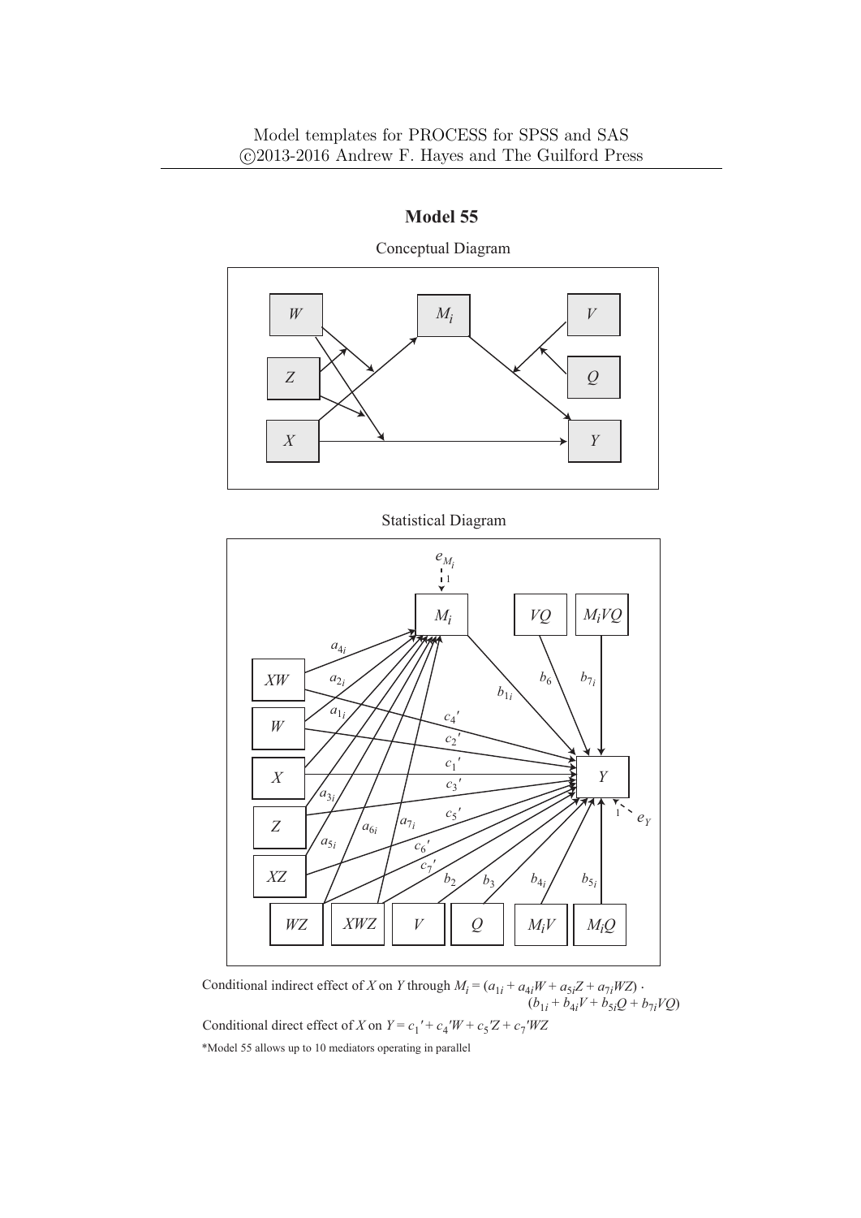# Model 55

Conceptual Diagram

Statistical Diagram

Conditional indirect effect of $X$ on $Y$ through $M_i = (a_{1i} + a_{4i}W + a_{5i}Z + a_{7i}WZ) \cdot (b_{1i} + b_{4i}V + b_{5i}Q + b_{7i}VQ)$

Conditional direct effect of $X$ on $Y = c_1' + c_4'W + c_5'Z + c_7'WZ$

*Model 55 allows up to 10 mediators operating in parallel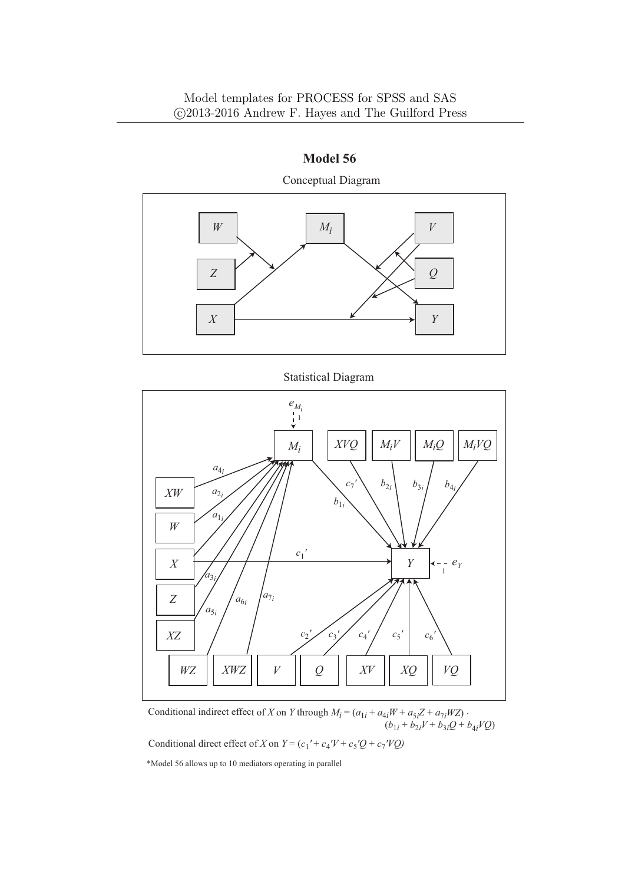# Model 56

Conceptual Diagram

Statistical Diagram

Conditional indirect effect of $X$ on $Y$ through $M_i = (a_{1i} + a_{4i}W + a_{5i}Z + a_{7i}WZ) \cdot (b_{1i} + b_{2i}V + b_{3i}Q + b_{4i}VQ)$

Conditional direct effect of $X$ on $Y = (c_1' + c_4'V + c_5'Q + c_7'VQ)$

*Model 56 allows up to 10 mediators operating in parallel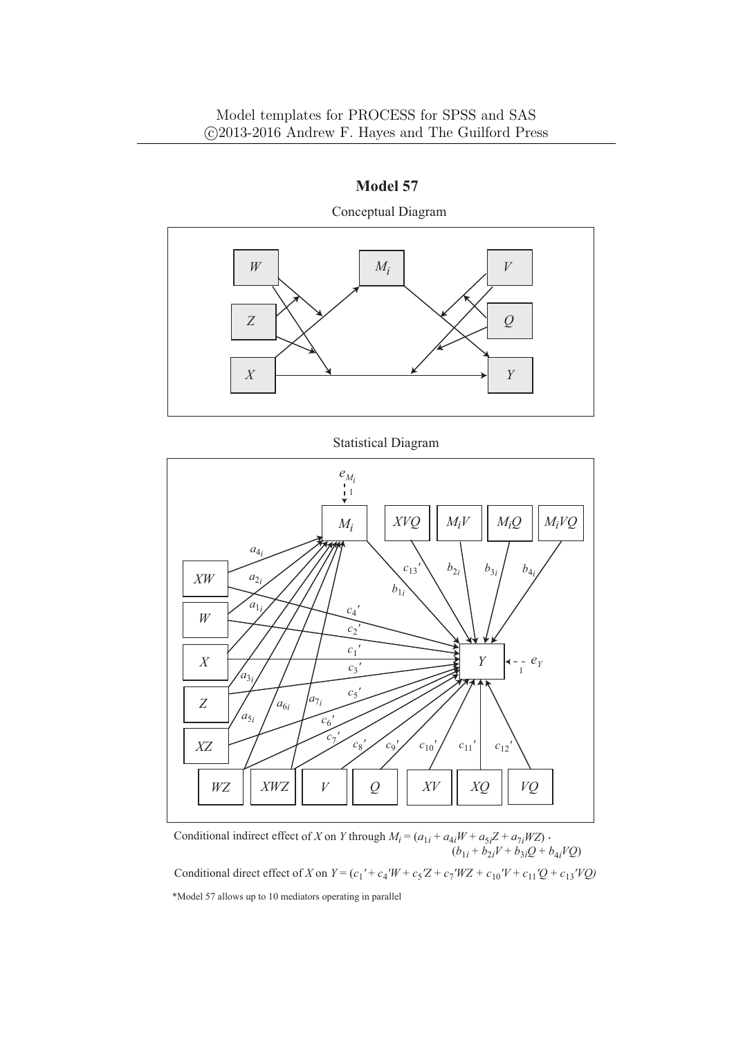Model templates for PROCESS for SPSS and SAS
©2013-2016 Andrew F. Hayes and The Guilford Press

## Model 57

Conceptual Diagram

Statistical Diagram

Conditional indirect effect of $X$ on $Y$ through $M_i = (a_{1i} + a_{4i}W + a_{5i}Z + a_{7i}WZ) \cdot (b_{1i} + b_{2i}V + b_{3i}Q + b_{4i}VQ)$

Conditional direct effect of $X$ on $Y = (c_1{}' + c_4{}'W + c_5{}'Z + c_7{}'WZ + c_{10}{}'V + c_{11}{}'Q + c_{13}{}'VQ)$

*Model 57 allows up to 10 mediators operating in parallel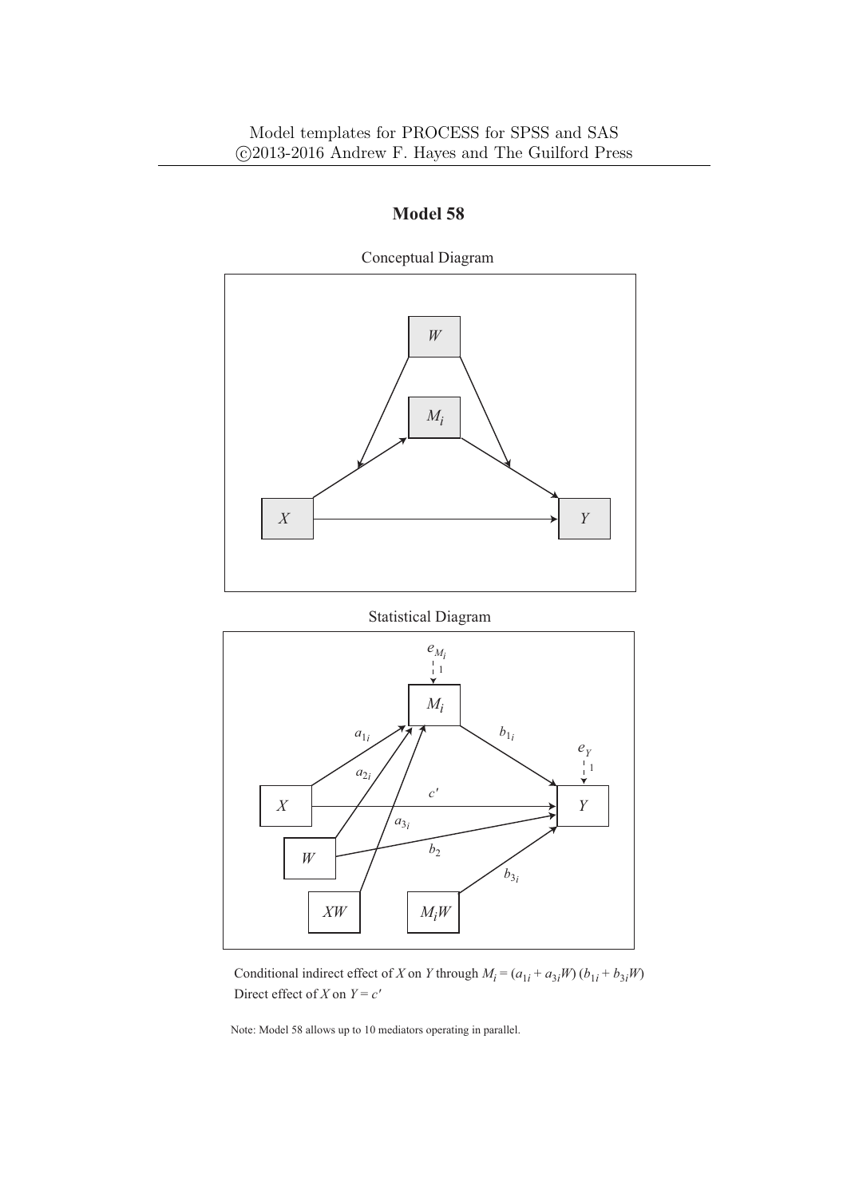# Model 58

Conceptual Diagram

Statistical Diagram

Conditional indirect effect of $X$ on $Y$ through $M_i = (a_{1i} + a_{3i}W)\,(b_{1i} + b_{3i}W)$

Direct effect of $X$ on $Y = c'$

Note: Model 58 allows up to 10 mediators operating in parallel.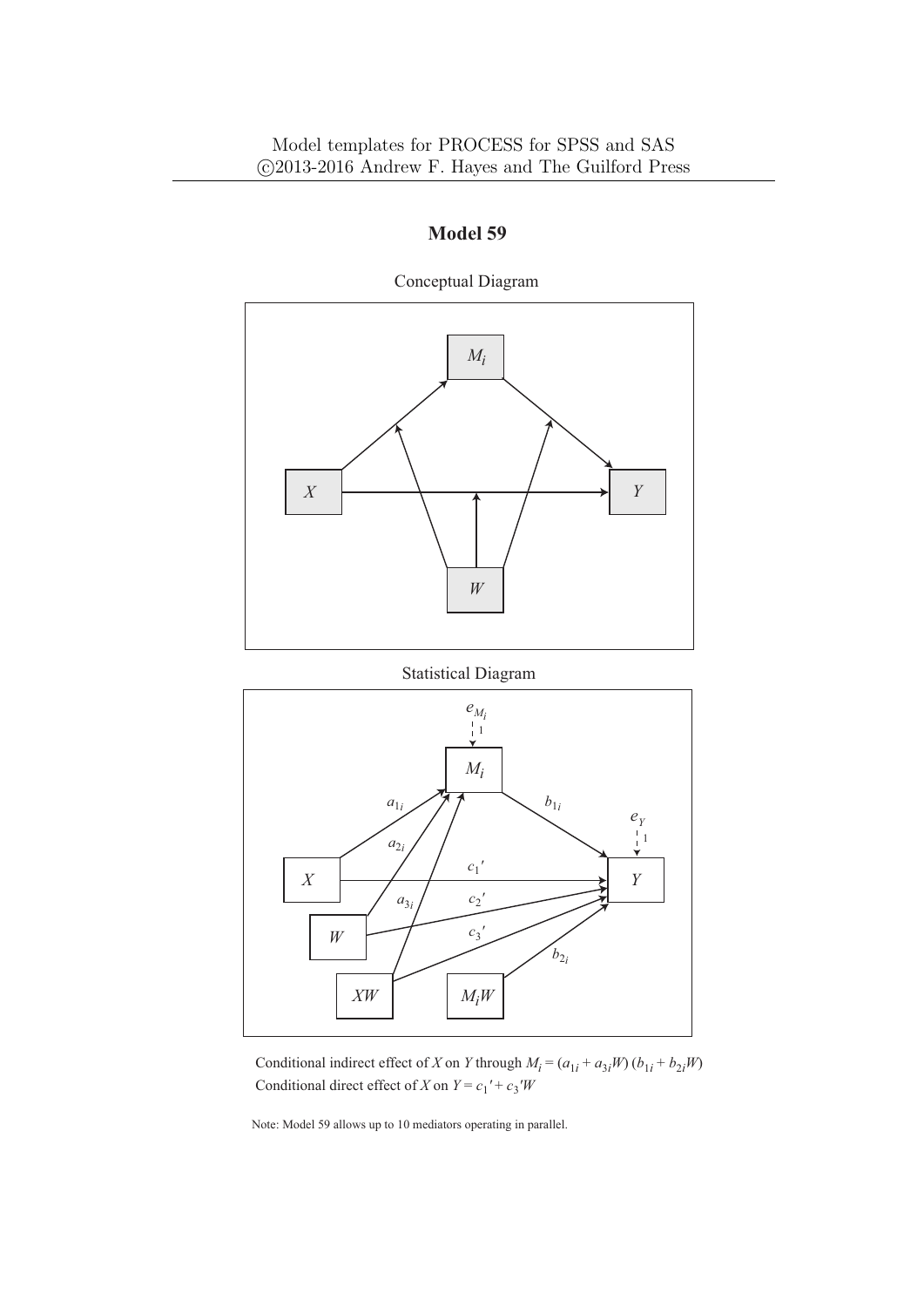Model templates for PROCESS for SPSS and SAS
©2013-2016 Andrew F. Hayes and The Guilford Press

# Model 59

Conceptual Diagram

Statistical Diagram

Conditional indirect effect of $X$ on $Y$ through $M_i = (a_{1i} + a_{3i}W)(b_{1i} + b_{2i}W)$

Conditional direct effect of $X$ on $Y = c_1' + c_3'W$

Note: Model 59 allows up to 10 mediators operating in parallel.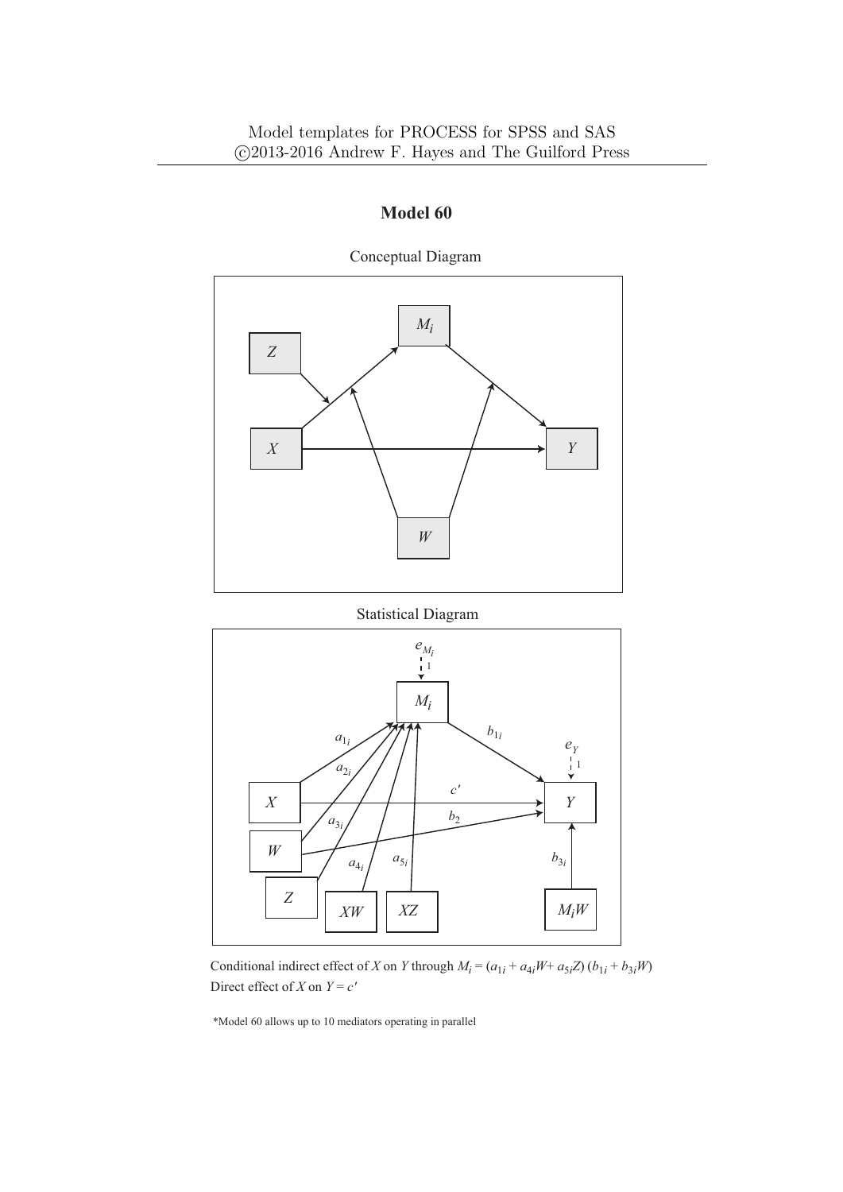Model templates for PROCESS for SPSS and SAS
©2013-2016 Andrew F. Hayes and The Guilford Press

# Model 60

Conceptual Diagram

Statistical Diagram

Conditional indirect effect of $X$ on $Y$ through $M_i = (a_{1i} + a_{4i}W + a_{5i}Z)\,(b_{1i} + b_{3i}W)$
Direct effect of $X$ on $Y = c'$

*Model 60 allows up to 10 mediators operating in parallel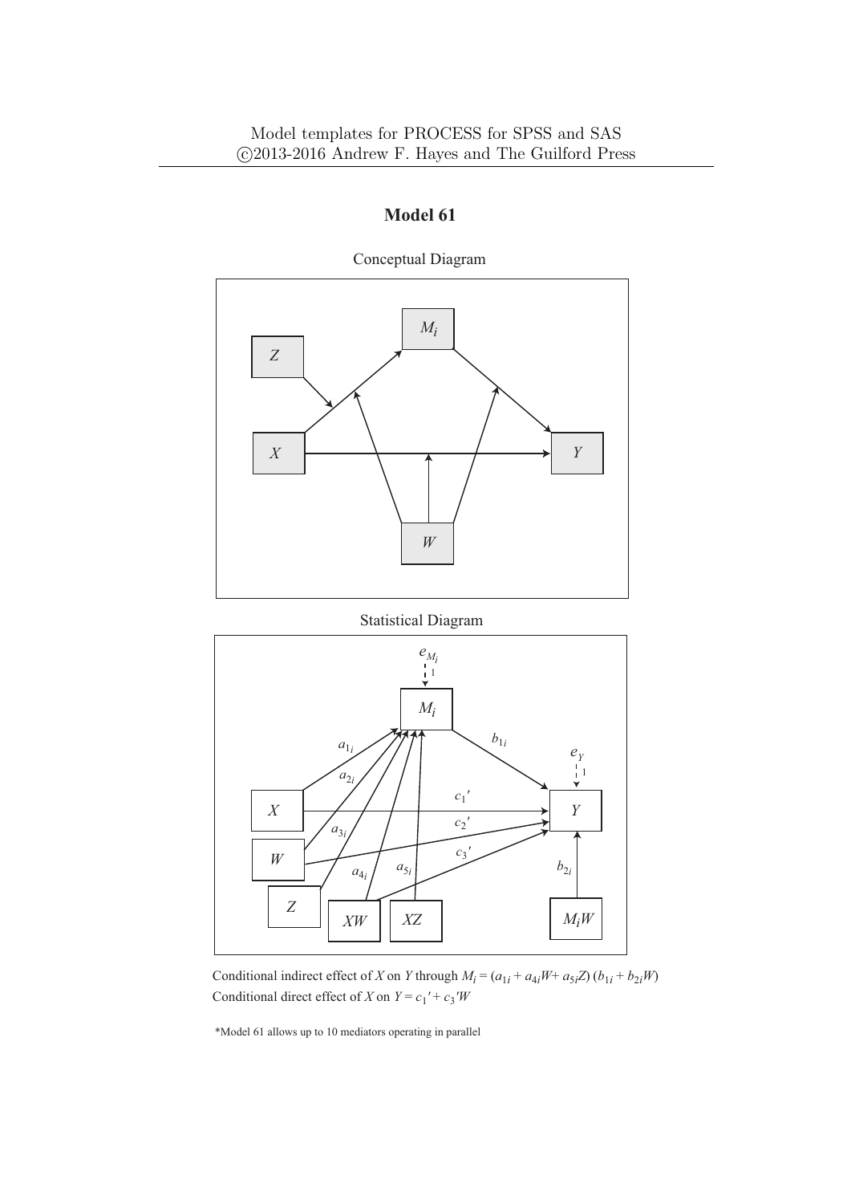Model templates for PROCESS for SPSS and SAS
©2013-2016 Andrew F. Hayes and The Guilford Press

# Model 61

Conceptual Diagram

Statistical Diagram

Conditional indirect effect of $X$ on $Y$ through $M_i = (a_{1i} + a_{4i}W + a_{5i}Z)\,(b_{1i} + b_{2i}W)$
Conditional direct effect of $X$ on $Y = c_1{}' + c_3{}'W$

*Model 61 allows up to 10 mediators operating in parallel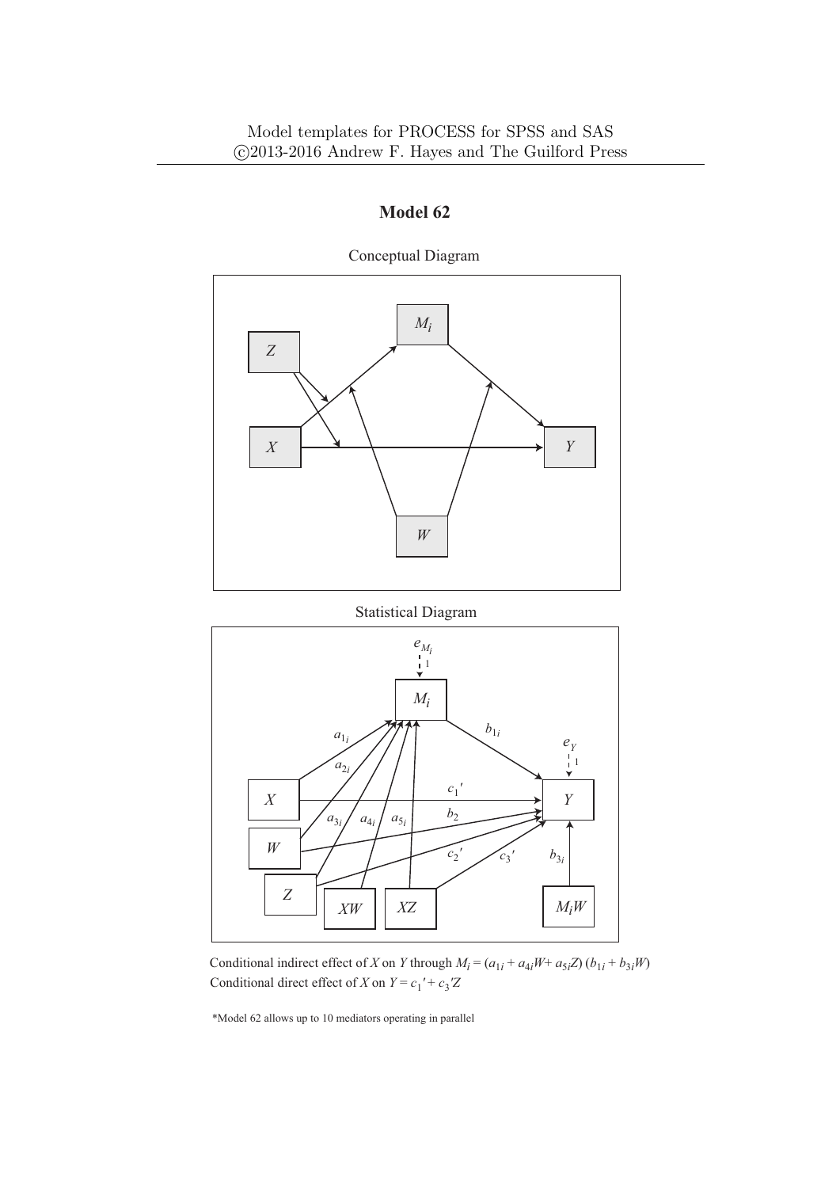# Model 62

Conceptual Diagram

Statistical Diagram

Conditional indirect effect of $X$ on $Y$ through $M_i = (a_{1i} + a_{4i}W + a_{5i}Z)(b_{1i} + b_{3i}W)$
Conditional direct effect of $X$ on $Y = c_1{}' + c_3{}'Z$

*Model 62 allows up to 10 mediators operating in parallel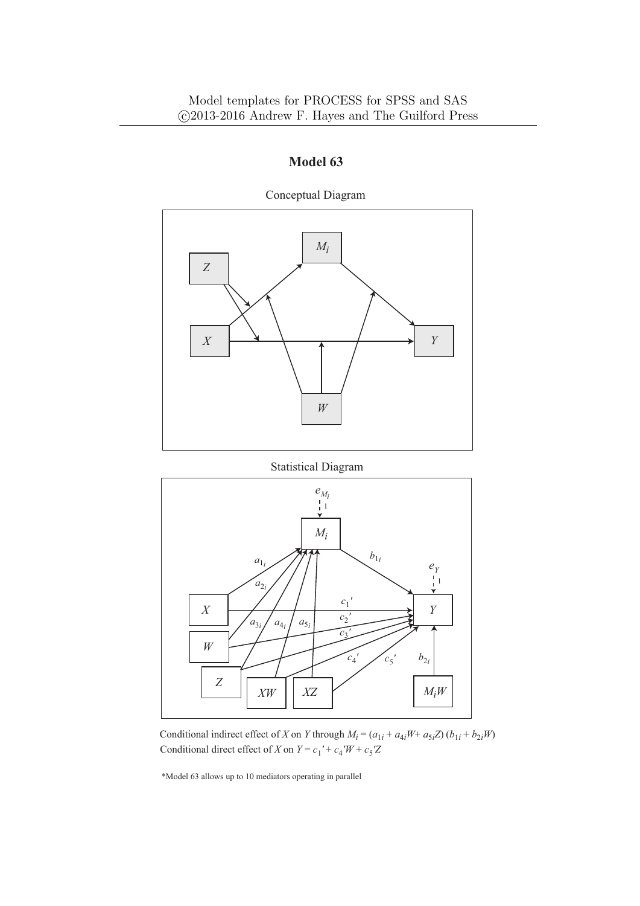Model templates for PROCESS for SPSS and SAS
©2013-2016 Andrew F. Hayes and The Guilford Press

# Model 63

Conceptual Diagram

Statistical Diagram

Conditional indirect effect of $X$ on $Y$ through $M_i = (a_{1i} + a_{4i}W + a_{5i}Z)\,(b_{1i} + b_{2i}W)$
Conditional direct effect of $X$ on $Y = c_1{}' + c_4{}'W + c_5{}'Z$

*Model 63 allows up to 10 mediators operating in parallel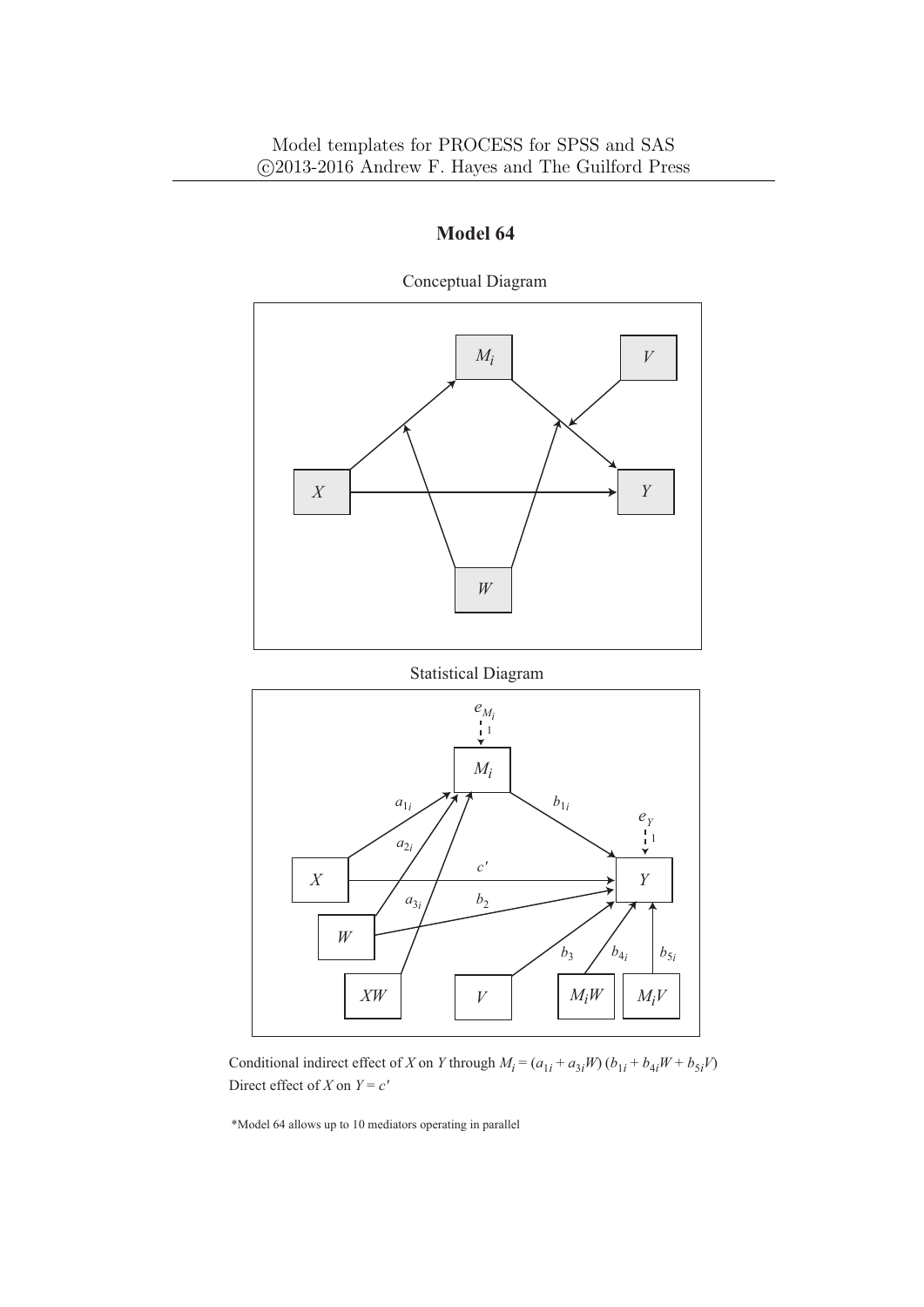# Model 64

Conceptual Diagram

Statistical Diagram

Conditional indirect effect of $X$ on $Y$ through $M_i = (a_{1i} + a_{3i}W)(b_{1i} + b_{4i}W + b_{5i}V)$

Direct effect of $X$ on $Y = c'$

*Model 64 allows up to 10 mediators operating in parallel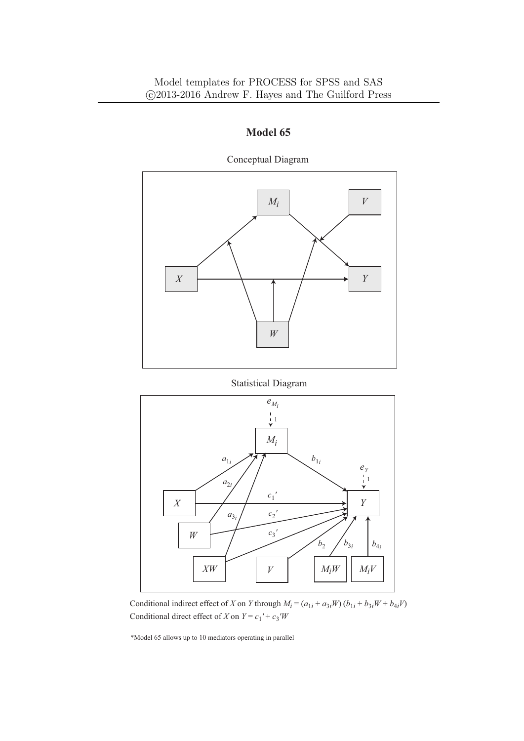# Model 65

Conceptual Diagram

Statistical Diagram

Conditional indirect effect of $X$ on $Y$ through $M_i = (a_{1i} + a_{3i}W)(b_{1i} + b_{3i}W + b_{4i}V)$
Conditional direct effect of $X$ on $Y = c_1{}' + c_3{}'W$

*Model 65 allows up to 10 mediators operating in parallel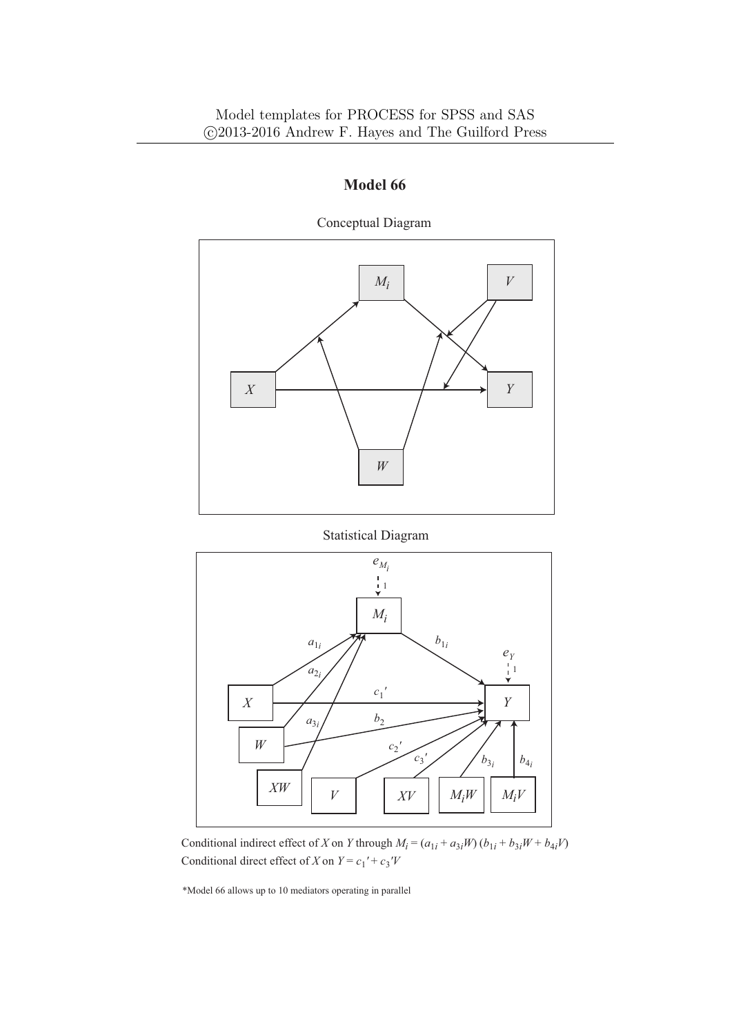Model templates for PROCESS for SPSS and SAS
©2013-2016 Andrew F. Hayes and The Guilford Press

# Model 66

Conceptual Diagram

Statistical Diagram

Conditional indirect effect of $X$ on $Y$ through $M_i = (a_{1i} + a_{3i}W)(b_{1i} + b_{3i}W + b_{4i}V)$
Conditional direct effect of $X$ on $Y = c_1' + c_3'V$

*Model 66 allows up to 10 mediators operating in parallel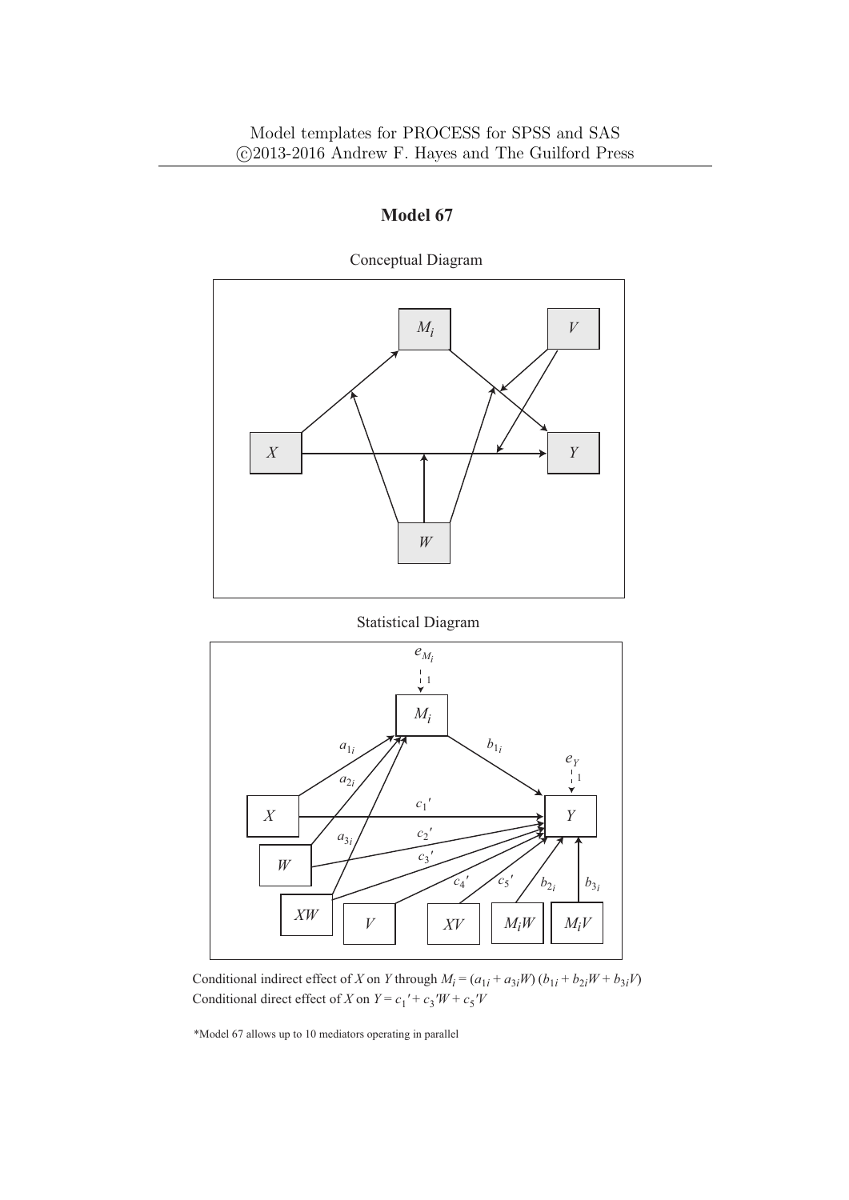# Model 67

Conceptual Diagram

Statistical Diagram

Conditional indirect effect of $X$ on $Y$ through $M_i = (a_{1i} + a_{3i}W)(b_{1i} + b_{2i}W + b_{3i}V)$

Conditional direct effect of $X$ on $Y = c_1{}' + c_3{}'W + c_5{}'V$

*Model 67 allows up to 10 mediators operating in parallel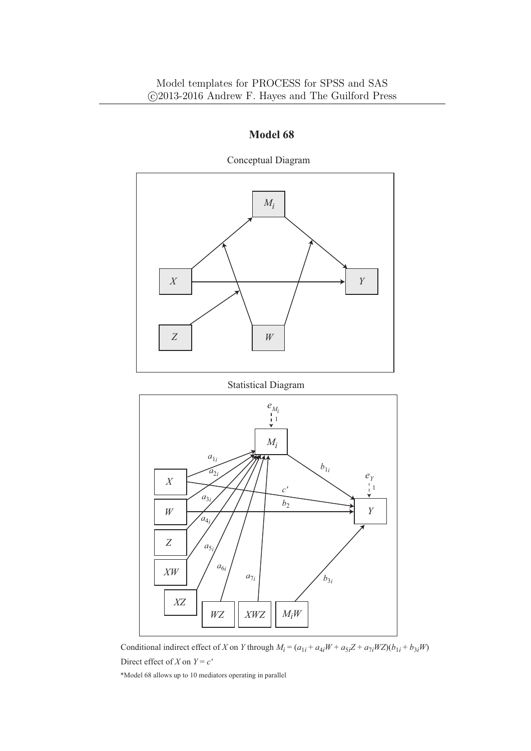Model templates for PROCESS for SPSS and SAS
©2013-2016 Andrew F. Hayes and The Guilford Press

## Model 68

Conceptual Diagram

Statistical Diagram

Conditional indirect effect of $X$ on $Y$ through $M_i = (a_{1i} + a_{4i}W + a_{5i}Z + a_{7i}WZ)(b_{1i} + b_{3i}W)$

Direct effect of $X$ on $Y = c'$

*Model 68 allows up to 10 mediators operating in parallel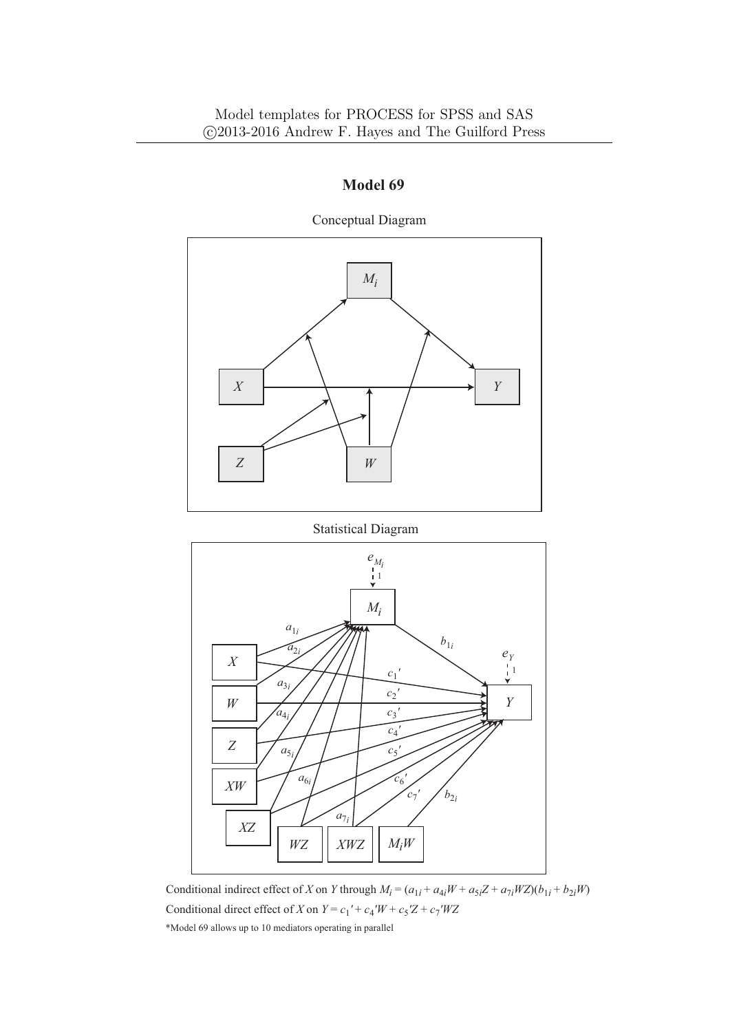# Model 69

Conceptual Diagram

Statistical Diagram

Conditional indirect effect of $X$ on $Y$ through $M_i = (a_{1i} + a_{4i}W + a_{5i}Z + a_{7i}WZ)(b_{1i} + b_{2i}W)$

Conditional direct effect of $X$ on $Y = c_1{}' + c_4{}'W + c_5{}'Z + c_7{}'WZ$

*Model 69 allows up to 10 mediators operating in parallel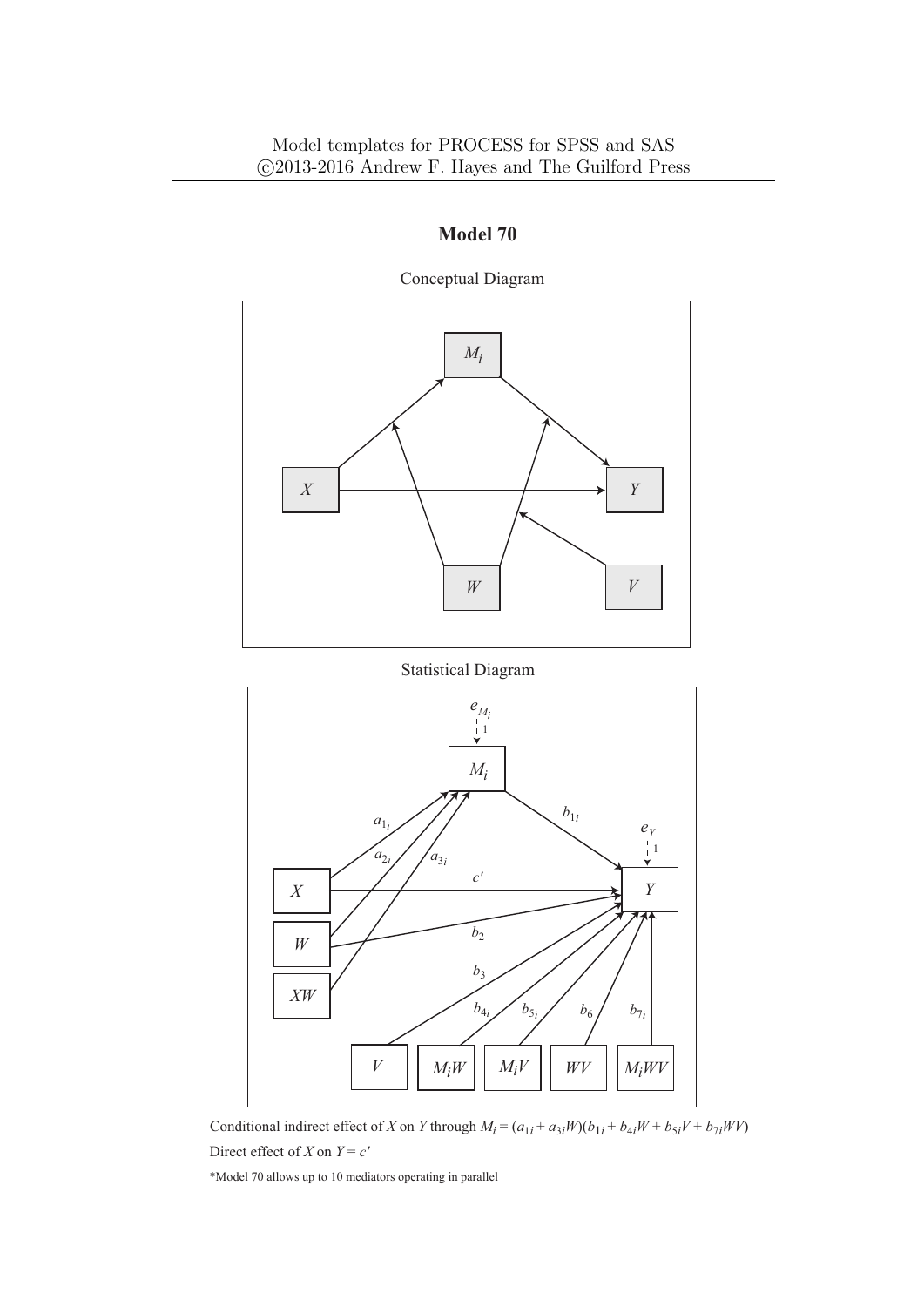Model templates for PROCESS for SPSS and SAS
©2013-2016 Andrew F. Hayes and The Guilford Press

## Model 70

Conceptual Diagram

Statistical Diagram

Conditional indirect effect of $X$ on $Y$ through $M_i = (a_{1i} + a_{3i}W)(b_{1i} + b_{4i}W + b_{5i}V + b_{7i}WV)$

Direct effect of $X$ on $Y = c'$

*Model 70 allows up to 10 mediators operating in parallel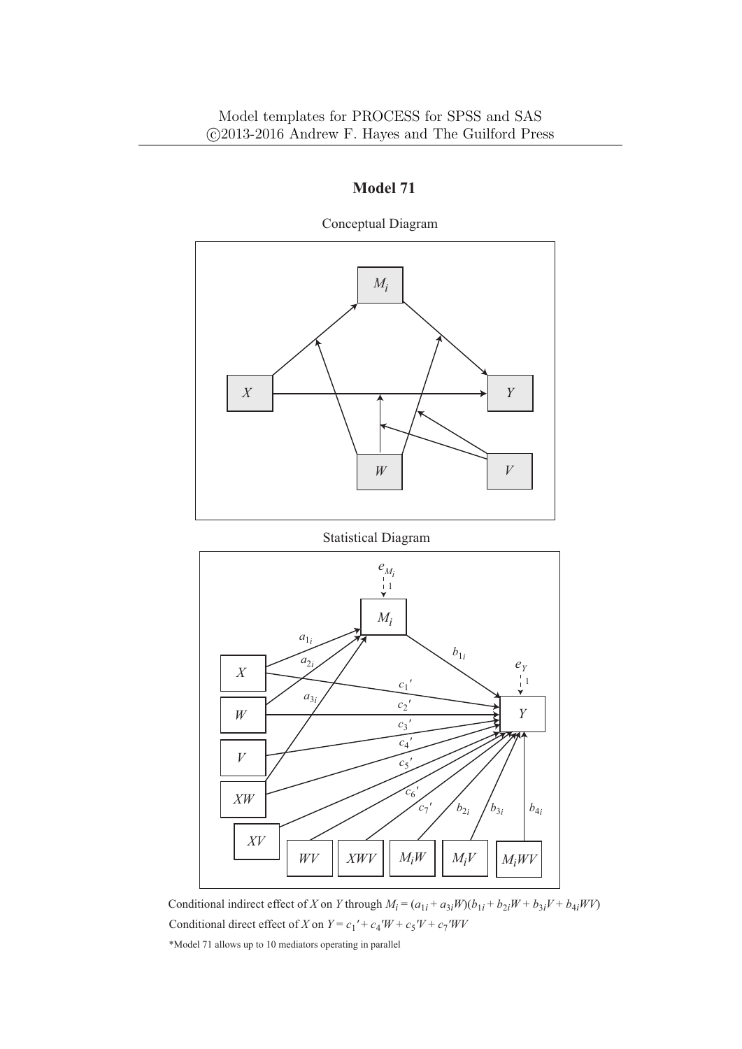Model templates for PROCESS for SPSS and SAS
©2013-2016 Andrew F. Hayes and The Guilford Press

# Model 71

Conceptual Diagram

Statistical Diagram

Conditional indirect effect of $X$ on $Y$ through $M_i = (a_{1i} + a_{3i}W)(b_{1i} + b_{2i}W + b_{3i}V + b_{4i}WV)$

Conditional direct effect of $X$ on $Y = c_1' + c_4'W + c_5'V + c_7'WV$

*Model 71 allows up to 10 mediators operating in parallel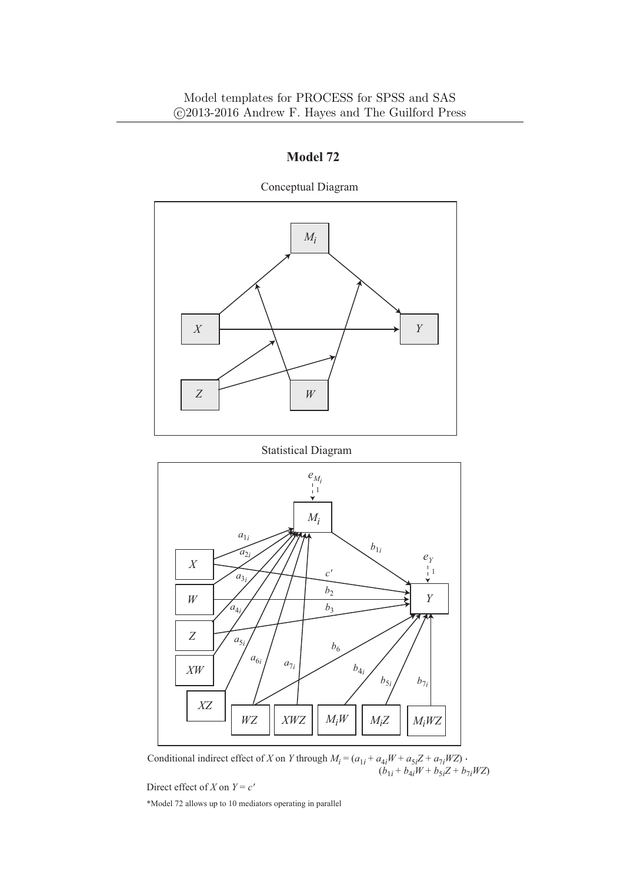Model templates for PROCESS for SPSS and SAS
©2013-2016 Andrew F. Hayes and The Guilford Press

## Model 72

Conceptual Diagram

Statistical Diagram

Conditional indirect effect of $X$ on $Y$ through $M_i = (a_{1i} + a_{4i}W + a_{5i}Z + a_{7i}WZ) \cdot (b_{1i} + b_{4i}W + b_{5i}Z + b_{7i}WZ)$

Direct effect of $X$ on $Y = c'$

*Model 72 allows up to 10 mediators operating in parallel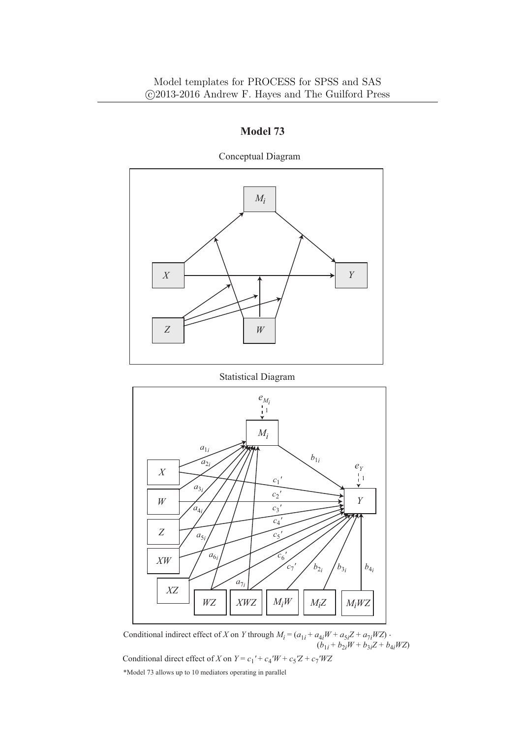Model templates for PROCESS for SPSS and SAS
©2013-2016 Andrew F. Hayes and The Guilford Press

# Model 73

Conceptual Diagram

Statistical Diagram

Conditional indirect effect of $X$ on $Y$ through $M_i = (a_{1i} + a_{4i}W + a_{5i}Z + a_{7i}WZ) \cdot (b_{1i} + b_{2i}W + b_{3i}Z + b_{4i}WZ)$

Conditional direct effect of $X$ on $Y = c_1' + c_4'W + c_5'Z + c_7'WZ$

*Model 73 allows up to 10 mediators operating in parallel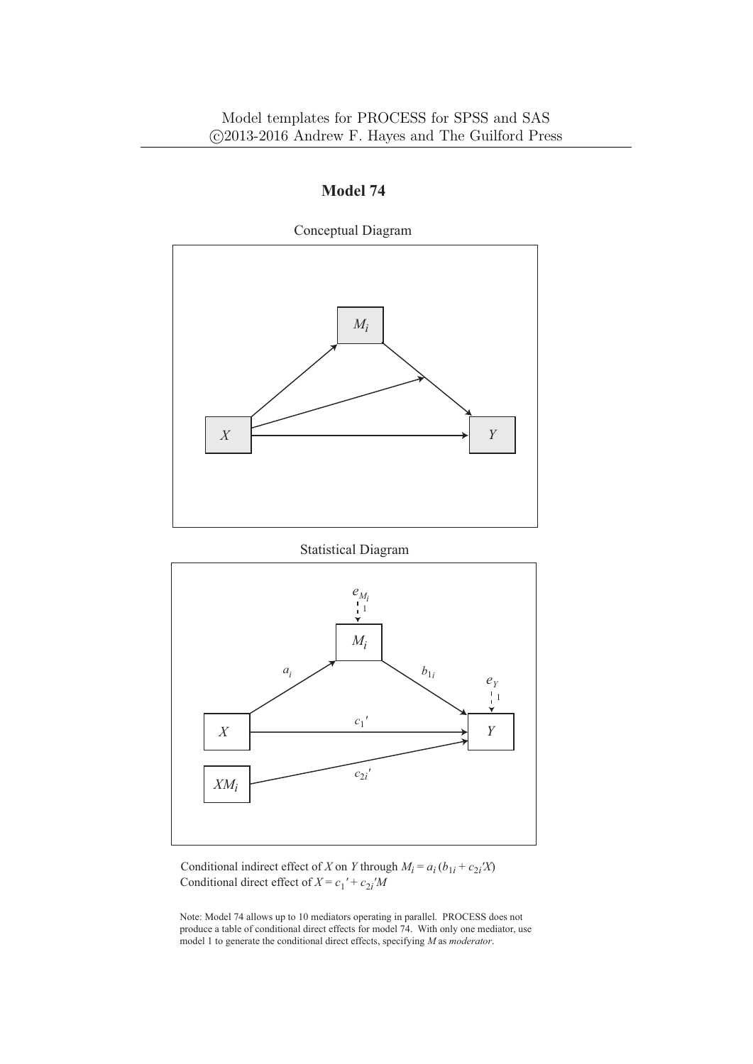Model templates for PROCESS for SPSS and SAS
©2013-2016 Andrew F. Hayes and The Guilford Press

## Model 74

Conceptual Diagram

Statistical Diagram

Conditional indirect effect of $X$ on $Y$ through $M_i = a_i\,(b_{1i} + c_{2i}'X)$
Conditional direct effect of $X = c_1' + c_{2i}'M$

Note: Model 74 allows up to 10 mediators operating in parallel. PROCESS does not produce a table of conditional direct effects for model 74. With only one mediator, use model 1 to generate the conditional direct effects, specifying $M$ as *moderator*.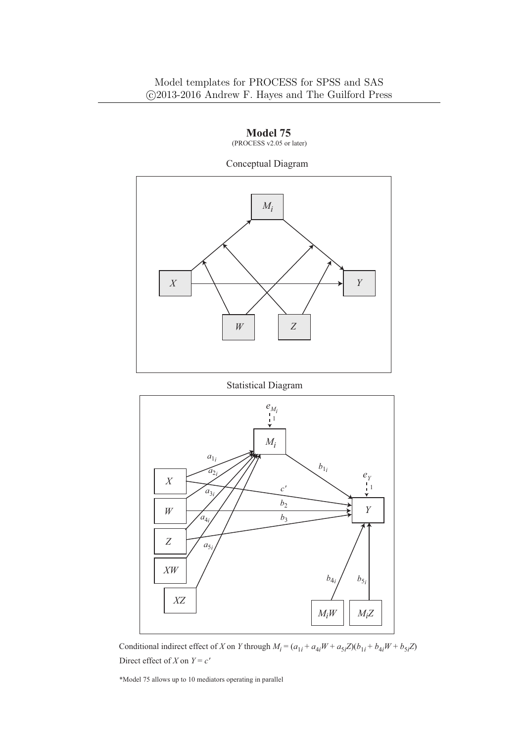## Model 75

(PROCESS v2.05 or later)

Conceptual Diagram

Statistical Diagram

Conditional indirect effect of $X$ on $Y$ through $M_i = (a_{1i} + a_{4i}W + a_{5i}Z)(b_{1i} + b_{4i}W + b_{5i}Z)$

Direct effect of $X$ on $Y = c'$

*Model 75 allows up to 10 mediators operating in parallel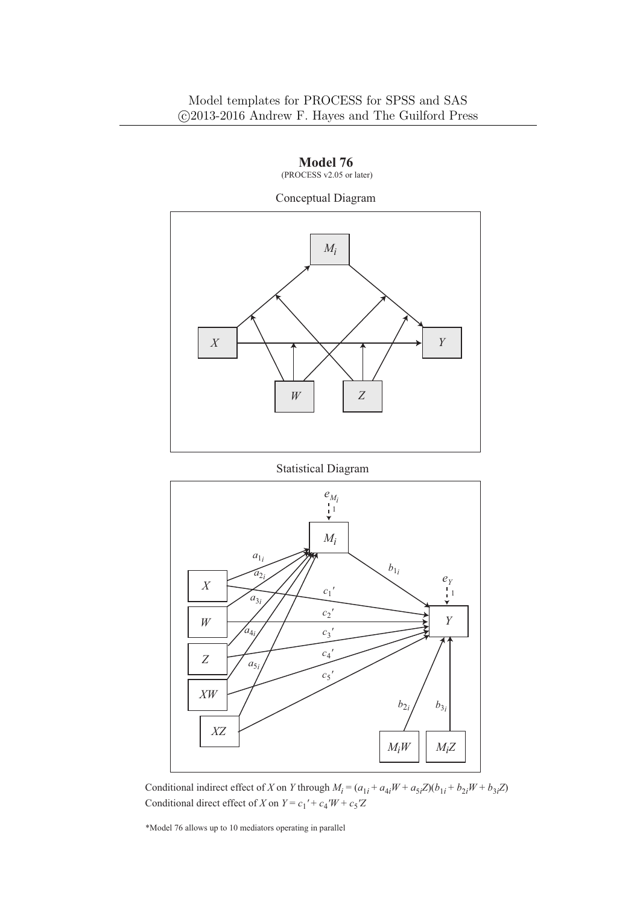Model templates for PROCESS for SPSS and SAS
©2013-2016 Andrew F. Hayes and The Guilford Press

## Model 76

(PROCESS v2.05 or later)

Conceptual Diagram

$M_i$

$X$

$Y$

$W$

$Z$

Statistical Diagram

$e_{M_i}$

1

$M_i$

$a_{1i}$

$a_{2i}$

$a_{3i}$

$a_{4i}$

$a_{5i}$

$b_{1i}$

$e_Y$

1

$X$

$W$

$Z$

$XW$

$XZ$

$c_1'$

$c_2'$

$c_3'$

$c_4'$

$c_5'$

$Y$

$b_{2i}$

$b_{3i}$

$M_iW$

$M_iZ$

Conditional indirect effect of $X$ on $Y$ through $M_i = (a_{1i} + a_{4i}W + a_{5i}Z)(b_{1i} + b_{2i}W + b_{3i}Z)$

Conditional direct effect of $X$ on $Y = c_1' + c_4'W + c_5'Z$

*Model 76 allows up to 10 mediators operating in parallel